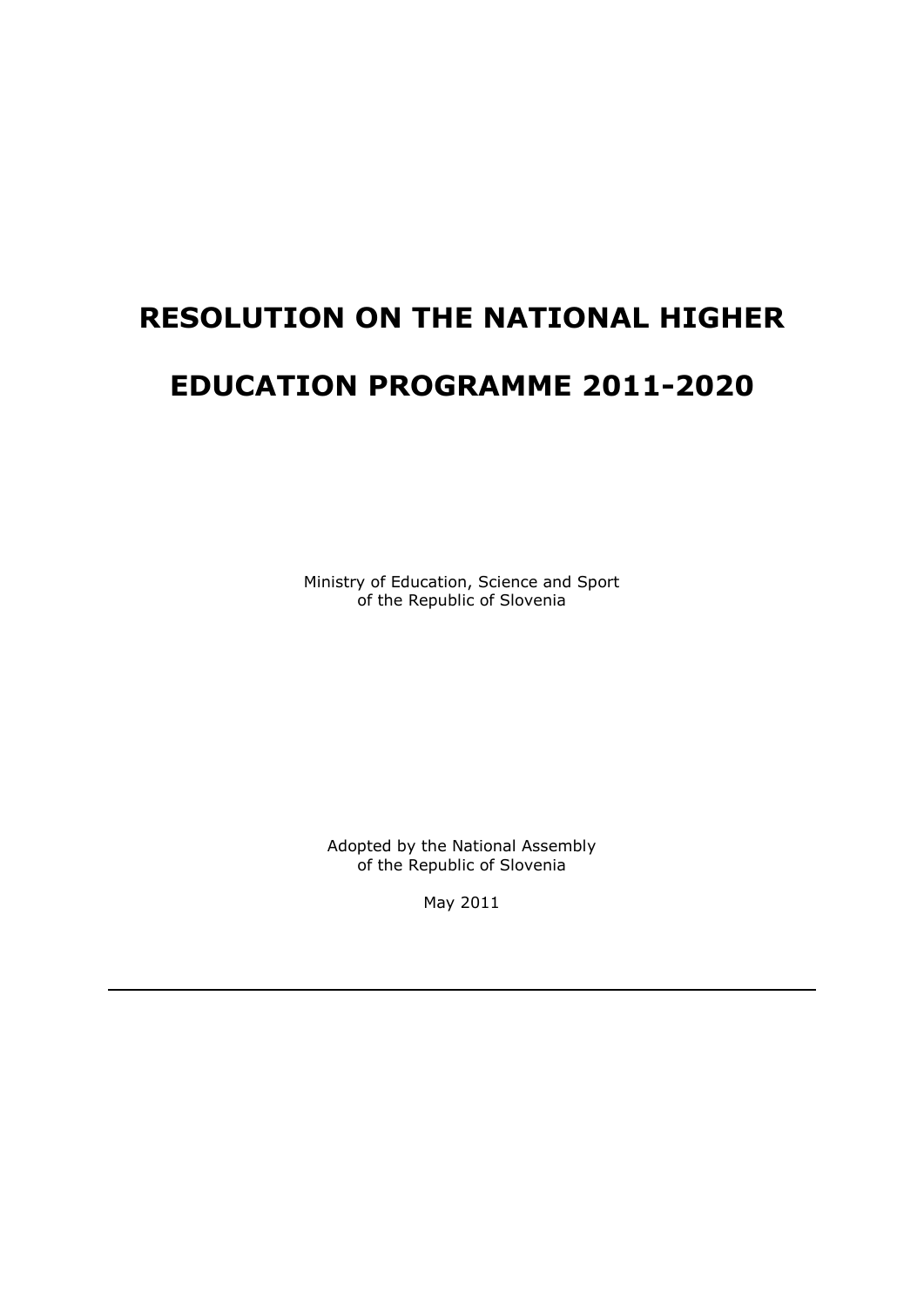# RESOLUTION ON THE NATIONAL HIGHER EDUCATION PROGRAMME 2011-2020

Ministry of Education, Science and Sport
of the Republic of Slovenia

Adopted by the National Assembly
of the Republic of Slovenia

May 2011

---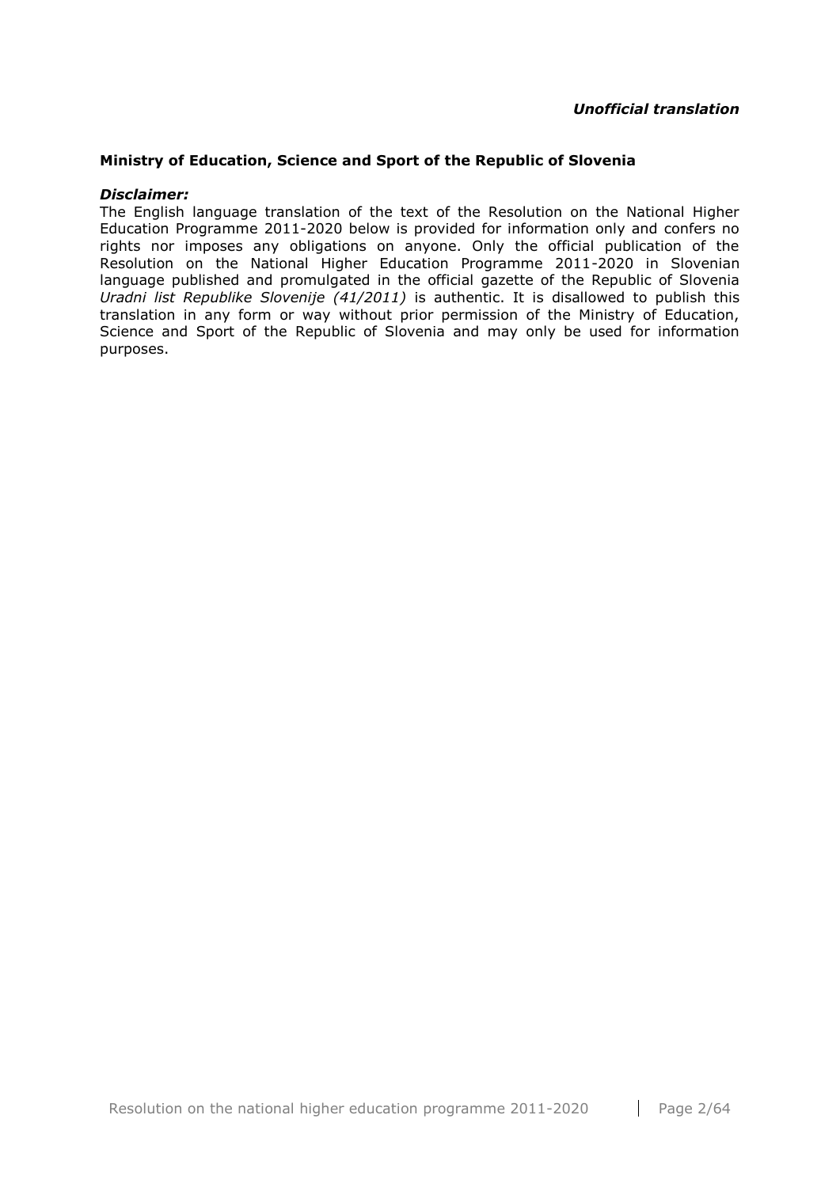***Unofficial translation***

**Ministry of Education, Science and Sport of the Republic of Slovenia**

***Disclaimer:***

The English language translation of the text of the Resolution on the National Higher Education Programme 2011-2020 below is provided for information only and confers no rights nor imposes any obligations on anyone. Only the official publication of the Resolution on the National Higher Education Programme 2011-2020 in Slovenian language published and promulgated in the official gazette of the Republic of Slovenia *Uradni list Republike Slovenije (41/2011)* is authentic. It is disallowed to publish this translation in any form or way without prior permission of the Ministry of Education, Science and Sport of the Republic of Slovenia and may only be used for information purposes.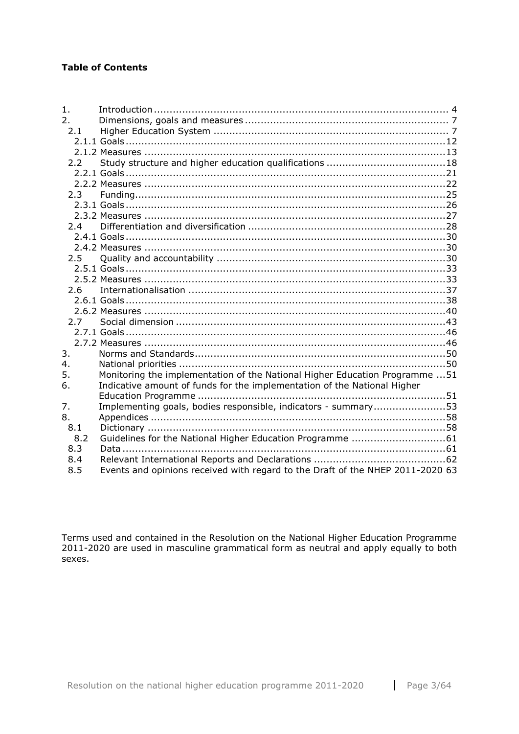**Table of Contents**

1. Introduction ............................................................................................ 4
2. Dimensions, goals and measures ................................................................ 7
   - 2.1 Higher Education System .......................................................................... 7
     - 2.1.1 Goals .....................................................................................................12
     - 2.1.2 Measures ...............................................................................................13
   - 2.2 Study structure and higher education qualifications ......................................18
     - 2.2.1 Goals .....................................................................................................21
     - 2.2.2 Measures ...............................................................................................22
   - 2.3 Funding ..................................................................................................25
     - 2.3.1 Goals .....................................................................................................26
     - 2.3.2 Measures ...............................................................................................27
   - 2.4 Differentiation and diversification ..............................................................28
     - 2.4.1 Goals .....................................................................................................30
     - 2.4.2 Measures ...............................................................................................30
   - 2.5 Quality and accountability ........................................................................30
     - 2.5.1 Goals .....................................................................................................33
     - 2.5.2 Measures ...............................................................................................33
   - 2.6 Internationalisation .................................................................................37
     - 2.6.1 Goals .....................................................................................................38
     - 2.6.2 Measures ...............................................................................................40
   - 2.7 Social dimension .....................................................................................43
     - 2.7.1 Goals .....................................................................................................46
     - 2.7.2 Measures ...............................................................................................46
3. Norms and Standards ...............................................................................50
4. National priorities ....................................................................................50
5. Monitoring the implementation of the National Higher Education Programme ...51
6. Indicative amount of funds for the implementation of the National Higher Education Programme ..............................................................................51
7. Implementing goals, bodies responsible, indicators - summary .......................53
8. Appendices .............................................................................................58
   - 8.1 Dictionary ..............................................................................................58
   - 8.2 Guidelines for the National Higher Education Programme .............................61
   - 8.3 Data ......................................................................................................61
   - 8.4 Relevant International Reports and Declarations .........................................62
   - 8.5 Events and opinions received with regard to the Draft of the NHEP 2011-2020 63

Terms used and contained in the Resolution on the National Higher Education Programme 2011-2020 are used in masculine grammatical form as neutral and apply equally to both sexes.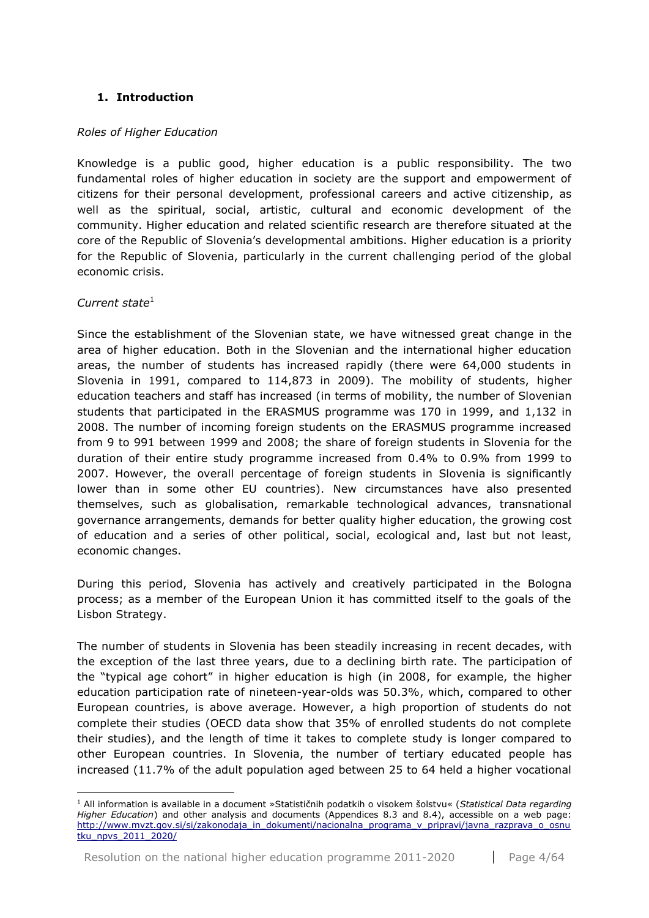## 1. Introduction

*Roles of Higher Education*

Knowledge is a public good, higher education is a public responsibility. The two fundamental roles of higher education in society are the support and empowerment of citizens for their personal development, professional careers and active citizenship, as well as the spiritual, social, artistic, cultural and economic development of the community. Higher education and related scientific research are therefore situated at the core of the Republic of Slovenia's developmental ambitions. Higher education is a priority for the Republic of Slovenia, particularly in the current challenging period of the global economic crisis.

*Current state*[1]

Since the establishment of the Slovenian state, we have witnessed great change in the area of higher education. Both in the Slovenian and the international higher education areas, the number of students has increased rapidly (there were 64,000 students in Slovenia in 1991, compared to 114,873 in 2009). The mobility of students, higher education teachers and staff has increased (in terms of mobility, the number of Slovenian students that participated in the ERASMUS programme was 170 in 1999, and 1,132 in 2008. The number of incoming foreign students on the ERASMUS programme increased from 9 to 991 between 1999 and 2008; the share of foreign students in Slovenia for the duration of their entire study programme increased from 0.4% to 0.9% from 1999 to 2007. However, the overall percentage of foreign students in Slovenia is significantly lower than in some other EU countries). New circumstances have also presented themselves, such as globalisation, remarkable technological advances, transnational governance arrangements, demands for better quality higher education, the growing cost of education and a series of other political, social, ecological and, last but not least, economic changes.

During this period, Slovenia has actively and creatively participated in the Bologna process; as a member of the European Union it has committed itself to the goals of the Lisbon Strategy.

The number of students in Slovenia has been steadily increasing in recent decades, with the exception of the last three years, due to a declining birth rate. The participation of the "typical age cohort" in higher education is high (in 2008, for example, the higher education participation rate of nineteen-year-olds was 50.3%, which, compared to other European countries, is above average. However, a high proportion of students do not complete their studies (OECD data show that 35% of enrolled students do not complete their studies), and the length of time it takes to complete study is longer compared to other European countries. In Slovenia, the number of tertiary educated people has increased (11.7% of the adult population aged between 25 to 64 held a higher vocational

---

[1] All information is available in a document »Statističnih podatkih o visokem šolstvu« (*Statistical Data regarding Higher Education*) and other analysis and documents (Appendices 8.3 and 8.4), accessible on a web page: http://www.mvzt.gov.si/si/zakonodaja_in_dokumenti/nacionalna_programa_v_pripravi/javna_razprava_o_osnutku_npvs_2011_2020/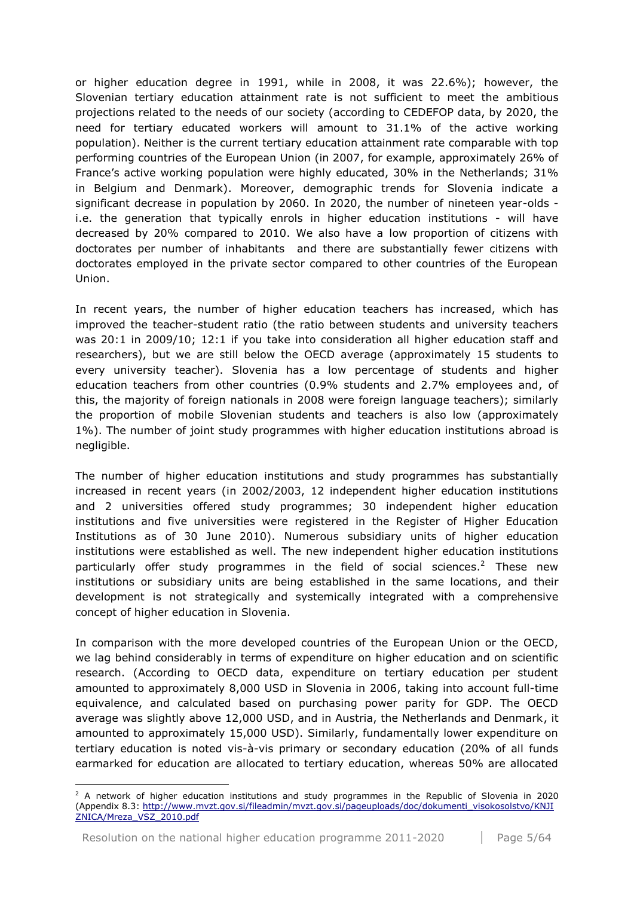or higher education degree in 1991, while in 2008, it was 22.6%); however, the Slovenian tertiary education attainment rate is not sufficient to meet the ambitious projections related to the needs of our society (according to CEDEFOP data, by 2020, the need for tertiary educated workers will amount to 31.1% of the active working population). Neither is the current tertiary education attainment rate comparable with top performing countries of the European Union (in 2007, for example, approximately 26% of France's active working population were highly educated, 30% in the Netherlands; 31% in Belgium and Denmark). Moreover, demographic trends for Slovenia indicate a significant decrease in population by 2060. In 2020, the number of nineteen year-olds - i.e. the generation that typically enrols in higher education institutions - will have decreased by 20% compared to 2010. We also have a low proportion of citizens with doctorates per number of inhabitants and there are substantially fewer citizens with doctorates employed in the private sector compared to other countries of the European Union.

In recent years, the number of higher education teachers has increased, which has improved the teacher-student ratio (the ratio between students and university teachers was 20:1 in 2009/10; 12:1 if you take into consideration all higher education staff and researchers), but we are still below the OECD average (approximately 15 students to every university teacher). Slovenia has a low percentage of students and higher education teachers from other countries (0.9% students and 2.7% employees and, of this, the majority of foreign nationals in 2008 were foreign language teachers); similarly the proportion of mobile Slovenian students and teachers is also low (approximately 1%). The number of joint study programmes with higher education institutions abroad is negligible.

The number of higher education institutions and study programmes has substantially increased in recent years (in 2002/2003, 12 independent higher education institutions and 2 universities offered study programmes; 30 independent higher education institutions and five universities were registered in the Register of Higher Education Institutions as of 30 June 2010). Numerous subsidiary units of higher education institutions were established as well. The new independent higher education institutions particularly offer study programmes in the field of social sciences.[2] These new institutions or subsidiary units are being established in the same locations, and their development is not strategically and systemically integrated with a comprehensive concept of higher education in Slovenia.

In comparison with the more developed countries of the European Union or the OECD, we lag behind considerably in terms of expenditure on higher education and on scientific research. (According to OECD data, expenditure on tertiary education per student amounted to approximately 8,000 USD in Slovenia in 2006, taking into account full-time equivalence, and calculated based on purchasing power parity for GDP. The OECD average was slightly above 12,000 USD, and in Austria, the Netherlands and Denmark, it amounted to approximately 15,000 USD). Similarly, fundamentally lower expenditure on tertiary education is noted vis-à-vis primary or secondary education (20% of all funds earmarked for education are allocated to tertiary education, whereas 50% are allocated

---

[2] A network of higher education institutions and study programmes in the Republic of Slovenia in 2020 (Appendix 8.3: http://www.mvzt.gov.si/fileadmin/mvzt.gov.si/pageuploads/doc/dokumenti_visokosolstvo/KNJIZNICA/Mreza_VSZ_2010.pdf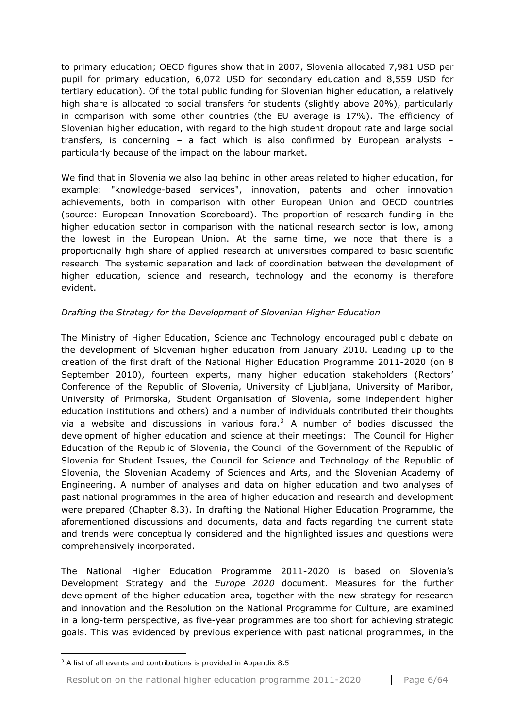to primary education; OECD figures show that in 2007, Slovenia allocated 7,981 USD per pupil for primary education, 6,072 USD for secondary education and 8,559 USD for tertiary education). Of the total public funding for Slovenian higher education, a relatively high share is allocated to social transfers for students (slightly above 20%), particularly in comparison with some other countries (the EU average is 17%). The efficiency of Slovenian higher education, with regard to the high student dropout rate and large social transfers, is concerning – a fact which is also confirmed by European analysts – particularly because of the impact on the labour market.

We find that in Slovenia we also lag behind in other areas related to higher education, for example: "knowledge-based services", innovation, patents and other innovation achievements, both in comparison with other European Union and OECD countries (source: European Innovation Scoreboard). The proportion of research funding in the higher education sector in comparison with the national research sector is low, among the lowest in the European Union. At the same time, we note that there is a proportionally high share of applied research at universities compared to basic scientific research. The systemic separation and lack of coordination between the development of higher education, science and research, technology and the economy is therefore evident.

*Drafting the Strategy for the Development of Slovenian Higher Education*

The Ministry of Higher Education, Science and Technology encouraged public debate on the development of Slovenian higher education from January 2010. Leading up to the creation of the first draft of the National Higher Education Programme 2011-2020 (on 8 September 2010), fourteen experts, many higher education stakeholders (Rectors' Conference of the Republic of Slovenia, University of Ljubljana, University of Maribor, University of Primorska, Student Organisation of Slovenia, some independent higher education institutions and others) and a number of individuals contributed their thoughts via a website and discussions in various fora.[3] A number of bodies discussed the development of higher education and science at their meetings: The Council for Higher Education of the Republic of Slovenia, the Council of the Government of the Republic of Slovenia for Student Issues, the Council for Science and Technology of the Republic of Slovenia, the Slovenian Academy of Sciences and Arts, and the Slovenian Academy of Engineering. A number of analyses and data on higher education and two analyses of past national programmes in the area of higher education and research and development were prepared (Chapter 8.3). In drafting the National Higher Education Programme, the aforementioned discussions and documents, data and facts regarding the current state and trends were conceptually considered and the highlighted issues and questions were comprehensively incorporated.

The National Higher Education Programme 2011-2020 is based on Slovenia's Development Strategy and the *Europe 2020* document. Measures for the further development of the higher education area, together with the new strategy for research and innovation and the Resolution on the National Programme for Culture, are examined in a long-term perspective, as five-year programmes are too short for achieving strategic goals. This was evidenced by previous experience with past national programmes, in the

[3] A list of all events and contributions is provided in Appendix 8.5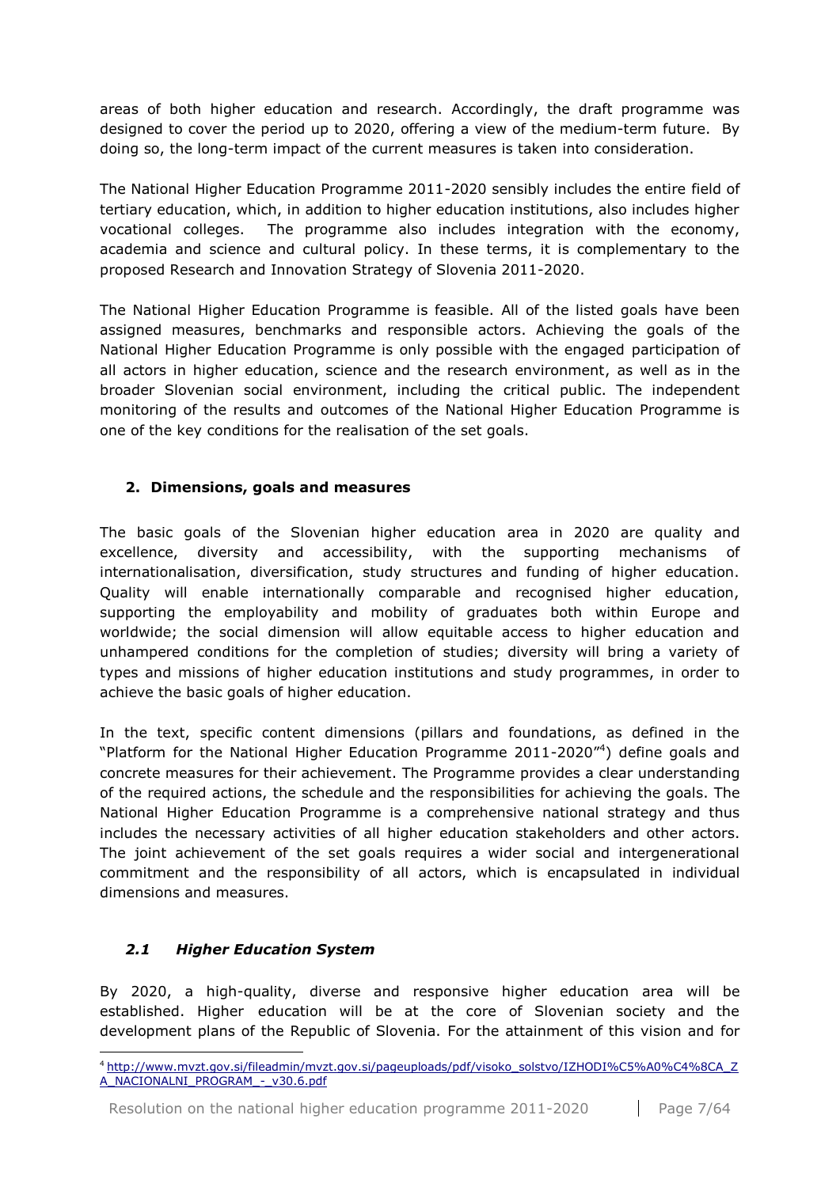areas of both higher education and research. Accordingly, the draft programme was designed to cover the period up to 2020, offering a view of the medium-term future. By doing so, the long-term impact of the current measures is taken into consideration.

The National Higher Education Programme 2011-2020 sensibly includes the entire field of tertiary education, which, in addition to higher education institutions, also includes higher vocational colleges. The programme also includes integration with the economy, academia and science and cultural policy. In these terms, it is complementary to the proposed Research and Innovation Strategy of Slovenia 2011-2020.

The National Higher Education Programme is feasible. All of the listed goals have been assigned measures, benchmarks and responsible actors. Achieving the goals of the National Higher Education Programme is only possible with the engaged participation of all actors in higher education, science and the research environment, as well as in the broader Slovenian social environment, including the critical public. The independent monitoring of the results and outcomes of the National Higher Education Programme is one of the key conditions for the realisation of the set goals.

## 2. Dimensions, goals and measures

The basic goals of the Slovenian higher education area in 2020 are quality and excellence, diversity and accessibility, with the supporting mechanisms of internationalisation, diversification, study structures and funding of higher education. Quality will enable internationally comparable and recognised higher education, supporting the employability and mobility of graduates both within Europe and worldwide; the social dimension will allow equitable access to higher education and unhampered conditions for the completion of studies; diversity will bring a variety of types and missions of higher education institutions and study programmes, in order to achieve the basic goals of higher education.

In the text, specific content dimensions (pillars and foundations, as defined in the "Platform for the National Higher Education Programme 2011-2020"[4]) define goals and concrete measures for their achievement. The Programme provides a clear understanding of the required actions, the schedule and the responsibilities for achieving the goals. The National Higher Education Programme is a comprehensive national strategy and thus includes the necessary activities of all higher education stakeholders and other actors. The joint achievement of the set goals requires a wider social and intergenerational commitment and the responsibility of all actors, which is encapsulated in individual dimensions and measures.

### *2.1 Higher Education System*

By 2020, a high-quality, diverse and responsive higher education area will be established. Higher education will be at the core of Slovenian society and the development plans of the Republic of Slovenia. For the attainment of this vision and for

---

[4] http://www.mvzt.gov.si/fileadmin/mvzt.gov.si/pageuploads/pdf/visoko_solstvo/IZHODI%C5%A0%C4%8CA_ZA_NACIONALNI_PROGRAM_-_v30.6.pdf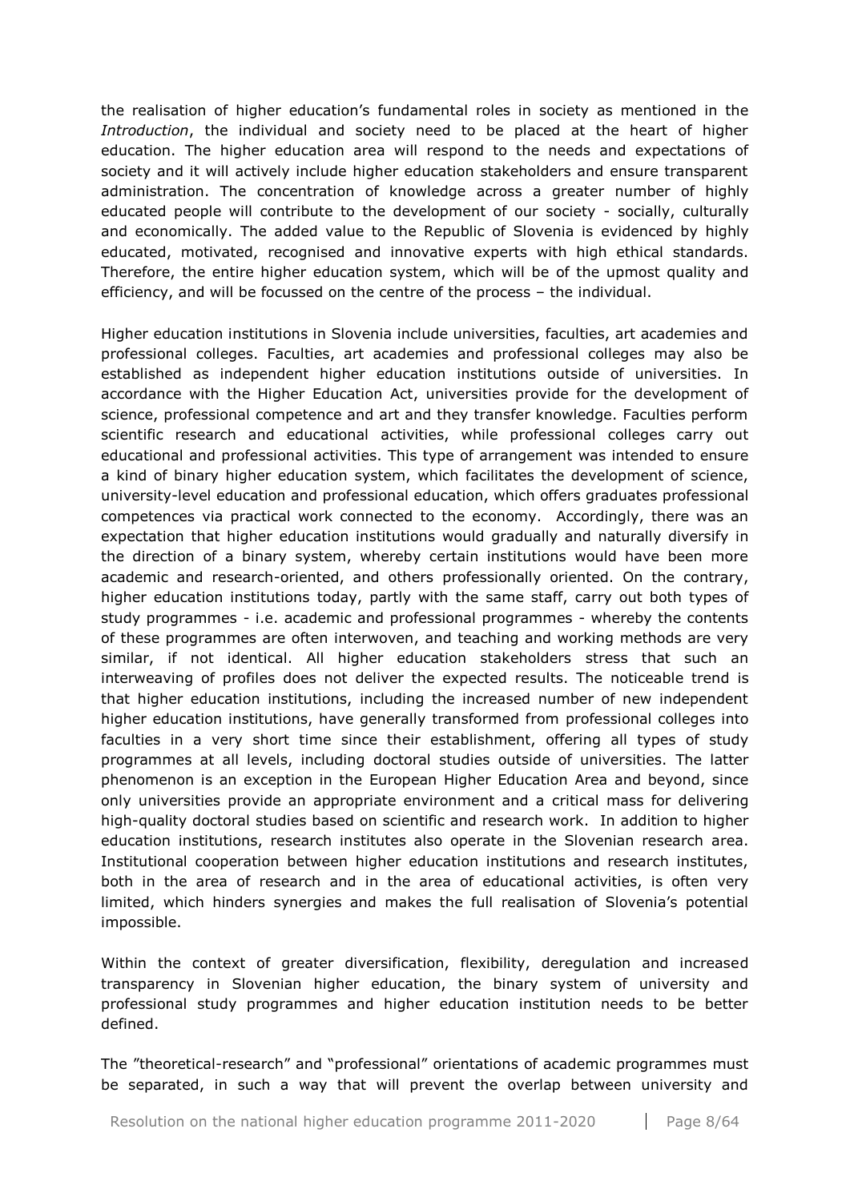the realisation of higher education's fundamental roles in society as mentioned in the *Introduction*, the individual and society need to be placed at the heart of higher education. The higher education area will respond to the needs and expectations of society and it will actively include higher education stakeholders and ensure transparent administration. The concentration of knowledge across a greater number of highly educated people will contribute to the development of our society - socially, culturally and economically. The added value to the Republic of Slovenia is evidenced by highly educated, motivated, recognised and innovative experts with high ethical standards. Therefore, the entire higher education system, which will be of the upmost quality and efficiency, and will be focussed on the centre of the process – the individual.

Higher education institutions in Slovenia include universities, faculties, art academies and professional colleges. Faculties, art academies and professional colleges may also be established as independent higher education institutions outside of universities. In accordance with the Higher Education Act, universities provide for the development of science, professional competence and art and they transfer knowledge. Faculties perform scientific research and educational activities, while professional colleges carry out educational and professional activities. This type of arrangement was intended to ensure a kind of binary higher education system, which facilitates the development of science, university-level education and professional education, which offers graduates professional competences via practical work connected to the economy. Accordingly, there was an expectation that higher education institutions would gradually and naturally diversify in the direction of a binary system, whereby certain institutions would have been more academic and research-oriented, and others professionally oriented. On the contrary, higher education institutions today, partly with the same staff, carry out both types of study programmes - i.e. academic and professional programmes - whereby the contents of these programmes are often interwoven, and teaching and working methods are very similar, if not identical. All higher education stakeholders stress that such an interweaving of profiles does not deliver the expected results. The noticeable trend is that higher education institutions, including the increased number of new independent higher education institutions, have generally transformed from professional colleges into faculties in a very short time since their establishment, offering all types of study programmes at all levels, including doctoral studies outside of universities. The latter phenomenon is an exception in the European Higher Education Area and beyond, since only universities provide an appropriate environment and a critical mass for delivering high-quality doctoral studies based on scientific and research work. In addition to higher education institutions, research institutes also operate in the Slovenian research area. Institutional cooperation between higher education institutions and research institutes, both in the area of research and in the area of educational activities, is often very limited, which hinders synergies and makes the full realisation of Slovenia's potential impossible.

Within the context of greater diversification, flexibility, deregulation and increased transparency in Slovenian higher education, the binary system of university and professional study programmes and higher education institution needs to be better defined.

The "theoretical-research" and "professional" orientations of academic programmes must be separated, in such a way that will prevent the overlap between university and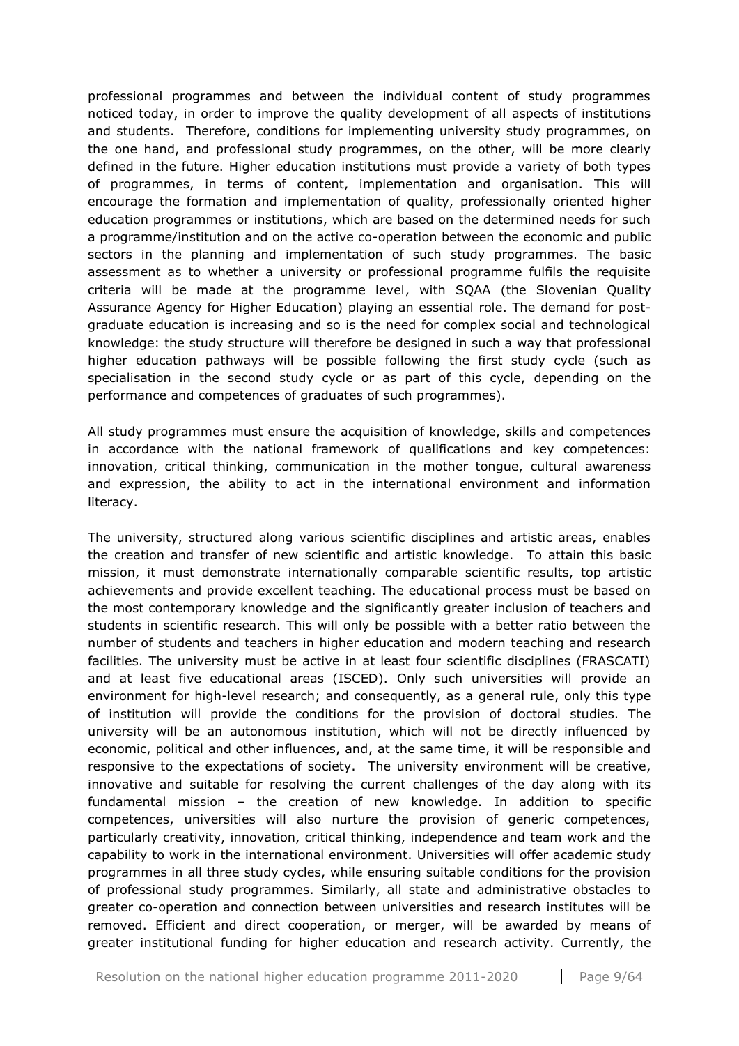professional programmes and between the individual content of study programmes noticed today, in order to improve the quality development of all aspects of institutions and students. Therefore, conditions for implementing university study programmes, on the one hand, and professional study programmes, on the other, will be more clearly defined in the future. Higher education institutions must provide a variety of both types of programmes, in terms of content, implementation and organisation. This will encourage the formation and implementation of quality, professionally oriented higher education programmes or institutions, which are based on the determined needs for such a programme/institution and on the active co-operation between the economic and public sectors in the planning and implementation of such study programmes. The basic assessment as to whether a university or professional programme fulfils the requisite criteria will be made at the programme level, with SQAA (the Slovenian Quality Assurance Agency for Higher Education) playing an essential role. The demand for post-graduate education is increasing and so is the need for complex social and technological knowledge: the study structure will therefore be designed in such a way that professional higher education pathways will be possible following the first study cycle (such as specialisation in the second study cycle or as part of this cycle, depending on the performance and competences of graduates of such programmes).

All study programmes must ensure the acquisition of knowledge, skills and competences in accordance with the national framework of qualifications and key competences: innovation, critical thinking, communication in the mother tongue, cultural awareness and expression, the ability to act in the international environment and information literacy.

The university, structured along various scientific disciplines and artistic areas, enables the creation and transfer of new scientific and artistic knowledge. To attain this basic mission, it must demonstrate internationally comparable scientific results, top artistic achievements and provide excellent teaching. The educational process must be based on the most contemporary knowledge and the significantly greater inclusion of teachers and students in scientific research. This will only be possible with a better ratio between the number of students and teachers in higher education and modern teaching and research facilities. The university must be active in at least four scientific disciplines (FRASCATI) and at least five educational areas (ISCED). Only such universities will provide an environment for high-level research; and consequently, as a general rule, only this type of institution will provide the conditions for the provision of doctoral studies. The university will be an autonomous institution, which will not be directly influenced by economic, political and other influences, and, at the same time, it will be responsible and responsive to the expectations of society. The university environment will be creative, innovative and suitable for resolving the current challenges of the day along with its fundamental mission – the creation of new knowledge. In addition to specific competences, universities will also nurture the provision of generic competences, particularly creativity, innovation, critical thinking, independence and team work and the capability to work in the international environment. Universities will offer academic study programmes in all three study cycles, while ensuring suitable conditions for the provision of professional study programmes. Similarly, all state and administrative obstacles to greater co-operation and connection between universities and research institutes will be removed. Efficient and direct cooperation, or merger, will be awarded by means of greater institutional funding for higher education and research activity. Currently, the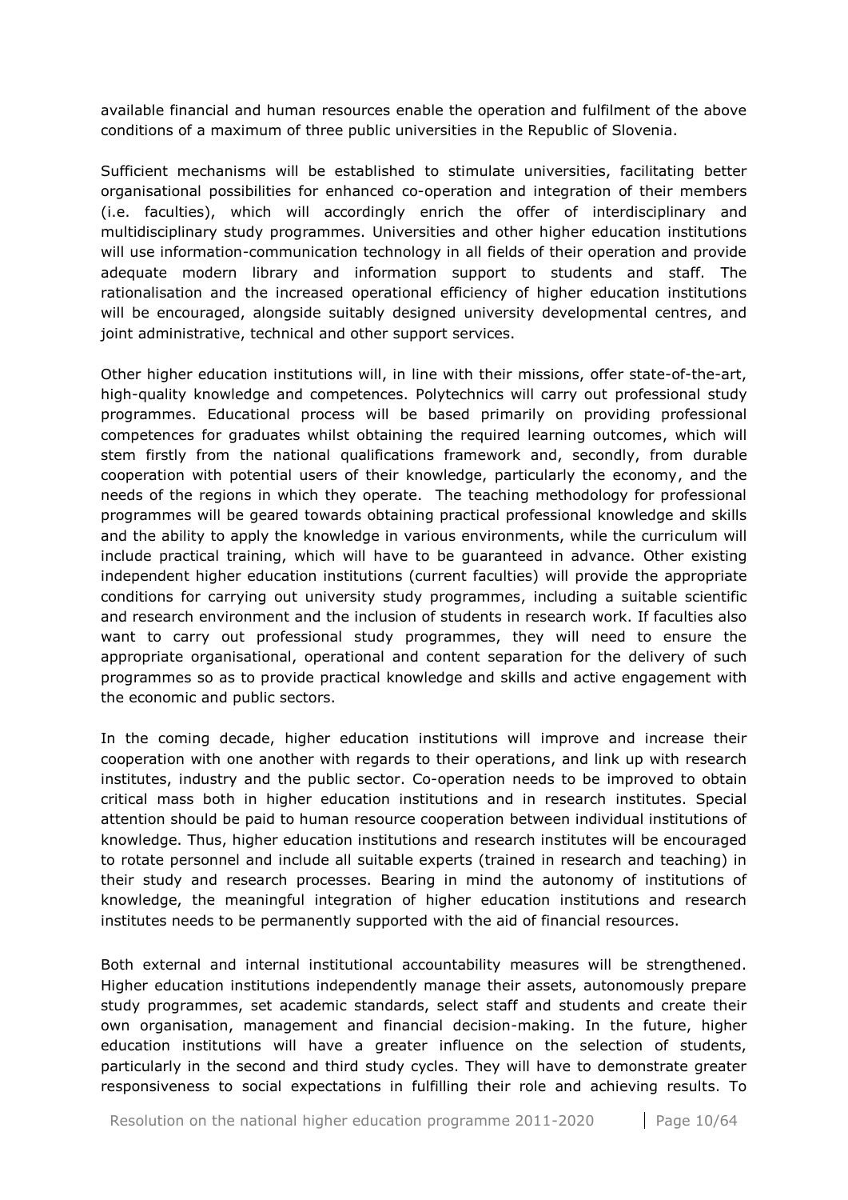available financial and human resources enable the operation and fulfilment of the above conditions of a maximum of three public universities in the Republic of Slovenia.

Sufficient mechanisms will be established to stimulate universities, facilitating better organisational possibilities for enhanced co-operation and integration of their members (i.e. faculties), which will accordingly enrich the offer of interdisciplinary and multidisciplinary study programmes. Universities and other higher education institutions will use information-communication technology in all fields of their operation and provide adequate modern library and information support to students and staff. The rationalisation and the increased operational efficiency of higher education institutions will be encouraged, alongside suitably designed university developmental centres, and joint administrative, technical and other support services.

Other higher education institutions will, in line with their missions, offer state-of-the-art, high-quality knowledge and competences. Polytechnics will carry out professional study programmes. Educational process will be based primarily on providing professional competences for graduates whilst obtaining the required learning outcomes, which will stem firstly from the national qualifications framework and, secondly, from durable cooperation with potential users of their knowledge, particularly the economy, and the needs of the regions in which they operate. The teaching methodology for professional programmes will be geared towards obtaining practical professional knowledge and skills and the ability to apply the knowledge in various environments, while the curriculum will include practical training, which will have to be guaranteed in advance. Other existing independent higher education institutions (current faculties) will provide the appropriate conditions for carrying out university study programmes, including a suitable scientific and research environment and the inclusion of students in research work. If faculties also want to carry out professional study programmes, they will need to ensure the appropriate organisational, operational and content separation for the delivery of such programmes so as to provide practical knowledge and skills and active engagement with the economic and public sectors.

In the coming decade, higher education institutions will improve and increase their cooperation with one another with regards to their operations, and link up with research institutes, industry and the public sector. Co-operation needs to be improved to obtain critical mass both in higher education institutions and in research institutes. Special attention should be paid to human resource cooperation between individual institutions of knowledge. Thus, higher education institutions and research institutes will be encouraged to rotate personnel and include all suitable experts (trained in research and teaching) in their study and research processes. Bearing in mind the autonomy of institutions of knowledge, the meaningful integration of higher education institutions and research institutes needs to be permanently supported with the aid of financial resources.

Both external and internal institutional accountability measures will be strengthened. Higher education institutions independently manage their assets, autonomously prepare study programmes, set academic standards, select staff and students and create their own organisation, management and financial decision-making. In the future, higher education institutions will have a greater influence on the selection of students, particularly in the second and third study cycles. They will have to demonstrate greater responsiveness to social expectations in fulfilling their role and achieving results. To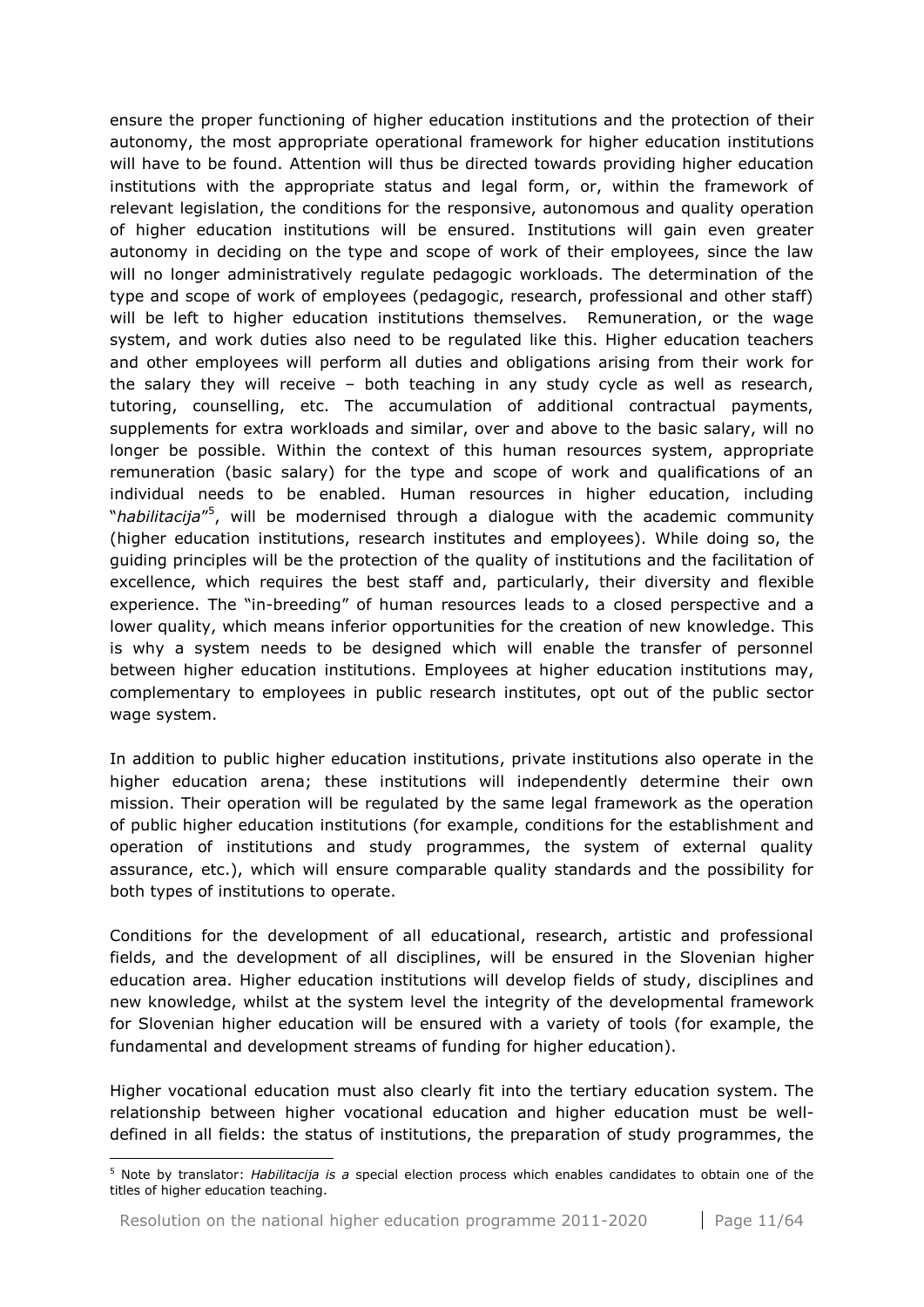ensure the proper functioning of higher education institutions and the protection of their autonomy, the most appropriate operational framework for higher education institutions will have to be found. Attention will thus be directed towards providing higher education institutions with the appropriate status and legal form, or, within the framework of relevant legislation, the conditions for the responsive, autonomous and quality operation of higher education institutions will be ensured. Institutions will gain even greater autonomy in deciding on the type and scope of work of their employees, since the law will no longer administratively regulate pedagogic workloads. The determination of the type and scope of work of employees (pedagogic, research, professional and other staff) will be left to higher education institutions themselves. Remuneration, or the wage system, and work duties also need to be regulated like this. Higher education teachers and other employees will perform all duties and obligations arising from their work for the salary they will receive – both teaching in any study cycle as well as research, tutoring, counselling, etc. The accumulation of additional contractual payments, supplements for extra workloads and similar, over and above to the basic salary, will no longer be possible. Within the context of this human resources system, appropriate remuneration (basic salary) for the type and scope of work and qualifications of an individual needs to be enabled. Human resources in higher education, including "*habilitacija*"[5], will be modernised through a dialogue with the academic community (higher education institutions, research institutes and employees). While doing so, the guiding principles will be the protection of the quality of institutions and the facilitation of excellence, which requires the best staff and, particularly, their diversity and flexible experience. The "in-breeding" of human resources leads to a closed perspective and a lower quality, which means inferior opportunities for the creation of new knowledge. This is why a system needs to be designed which will enable the transfer of personnel between higher education institutions. Employees at higher education institutions may, complementary to employees in public research institutes, opt out of the public sector wage system.

In addition to public higher education institutions, private institutions also operate in the higher education arena; these institutions will independently determine their own mission. Their operation will be regulated by the same legal framework as the operation of public higher education institutions (for example, conditions for the establishment and operation of institutions and study programmes, the system of external quality assurance, etc.), which will ensure comparable quality standards and the possibility for both types of institutions to operate.

Conditions for the development of all educational, research, artistic and professional fields, and the development of all disciplines, will be ensured in the Slovenian higher education area. Higher education institutions will develop fields of study, disciplines and new knowledge, whilst at the system level the integrity of the developmental framework for Slovenian higher education will be ensured with a variety of tools (for example, the fundamental and development streams of funding for higher education).

Higher vocational education must also clearly fit into the tertiary education system. The relationship between higher vocational education and higher education must be well-defined in all fields: the status of institutions, the preparation of study programmes, the

---

[5] Note by translator: *Habilitacija is a* special election process which enables candidates to obtain one of the titles of higher education teaching.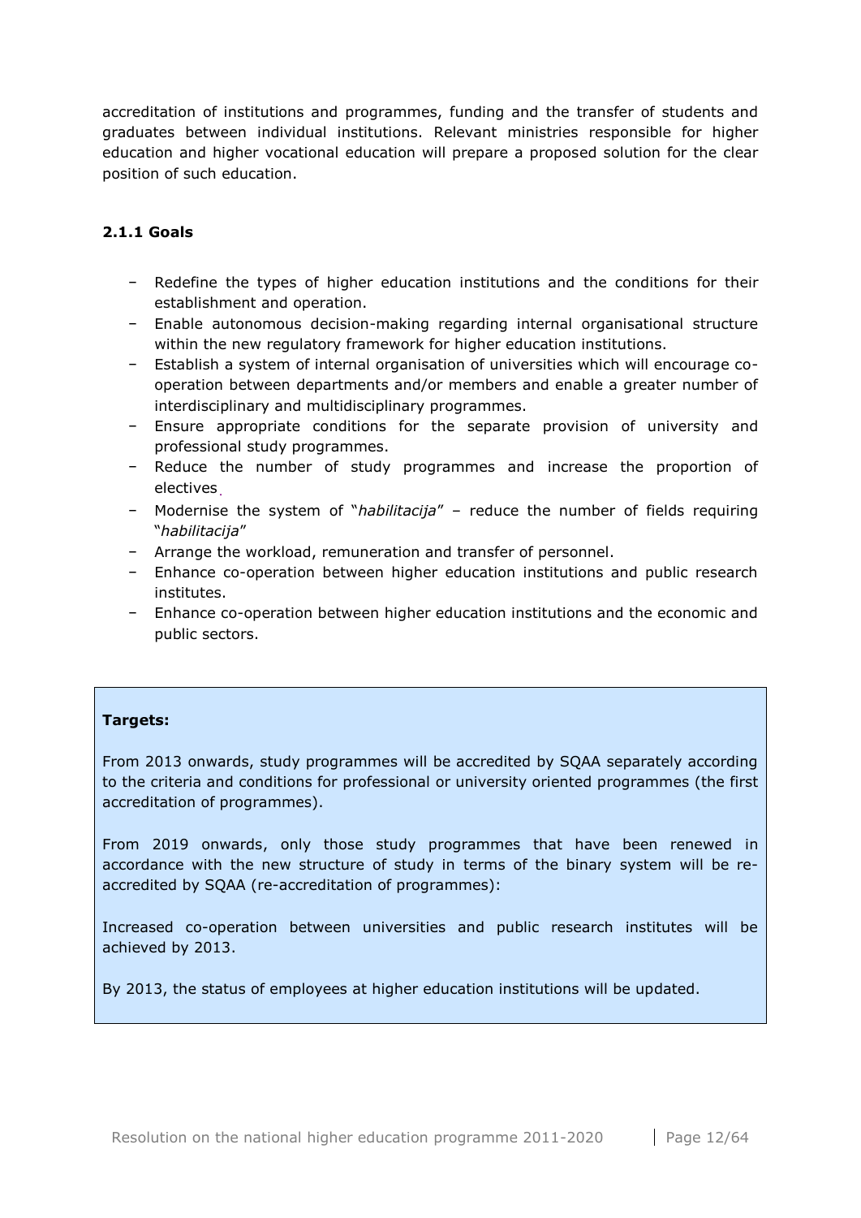accreditation of institutions and programmes, funding and the transfer of students and graduates between individual institutions. Relevant ministries responsible for higher education and higher vocational education will prepare a proposed solution for the clear position of such education.

### 2.1.1 Goals

- Redefine the types of higher education institutions and the conditions for their establishment and operation.
- Enable autonomous decision-making regarding internal organisational structure within the new regulatory framework for higher education institutions.
- Establish a system of internal organisation of universities which will encourage co-operation between departments and/or members and enable a greater number of interdisciplinary and multidisciplinary programmes.
- Ensure appropriate conditions for the separate provision of university and professional study programmes.
- Reduce the number of study programmes and increase the proportion of electives.
- Modernise the system of "*habilitacija*" – reduce the number of fields requiring "*habilitacija*"
- Arrange the workload, remuneration and transfer of personnel.
- Enhance co-operation between higher education institutions and public research institutes.
- Enhance co-operation between higher education institutions and the economic and public sectors.

**Targets:**

From 2013 onwards, study programmes will be accredited by SQAA separately according to the criteria and conditions for professional or university oriented programmes (the first accreditation of programmes).

From 2019 onwards, only those study programmes that have been renewed in accordance with the new structure of study in terms of the binary system will be re-accredited by SQAA (re-accreditation of programmes):

Increased co-operation between universities and public research institutes will be achieved by 2013.

By 2013, the status of employees at higher education institutions will be updated.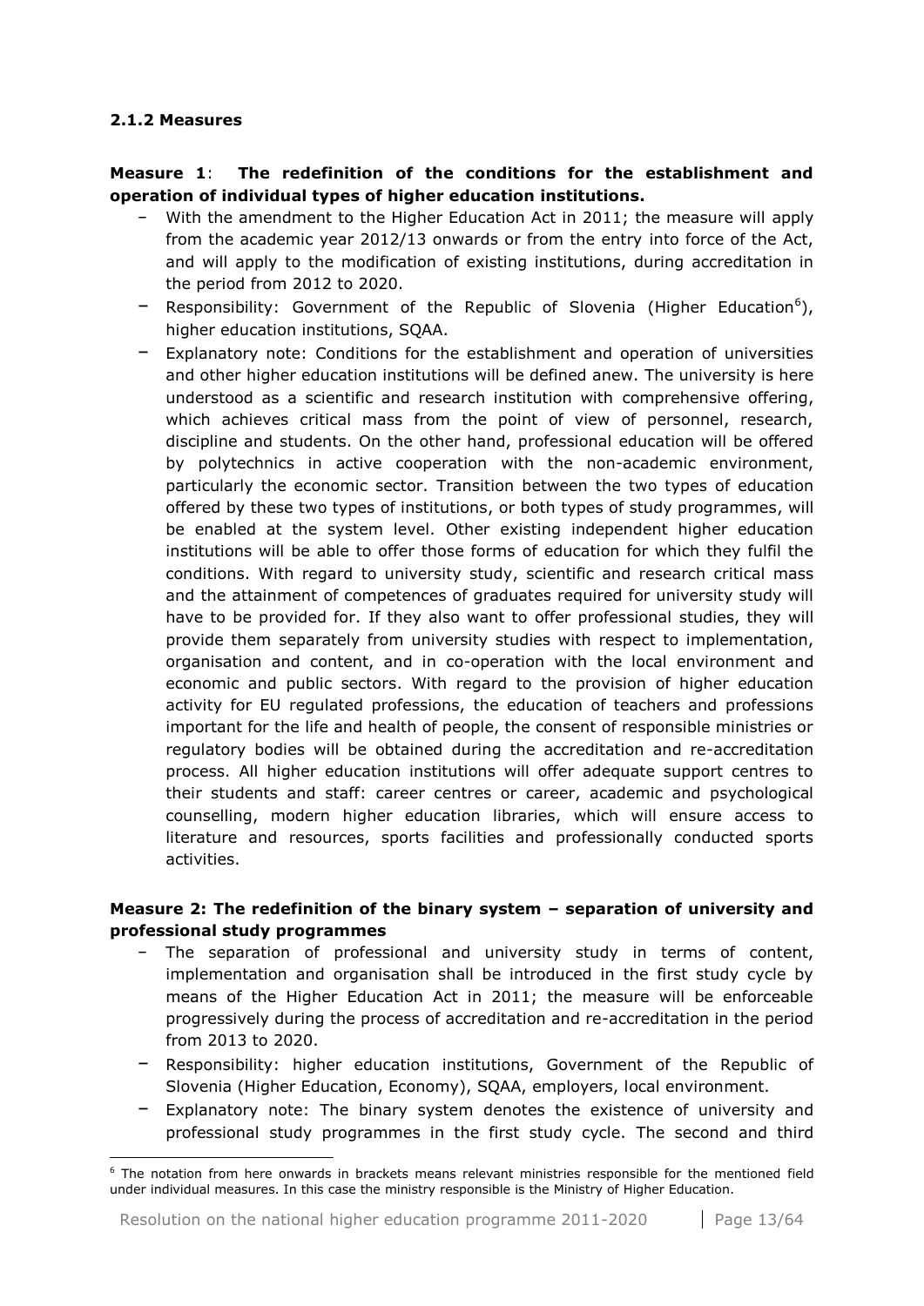### 2.1.2 Measures

**Measure 1**: **The redefinition of the conditions for the establishment and operation of individual types of higher education institutions.**

- With the amendment to the Higher Education Act in 2011; the measure will apply from the academic year 2012/13 onwards or from the entry into force of the Act, and will apply to the modification of existing institutions, during accreditation in the period from 2012 to 2020.
- Responsibility: Government of the Republic of Slovenia (Higher Education[6]), higher education institutions, SQAA.
- Explanatory note: Conditions for the establishment and operation of universities and other higher education institutions will be defined anew. The university is here understood as a scientific and research institution with comprehensive offering, which achieves critical mass from the point of view of personnel, research, discipline and students. On the other hand, professional education will be offered by polytechnics in active cooperation with the non-academic environment, particularly the economic sector. Transition between the two types of education offered by these two types of institutions, or both types of study programmes, will be enabled at the system level. Other existing independent higher education institutions will be able to offer those forms of education for which they fulfil the conditions. With regard to university study, scientific and research critical mass and the attainment of competences of graduates required for university study will have to be provided for. If they also want to offer professional studies, they will provide them separately from university studies with respect to implementation, organisation and content, and in co-operation with the local environment and economic and public sectors. With regard to the provision of higher education activity for EU regulated professions, the education of teachers and professions important for the life and health of people, the consent of responsible ministries or regulatory bodies will be obtained during the accreditation and re-accreditation process. All higher education institutions will offer adequate support centres to their students and staff: career centres or career, academic and psychological counselling, modern higher education libraries, which will ensure access to literature and resources, sports facilities and professionally conducted sports activities.

**Measure 2: The redefinition of the binary system – separation of university and professional study programmes**

- The separation of professional and university study in terms of content, implementation and organisation shall be introduced in the first study cycle by means of the Higher Education Act in 2011; the measure will be enforceable progressively during the process of accreditation and re-accreditation in the period from 2013 to 2020.
- Responsibility: higher education institutions, Government of the Republic of Slovenia (Higher Education, Economy), SQAA, employers, local environment.
- Explanatory note: The binary system denotes the existence of university and professional study programmes in the first study cycle. The second and third

[6] The notation from here onwards in brackets means relevant ministries responsible for the mentioned field under individual measures. In this case the ministry responsible is the Ministry of Higher Education.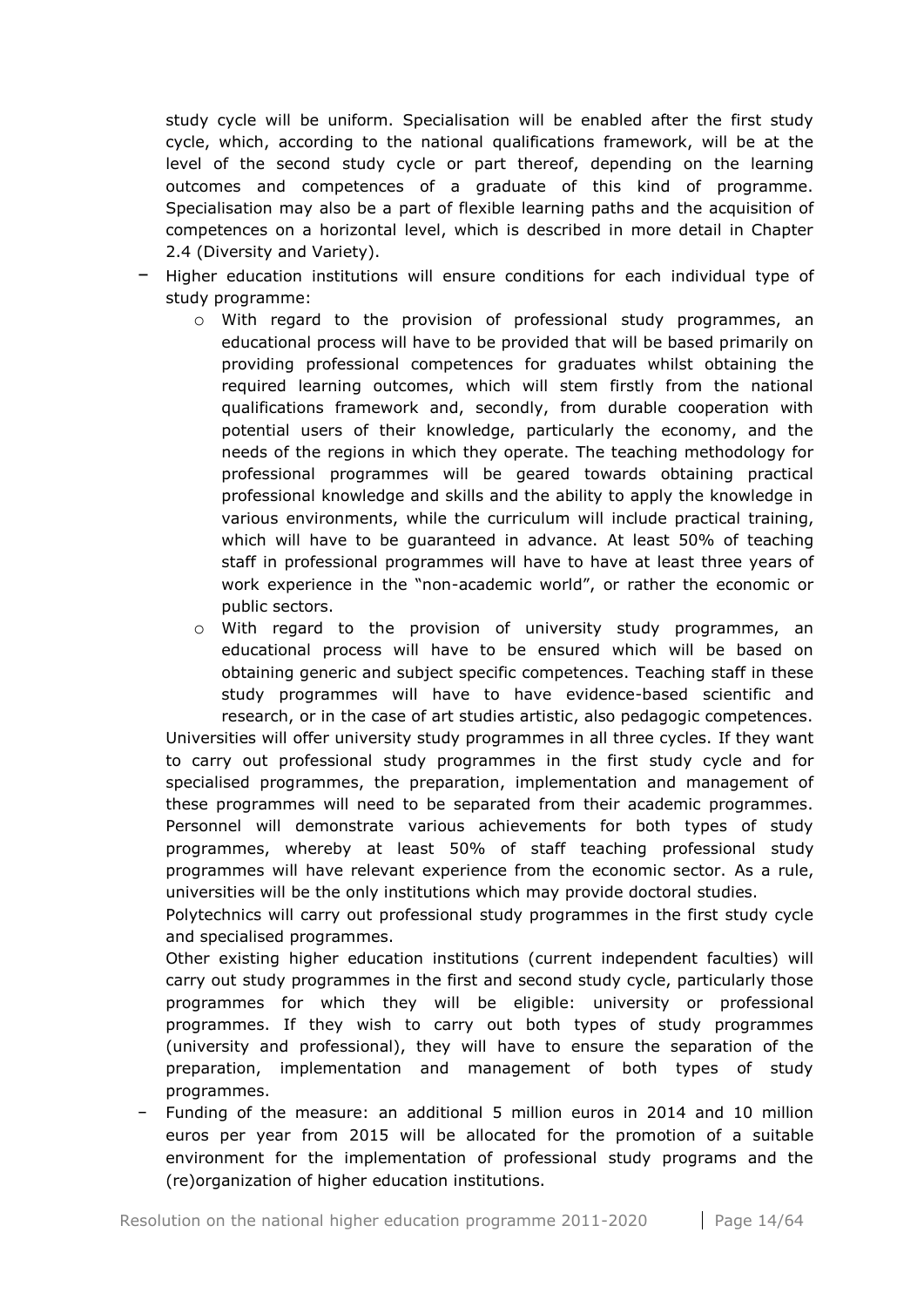study cycle will be uniform. Specialisation will be enabled after the first study cycle, which, according to the national qualifications framework, will be at the level of the second study cycle or part thereof, depending on the learning outcomes and competences of a graduate of this kind of programme. Specialisation may also be a part of flexible learning paths and the acquisition of competences on a horizontal level, which is described in more detail in Chapter 2.4 (Diversity and Variety).

- Higher education institutions will ensure conditions for each individual type of study programme:
  - With regard to the provision of professional study programmes, an educational process will have to be provided that will be based primarily on providing professional competences for graduates whilst obtaining the required learning outcomes, which will stem firstly from the national qualifications framework and, secondly, from durable cooperation with potential users of their knowledge, particularly the economy, and the needs of the regions in which they operate. The teaching methodology for professional programmes will be geared towards obtaining practical professional knowledge and skills and the ability to apply the knowledge in various environments, while the curriculum will include practical training, which will have to be guaranteed in advance. At least 50% of teaching staff in professional programmes will have to have at least three years of work experience in the "non-academic world", or rather the economic or public sectors.
  - With regard to the provision of university study programmes, an educational process will have to be ensured which will be based on obtaining generic and subject specific competences. Teaching staff in these study programmes will have to have evidence-based scientific and research, or in the case of art studies artistic, also pedagogic competences.

  Universities will offer university study programmes in all three cycles. If they want to carry out professional study programmes in the first study cycle and for specialised programmes, the preparation, implementation and management of these programmes will need to be separated from their academic programmes. Personnel will demonstrate various achievements for both types of study programmes, whereby at least 50% of staff teaching professional study programmes will have relevant experience from the economic sector. As a rule, universities will be the only institutions which may provide doctoral studies.

  Polytechnics will carry out professional study programmes in the first study cycle and specialised programmes.

  Other existing higher education institutions (current independent faculties) will carry out study programmes in the first and second study cycle, particularly those programmes for which they will be eligible: university or professional programmes. If they wish to carry out both types of study programmes (university and professional), they will have to ensure the separation of the preparation, implementation and management of both types of study programmes.
- Funding of the measure: an additional 5 million euros in 2014 and 10 million euros per year from 2015 will be allocated for the promotion of a suitable environment for the implementation of professional study programs and the (re)organization of higher education institutions.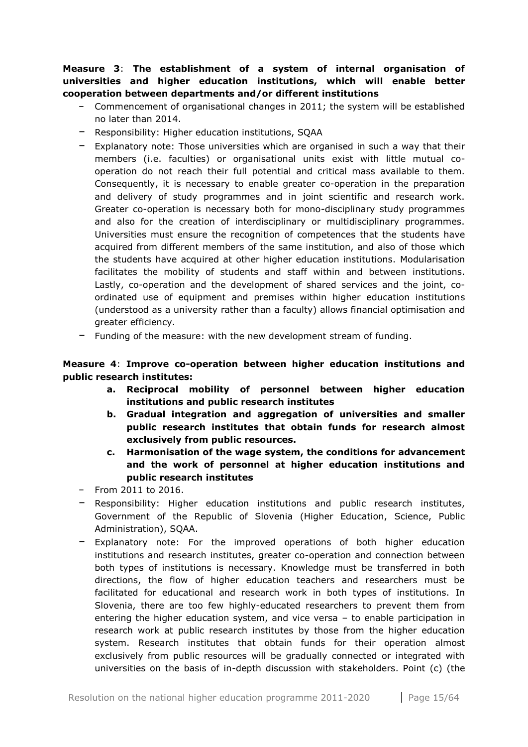**Measure 3**: **The establishment of a system of internal organisation of universities and higher education institutions, which will enable better cooperation between departments and/or different institutions**

- Commencement of organisational changes in 2011; the system will be established no later than 2014.
- Responsibility: Higher education institutions, SQAA
- Explanatory note: Those universities which are organised in such a way that their members (i.e. faculties) or organisational units exist with little mutual co-operation do not reach their full potential and critical mass available to them. Consequently, it is necessary to enable greater co-operation in the preparation and delivery of study programmes and in joint scientific and research work. Greater co-operation is necessary both for mono-disciplinary study programmes and also for the creation of interdisciplinary or multidisciplinary programmes. Universities must ensure the recognition of competences that the students have acquired from different members of the same institution, and also of those which the students have acquired at other higher education institutions. Modularisation facilitates the mobility of students and staff within and between institutions. Lastly, co-operation and the development of shared services and the joint, co-ordinated use of equipment and premises within higher education institutions (understood as a university rather than a faculty) allows financial optimisation and greater efficiency.
- Funding of the measure: with the new development stream of funding.

**Measure 4**: **Improve co-operation between higher education institutions and public research institutes:**

- **a. Reciprocal mobility of personnel between higher education institutions and public research institutes**
- **b. Gradual integration and aggregation of universities and smaller public research institutes that obtain funds for research almost exclusively from public resources.**
- **c. Harmonisation of the wage system, the conditions for advancement and the work of personnel at higher education institutions and public research institutes**

- From 2011 to 2016.
- Responsibility: Higher education institutions and public research institutes, Government of the Republic of Slovenia (Higher Education, Science, Public Administration), SQAA.
- Explanatory note: For the improved operations of both higher education institutions and research institutes, greater co-operation and connection between both types of institutions is necessary. Knowledge must be transferred in both directions, the flow of higher education teachers and researchers must be facilitated for educational and research work in both types of institutions. In Slovenia, there are too few highly-educated researchers to prevent them from entering the higher education system, and vice versa – to enable participation in research work at public research institutes by those from the higher education system. Research institutes that obtain funds for their operation almost exclusively from public resources will be gradually connected or integrated with universities on the basis of in-depth discussion with stakeholders. Point (c) (the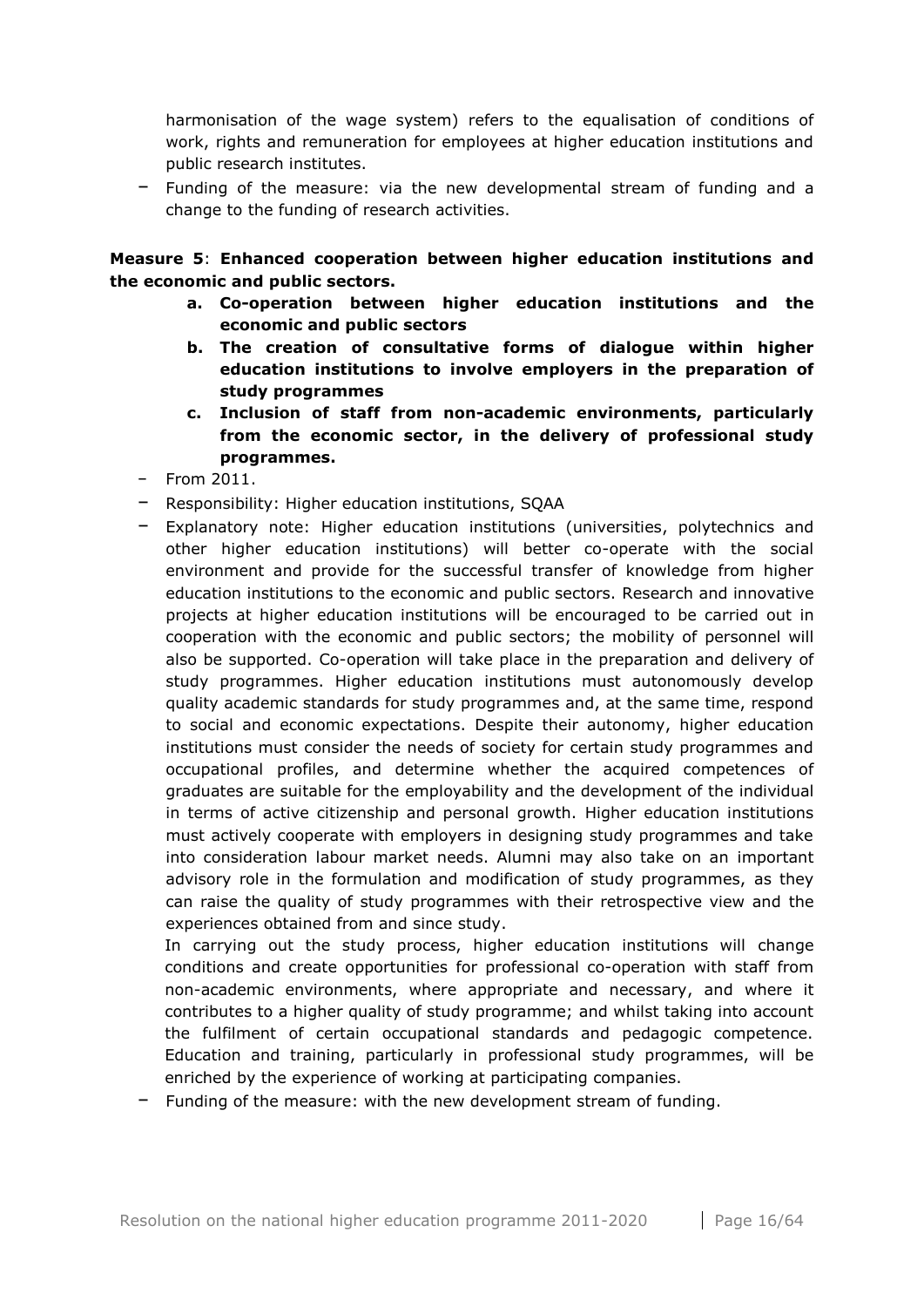harmonisation of the wage system) refers to the equalisation of conditions of work, rights and remuneration for employees at higher education institutions and public research institutes.

- Funding of the measure: via the new developmental stream of funding and a change to the funding of research activities.

**Measure 5**: **Enhanced cooperation between higher education institutions and the economic and public sectors.**

  - **a. Co-operation between higher education institutions and the economic and public sectors**
  - **b. The creation of consultative forms of dialogue within higher education institutions to involve employers in the preparation of study programmes**
  - **c. Inclusion of staff from non-academic environments, particularly from the economic sector, in the delivery of professional study programmes.**

- From 2011.
- Responsibility: Higher education institutions, SQAA
- Explanatory note: Higher education institutions (universities, polytechnics and other higher education institutions) will better co-operate with the social environment and provide for the successful transfer of knowledge from higher education institutions to the economic and public sectors. Research and innovative projects at higher education institutions will be encouraged to be carried out in cooperation with the economic and public sectors; the mobility of personnel will also be supported. Co-operation will take place in the preparation and delivery of study programmes. Higher education institutions must autonomously develop quality academic standards for study programmes and, at the same time, respond to social and economic expectations. Despite their autonomy, higher education institutions must consider the needs of society for certain study programmes and occupational profiles, and determine whether the acquired competences of graduates are suitable for the employability and the development of the individual in terms of active citizenship and personal growth. Higher education institutions must actively cooperate with employers in designing study programmes and take into consideration labour market needs. Alumni may also take on an important advisory role in the formulation and modification of study programmes, as they can raise the quality of study programmes with their retrospective view and the experiences obtained from and since study.

  In carrying out the study process, higher education institutions will change conditions and create opportunities for professional co-operation with staff from non-academic environments, where appropriate and necessary, and where it contributes to a higher quality of study programme; and whilst taking into account the fulfilment of certain occupational standards and pedagogic competence. Education and training, particularly in professional study programmes, will be enriched by the experience of working at participating companies.
- Funding of the measure: with the new development stream of funding.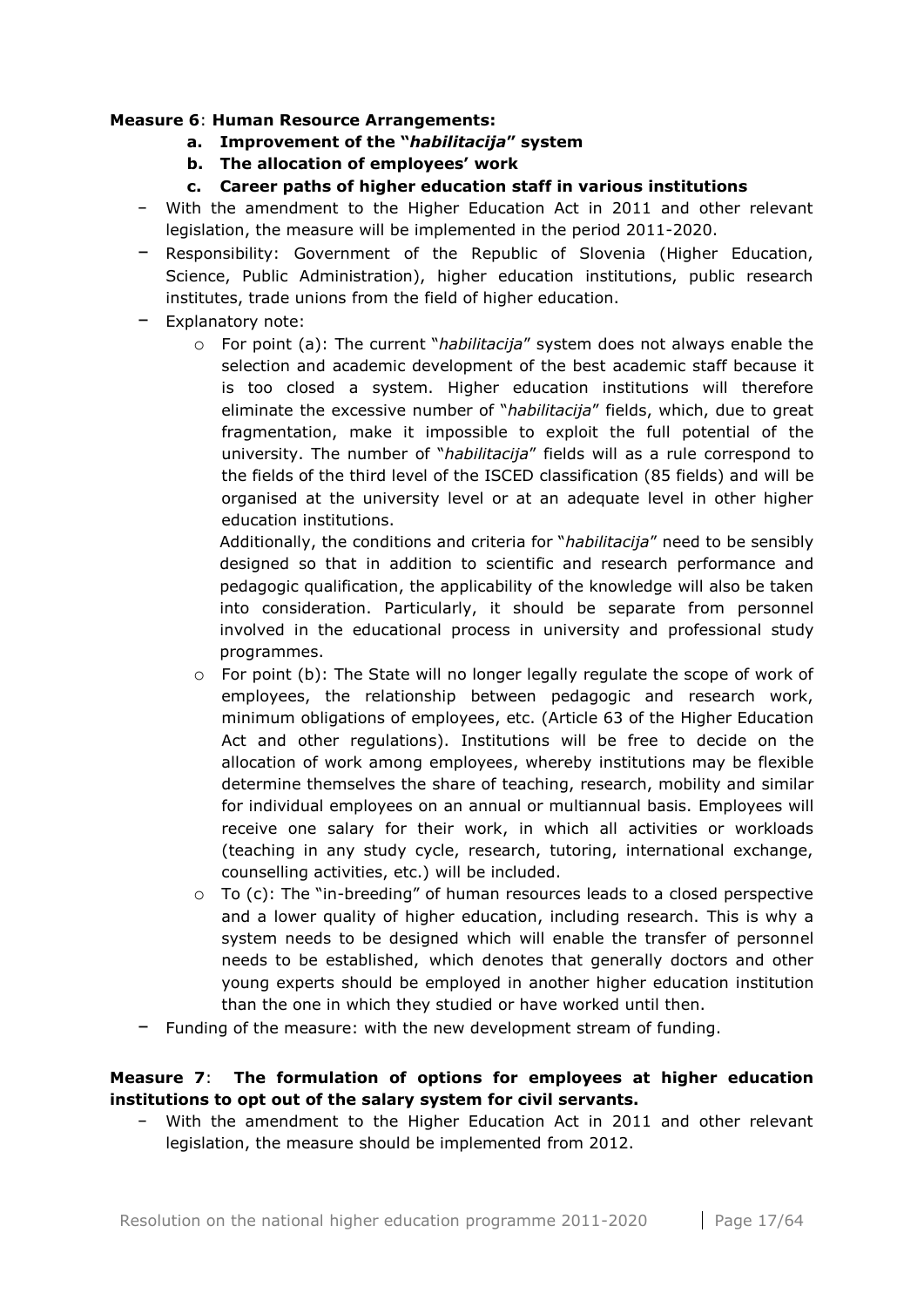**Measure 6**: **Human Resource Arrangements:**

- **a. Improvement of the "*habilitacija*" system**
- **b. The allocation of employees' work**
- **c. Career paths of higher education staff in various institutions**

- With the amendment to the Higher Education Act in 2011 and other relevant legislation, the measure will be implemented in the period 2011-2020.
- Responsibility: Government of the Republic of Slovenia (Higher Education, Science, Public Administration), higher education institutions, public research institutes, trade unions from the field of higher education.
- Explanatory note:
  - For point (a): The current "*habilitacija*" system does not always enable the selection and academic development of the best academic staff because it is too closed a system. Higher education institutions will therefore eliminate the excessive number of "*habilitacija*" fields, which, due to great fragmentation, make it impossible to exploit the full potential of the university. The number of "*habilitacija*" fields will as a rule correspond to the fields of the third level of the ISCED classification (85 fields) and will be organised at the university level or at an adequate level in other higher education institutions.

    Additionally, the conditions and criteria for "*habilitacija*" need to be sensibly designed so that in addition to scientific and research performance and pedagogic qualification, the applicability of the knowledge will also be taken into consideration. Particularly, it should be separate from personnel involved in the educational process in university and professional study programmes.
  - For point (b): The State will no longer legally regulate the scope of work of employees, the relationship between pedagogic and research work, minimum obligations of employees, etc. (Article 63 of the Higher Education Act and other regulations). Institutions will be free to decide on the allocation of work among employees, whereby institutions may be flexible determine themselves the share of teaching, research, mobility and similar for individual employees on an annual or multiannual basis. Employees will receive one salary for their work, in which all activities or workloads (teaching in any study cycle, research, tutoring, international exchange, counselling activities, etc.) will be included.
  - To (c): The "in-breeding" of human resources leads to a closed perspective and a lower quality of higher education, including research. This is why a system needs to be designed which will enable the transfer of personnel needs to be established, which denotes that generally doctors and other young experts should be employed in another higher education institution than the one in which they studied or have worked until then.
- Funding of the measure: with the new development stream of funding.

**Measure 7**: **The formulation of options for employees at higher education institutions to opt out of the salary system for civil servants.**

- With the amendment to the Higher Education Act in 2011 and other relevant legislation, the measure should be implemented from 2012.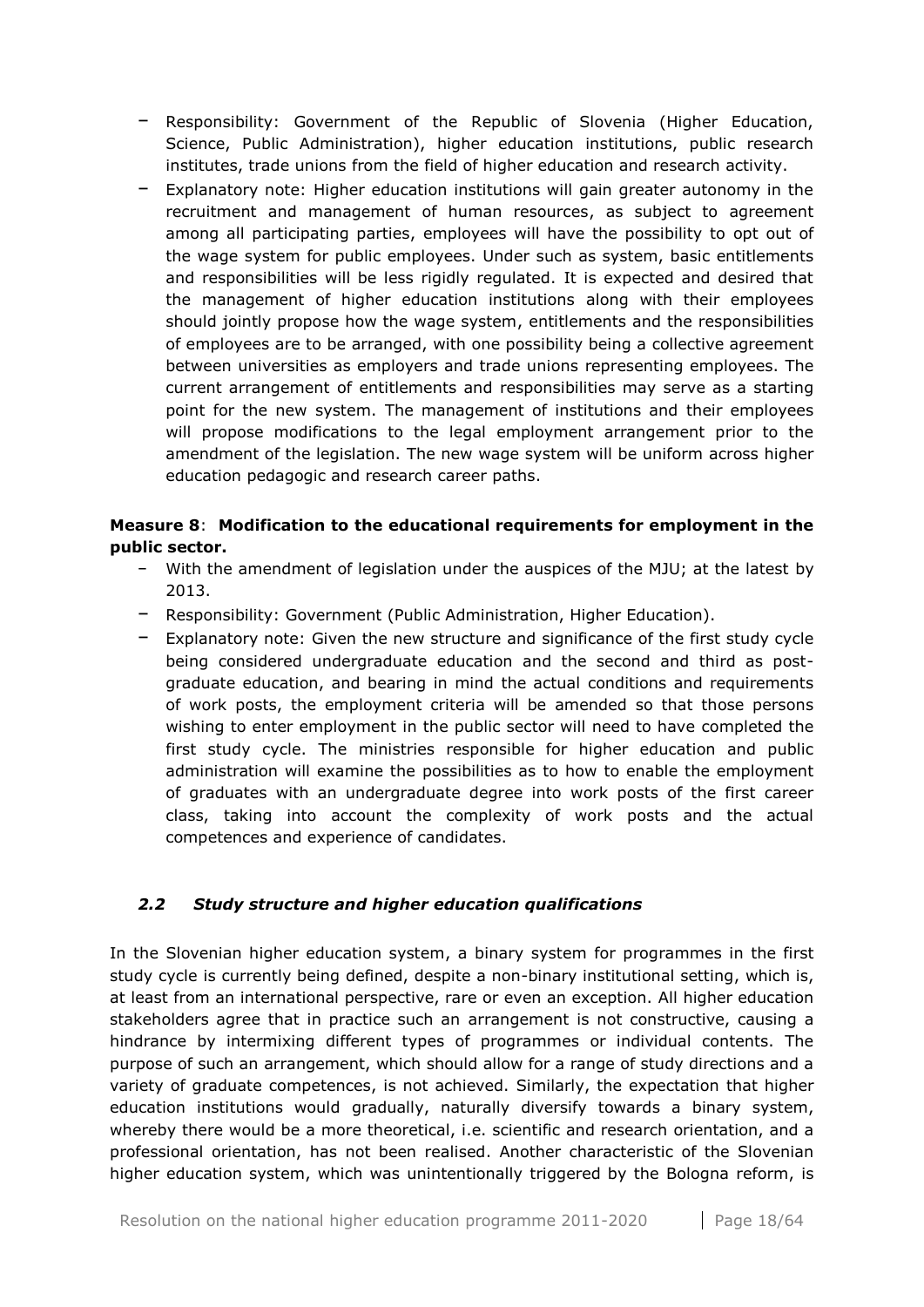- Responsibility: Government of the Republic of Slovenia (Higher Education, Science, Public Administration), higher education institutions, public research institutes, trade unions from the field of higher education and research activity.
- Explanatory note: Higher education institutions will gain greater autonomy in the recruitment and management of human resources, as subject to agreement among all participating parties, employees will have the possibility to opt out of the wage system for public employees. Under such as system, basic entitlements and responsibilities will be less rigidly regulated. It is expected and desired that the management of higher education institutions along with their employees should jointly propose how the wage system, entitlements and the responsibilities of employees are to be arranged, with one possibility being a collective agreement between universities as employers and trade unions representing employees. The current arrangement of entitlements and responsibilities may serve as a starting point for the new system. The management of institutions and their employees will propose modifications to the legal employment arrangement prior to the amendment of the legislation. The new wage system will be uniform across higher education pedagogic and research career paths.

**Measure 8**: **Modification to the educational requirements for employment in the public sector.**

- With the amendment of legislation under the auspices of the MJU; at the latest by 2013.
- Responsibility: Government (Public Administration, Higher Education).
- Explanatory note: Given the new structure and significance of the first study cycle being considered undergraduate education and the second and third as post-graduate education, and bearing in mind the actual conditions and requirements of work posts, the employment criteria will be amended so that those persons wishing to enter employment in the public sector will need to have completed the first study cycle. The ministries responsible for higher education and public administration will examine the possibilities as to how to enable the employment of graduates with an undergraduate degree into work posts of the first career class, taking into account the complexity of work posts and the actual competences and experience of candidates.

### *2.2 Study structure and higher education qualifications*

In the Slovenian higher education system, a binary system for programmes in the first study cycle is currently being defined, despite a non-binary institutional setting, which is, at least from an international perspective, rare or even an exception. All higher education stakeholders agree that in practice such an arrangement is not constructive, causing a hindrance by intermixing different types of programmes or individual contents. The purpose of such an arrangement, which should allow for a range of study directions and a variety of graduate competences, is not achieved. Similarly, the expectation that higher education institutions would gradually, naturally diversify towards a binary system, whereby there would be a more theoretical, i.e. scientific and research orientation, and a professional orientation, has not been realised. Another characteristic of the Slovenian higher education system, which was unintentionally triggered by the Bologna reform, is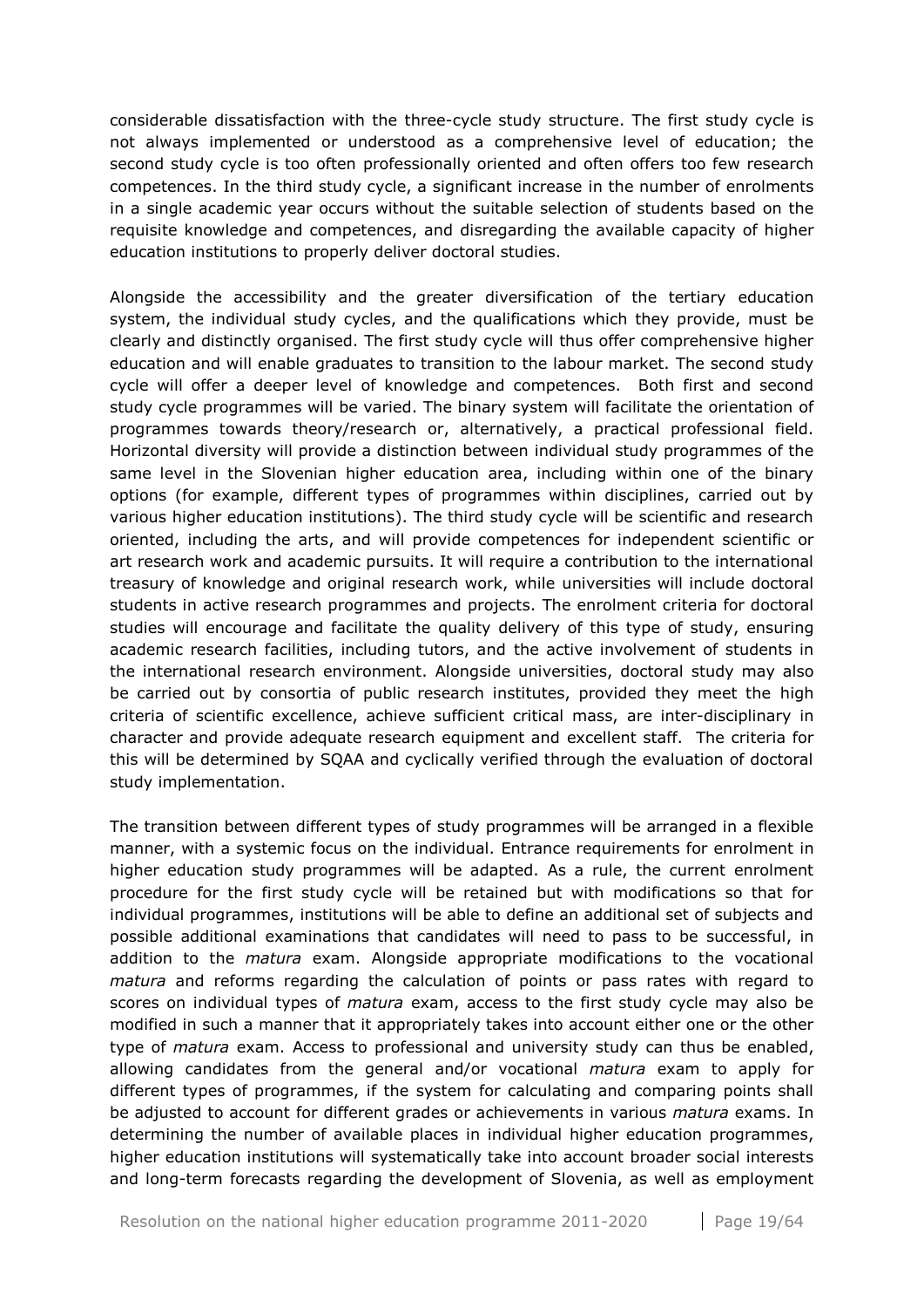considerable dissatisfaction with the three-cycle study structure. The first study cycle is not always implemented or understood as a comprehensive level of education; the second study cycle is too often professionally oriented and often offers too few research competences. In the third study cycle, a significant increase in the number of enrolments in a single academic year occurs without the suitable selection of students based on the requisite knowledge and competences, and disregarding the available capacity of higher education institutions to properly deliver doctoral studies.

Alongside the accessibility and the greater diversification of the tertiary education system, the individual study cycles, and the qualifications which they provide, must be clearly and distinctly organised. The first study cycle will thus offer comprehensive higher education and will enable graduates to transition to the labour market. The second study cycle will offer a deeper level of knowledge and competences. Both first and second study cycle programmes will be varied. The binary system will facilitate the orientation of programmes towards theory/research or, alternatively, a practical professional field. Horizontal diversity will provide a distinction between individual study programmes of the same level in the Slovenian higher education area, including within one of the binary options (for example, different types of programmes within disciplines, carried out by various higher education institutions). The third study cycle will be scientific and research oriented, including the arts, and will provide competences for independent scientific or art research work and academic pursuits. It will require a contribution to the international treasury of knowledge and original research work, while universities will include doctoral students in active research programmes and projects. The enrolment criteria for doctoral studies will encourage and facilitate the quality delivery of this type of study, ensuring academic research facilities, including tutors, and the active involvement of students in the international research environment. Alongside universities, doctoral study may also be carried out by consortia of public research institutes, provided they meet the high criteria of scientific excellence, achieve sufficient critical mass, are inter-disciplinary in character and provide adequate research equipment and excellent staff. The criteria for this will be determined by SQAA and cyclically verified through the evaluation of doctoral study implementation.

The transition between different types of study programmes will be arranged in a flexible manner, with a systemic focus on the individual. Entrance requirements for enrolment in higher education study programmes will be adapted. As a rule, the current enrolment procedure for the first study cycle will be retained but with modifications so that for individual programmes, institutions will be able to define an additional set of subjects and possible additional examinations that candidates will need to pass to be successful, in addition to the *matura* exam. Alongside appropriate modifications to the vocational *matura* and reforms regarding the calculation of points or pass rates with regard to scores on individual types of *matura* exam, access to the first study cycle may also be modified in such a manner that it appropriately takes into account either one or the other type of *matura* exam. Access to professional and university study can thus be enabled, allowing candidates from the general and/or vocational *matura* exam to apply for different types of programmes, if the system for calculating and comparing points shall be adjusted to account for different grades or achievements in various *matura* exams. In determining the number of available places in individual higher education programmes, higher education institutions will systematically take into account broader social interests and long-term forecasts regarding the development of Slovenia, as well as employment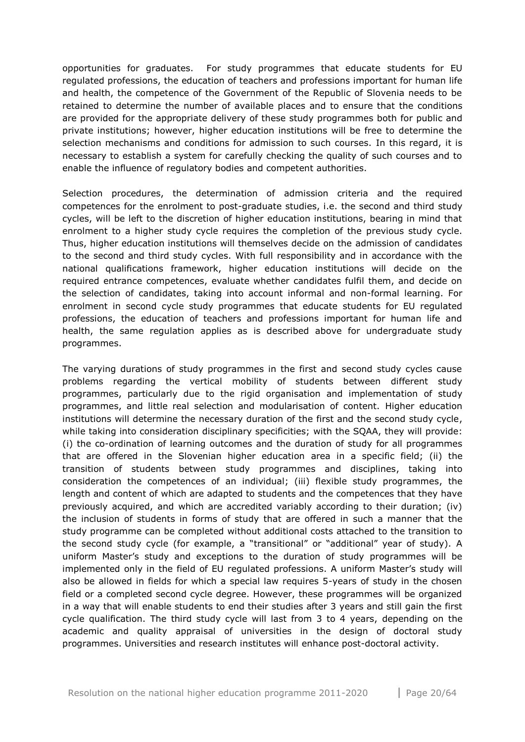opportunities for graduates. For study programmes that educate students for EU regulated professions, the education of teachers and professions important for human life and health, the competence of the Government of the Republic of Slovenia needs to be retained to determine the number of available places and to ensure that the conditions are provided for the appropriate delivery of these study programmes both for public and private institutions; however, higher education institutions will be free to determine the selection mechanisms and conditions for admission to such courses. In this regard, it is necessary to establish a system for carefully checking the quality of such courses and to enable the influence of regulatory bodies and competent authorities.

Selection procedures, the determination of admission criteria and the required competences for the enrolment to post-graduate studies, i.e. the second and third study cycles, will be left to the discretion of higher education institutions, bearing in mind that enrolment to a higher study cycle requires the completion of the previous study cycle. Thus, higher education institutions will themselves decide on the admission of candidates to the second and third study cycles. With full responsibility and in accordance with the national qualifications framework, higher education institutions will decide on the required entrance competences, evaluate whether candidates fulfil them, and decide on the selection of candidates, taking into account informal and non-formal learning. For enrolment in second cycle study programmes that educate students for EU regulated professions, the education of teachers and professions important for human life and health, the same regulation applies as is described above for undergraduate study programmes.

The varying durations of study programmes in the first and second study cycles cause problems regarding the vertical mobility of students between different study programmes, particularly due to the rigid organisation and implementation of study programmes, and little real selection and modularisation of content. Higher education institutions will determine the necessary duration of the first and the second study cycle, while taking into consideration disciplinary specificities; with the SQAA, they will provide: (i) the co-ordination of learning outcomes and the duration of study for all programmes that are offered in the Slovenian higher education area in a specific field; (ii) the transition of students between study programmes and disciplines, taking into consideration the competences of an individual; (iii) flexible study programmes, the length and content of which are adapted to students and the competences that they have previously acquired, and which are accredited variably according to their duration; (iv) the inclusion of students in forms of study that are offered in such a manner that the study programme can be completed without additional costs attached to the transition to the second study cycle (for example, a "transitional" or "additional" year of study). A uniform Master's study and exceptions to the duration of study programmes will be implemented only in the field of EU regulated professions. A uniform Master's study will also be allowed in fields for which a special law requires 5-years of study in the chosen field or a completed second cycle degree. However, these programmes will be organized in a way that will enable students to end their studies after 3 years and still gain the first cycle qualification. The third study cycle will last from 3 to 4 years, depending on the academic and quality appraisal of universities in the design of doctoral study programmes. Universities and research institutes will enhance post-doctoral activity.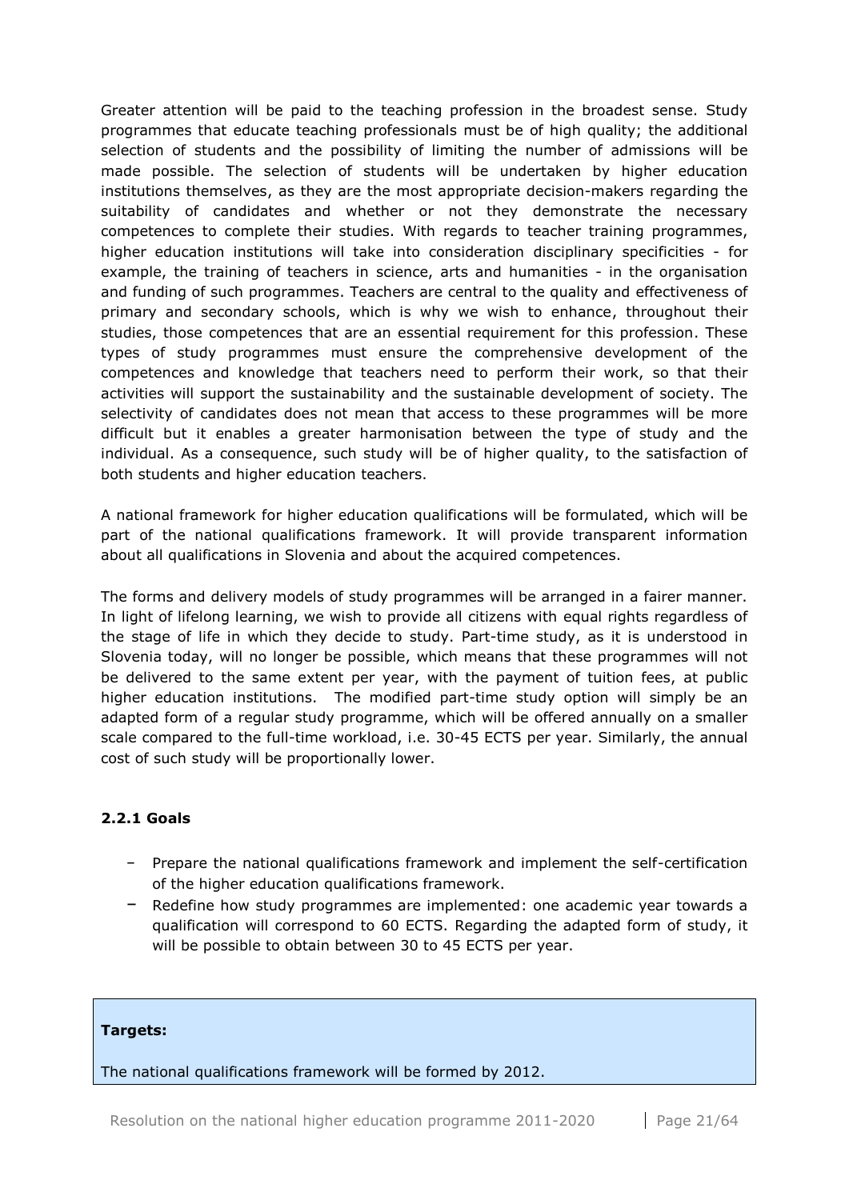Greater attention will be paid to the teaching profession in the broadest sense. Study programmes that educate teaching professionals must be of high quality; the additional selection of students and the possibility of limiting the number of admissions will be made possible. The selection of students will be undertaken by higher education institutions themselves, as they are the most appropriate decision-makers regarding the suitability of candidates and whether or not they demonstrate the necessary competences to complete their studies. With regards to teacher training programmes, higher education institutions will take into consideration disciplinary specificities - for example, the training of teachers in science, arts and humanities - in the organisation and funding of such programmes. Teachers are central to the quality and effectiveness of primary and secondary schools, which is why we wish to enhance, throughout their studies, those competences that are an essential requirement for this profession. These types of study programmes must ensure the comprehensive development of the competences and knowledge that teachers need to perform their work, so that their activities will support the sustainability and the sustainable development of society. The selectivity of candidates does not mean that access to these programmes will be more difficult but it enables a greater harmonisation between the type of study and the individual. As a consequence, such study will be of higher quality, to the satisfaction of both students and higher education teachers.

A national framework for higher education qualifications will be formulated, which will be part of the national qualifications framework. It will provide transparent information about all qualifications in Slovenia and about the acquired competences.

The forms and delivery models of study programmes will be arranged in a fairer manner. In light of lifelong learning, we wish to provide all citizens with equal rights regardless of the stage of life in which they decide to study. Part-time study, as it is understood in Slovenia today, will no longer be possible, which means that these programmes will not be delivered to the same extent per year, with the payment of tuition fees, at public higher education institutions. The modified part-time study option will simply be an adapted form of a regular study programme, which will be offered annually on a smaller scale compared to the full-time workload, i.e. 30-45 ECTS per year. Similarly, the annual cost of such study will be proportionally lower.

### 2.2.1 Goals

- Prepare the national qualifications framework and implement the self-certification of the higher education qualifications framework.
- Redefine how study programmes are implemented: one academic year towards a qualification will correspond to 60 ECTS. Regarding the adapted form of study, it will be possible to obtain between 30 to 45 ECTS per year.

**Targets:**

The national qualifications framework will be formed by 2012.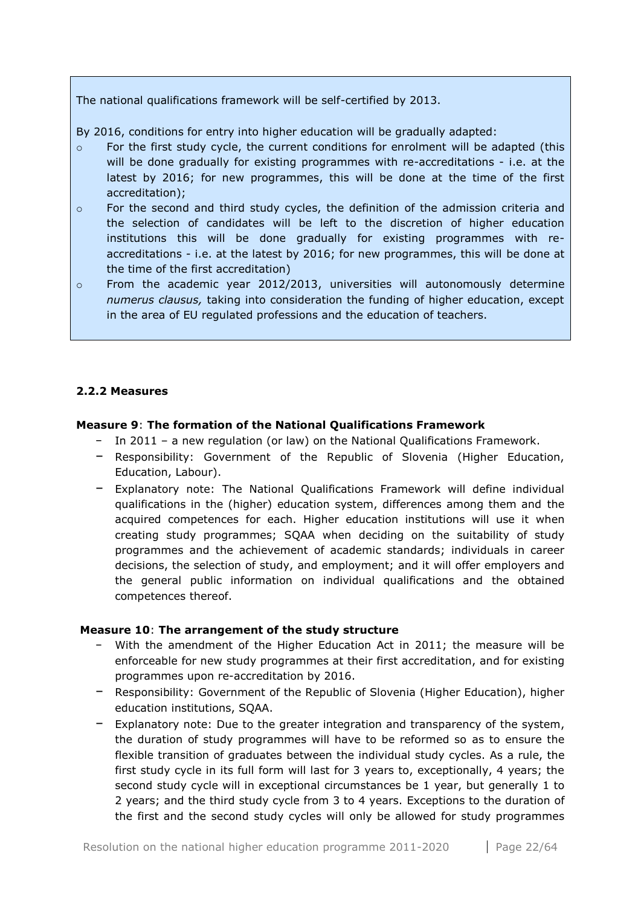The national qualifications framework will be self-certified by 2013.

By 2016, conditions for entry into higher education will be gradually adapted:

- For the first study cycle, the current conditions for enrolment will be adapted (this will be done gradually for existing programmes with re-accreditations - i.e. at the latest by 2016; for new programmes, this will be done at the time of the first accreditation);
- For the second and third study cycles, the definition of the admission criteria and the selection of candidates will be left to the discretion of higher education institutions this will be done gradually for existing programmes with re-accreditations - i.e. at the latest by 2016; for new programmes, this will be done at the time of the first accreditation)
- From the academic year 2012/2013, universities will autonomously determine *numerus clausus,* taking into consideration the funding of higher education, except in the area of EU regulated professions and the education of teachers.

#### 2.2.2 Measures

**Measure 9**: **The formation of the National Qualifications Framework**

- In 2011 – a new regulation (or law) on the National Qualifications Framework.
- Responsibility: Government of the Republic of Slovenia (Higher Education, Education, Labour).
- Explanatory note: The National Qualifications Framework will define individual qualifications in the (higher) education system, differences among them and the acquired competences for each. Higher education institutions will use it when creating study programmes; SQAA when deciding on the suitability of study programmes and the achievement of academic standards; individuals in career decisions, the selection of study, and employment; and it will offer employers and the general public information on individual qualifications and the obtained competences thereof.

**Measure 10**: **The arrangement of the study structure**

- With the amendment of the Higher Education Act in 2011; the measure will be enforceable for new study programmes at their first accreditation, and for existing programmes upon re-accreditation by 2016.
- Responsibility: Government of the Republic of Slovenia (Higher Education), higher education institutions, SQAA.
- Explanatory note: Due to the greater integration and transparency of the system, the duration of study programmes will have to be reformed so as to ensure the flexible transition of graduates between the individual study cycles. As a rule, the first study cycle in its full form will last for 3 years to, exceptionally, 4 years; the second study cycle will in exceptional circumstances be 1 year, but generally 1 to 2 years; and the third study cycle from 3 to 4 years. Exceptions to the duration of the first and the second study cycles will only be allowed for study programmes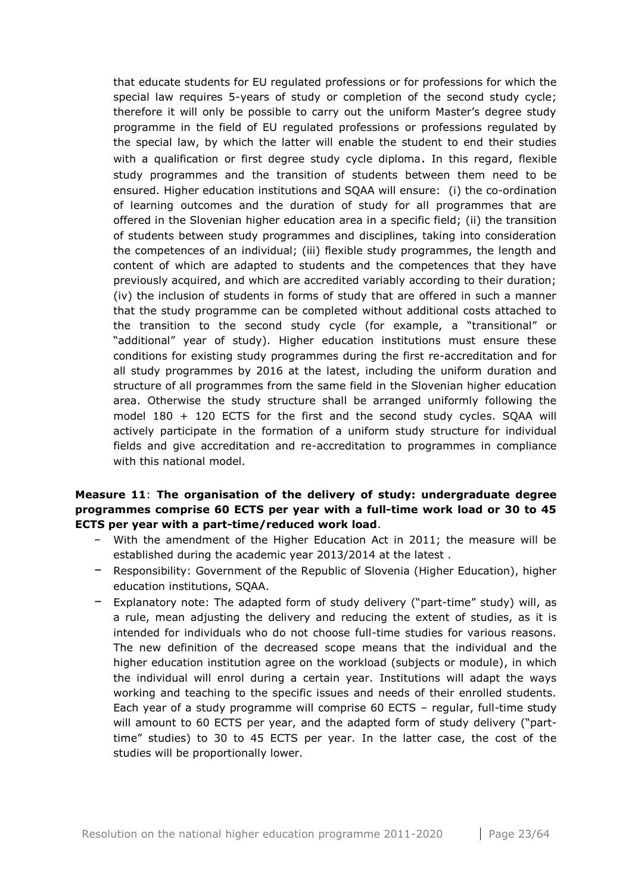that educate students for EU regulated professions or for professions for which the special law requires 5-years of study or completion of the second study cycle; therefore it will only be possible to carry out the uniform Master's degree study programme in the field of EU regulated professions or professions regulated by the special law, by which the latter will enable the student to end their studies with a qualification or first degree study cycle diploma. In this regard, flexible study programmes and the transition of students between them need to be ensured. Higher education institutions and SQAA will ensure: (i) the co-ordination of learning outcomes and the duration of study for all programmes that are offered in the Slovenian higher education area in a specific field; (ii) the transition of students between study programmes and disciplines, taking into consideration the competences of an individual; (iii) flexible study programmes, the length and content of which are adapted to students and the competences that they have previously acquired, and which are accredited variably according to their duration; (iv) the inclusion of students in forms of study that are offered in such a manner that the study programme can be completed without additional costs attached to the transition to the second study cycle (for example, a "transitional" or "additional" year of study). Higher education institutions must ensure these conditions for existing study programmes during the first re-accreditation and for all study programmes by 2016 at the latest, including the uniform duration and structure of all programmes from the same field in the Slovenian higher education area. Otherwise the study structure shall be arranged uniformly following the model 180 + 120 ECTS for the first and the second study cycles. SQAA will actively participate in the formation of a uniform study structure for individual fields and give accreditation and re-accreditation to programmes in compliance with this national model.

**Measure 11**: **The organisation of the delivery of study: undergraduate degree programmes comprise 60 ECTS per year with a full-time work load or 30 to 45 ECTS per year with a part-time/reduced work load**.

- With the amendment of the Higher Education Act in 2011; the measure will be established during the academic year 2013/2014 at the latest .
- Responsibility: Government of the Republic of Slovenia (Higher Education), higher education institutions, SQAA.
- Explanatory note: The adapted form of study delivery ("part-time" study) will, as a rule, mean adjusting the delivery and reducing the extent of studies, as it is intended for individuals who do not choose full-time studies for various reasons. The new definition of the decreased scope means that the individual and the higher education institution agree on the workload (subjects or module), in which the individual will enrol during a certain year. Institutions will adapt the ways working and teaching to the specific issues and needs of their enrolled students. Each year of a study programme will comprise 60 ECTS – regular, full-time study will amount to 60 ECTS per year, and the adapted form of study delivery ("part-time" studies) to 30 to 45 ECTS per year. In the latter case, the cost of the studies will be proportionally lower.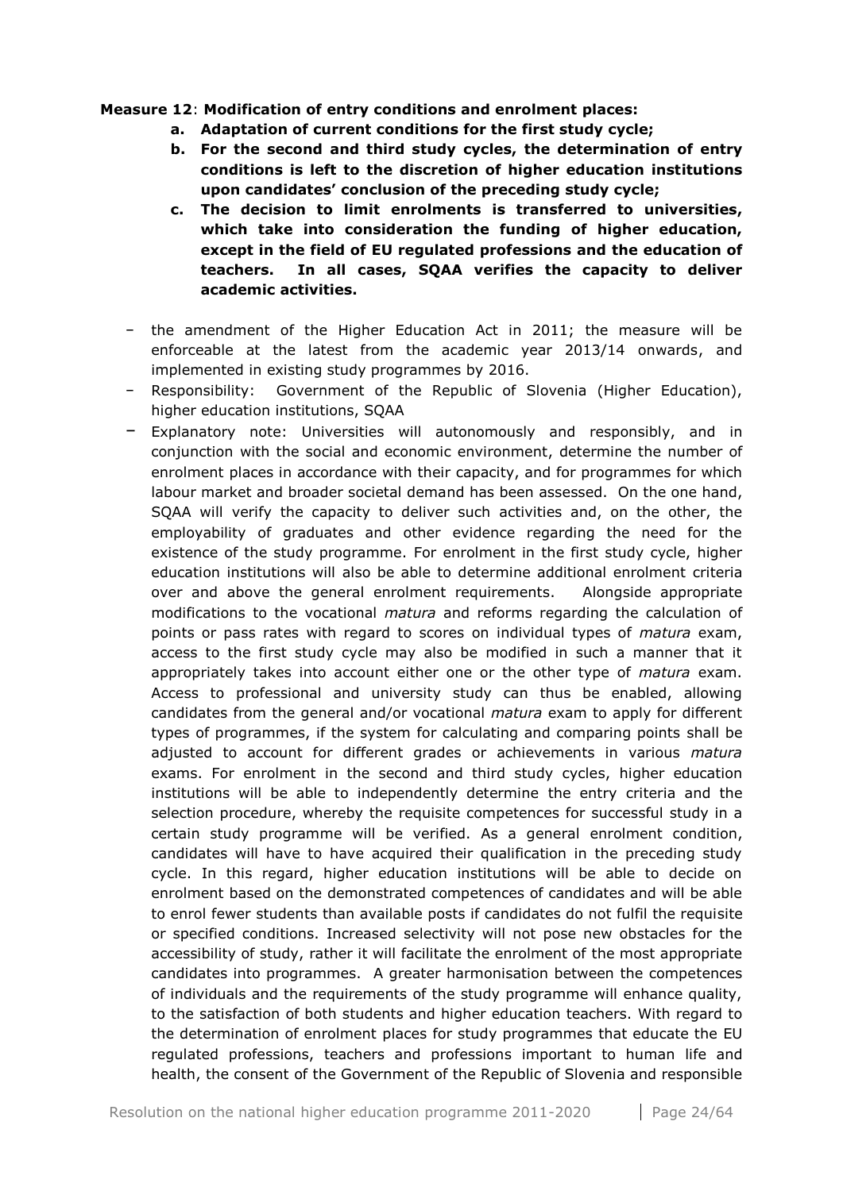**Measure 12**: **Modification of entry conditions and enrolment places:**

- **a. Adaptation of current conditions for the first study cycle;**
- **b. For the second and third study cycles, the determination of entry conditions is left to the discretion of higher education institutions upon candidates' conclusion of the preceding study cycle;**
- **c. The decision to limit enrolments is transferred to universities, which take into consideration the funding of higher education, except in the field of EU regulated professions and the education of teachers. In all cases, SQAA verifies the capacity to deliver academic activities.**

- the amendment of the Higher Education Act in 2011; the measure will be enforceable at the latest from the academic year 2013/14 onwards, and implemented in existing study programmes by 2016.
- Responsibility: Government of the Republic of Slovenia (Higher Education), higher education institutions, SQAA
- Explanatory note: Universities will autonomously and responsibly, and in conjunction with the social and economic environment, determine the number of enrolment places in accordance with their capacity, and for programmes for which labour market and broader societal demand has been assessed. On the one hand, SQAA will verify the capacity to deliver such activities and, on the other, the employability of graduates and other evidence regarding the need for the existence of the study programme. For enrolment in the first study cycle, higher education institutions will also be able to determine additional enrolment criteria over and above the general enrolment requirements. Alongside appropriate modifications to the vocational *matura* and reforms regarding the calculation of points or pass rates with regard to scores on individual types of *matura* exam, access to the first study cycle may also be modified in such a manner that it appropriately takes into account either one or the other type of *matura* exam. Access to professional and university study can thus be enabled, allowing candidates from the general and/or vocational *matura* exam to apply for different types of programmes, if the system for calculating and comparing points shall be adjusted to account for different grades or achievements in various *matura* exams. For enrolment in the second and third study cycles, higher education institutions will be able to independently determine the entry criteria and the selection procedure, whereby the requisite competences for successful study in a certain study programme will be verified. As a general enrolment condition, candidates will have to have acquired their qualification in the preceding study cycle. In this regard, higher education institutions will be able to decide on enrolment based on the demonstrated competences of candidates and will be able to enrol fewer students than available posts if candidates do not fulfil the requisite or specified conditions. Increased selectivity will not pose new obstacles for the accessibility of study, rather it will facilitate the enrolment of the most appropriate candidates into programmes. A greater harmonisation between the competences of individuals and the requirements of the study programme will enhance quality, to the satisfaction of both students and higher education teachers. With regard to the determination of enrolment places for study programmes that educate the EU regulated professions, teachers and professions important to human life and health, the consent of the Government of the Republic of Slovenia and responsible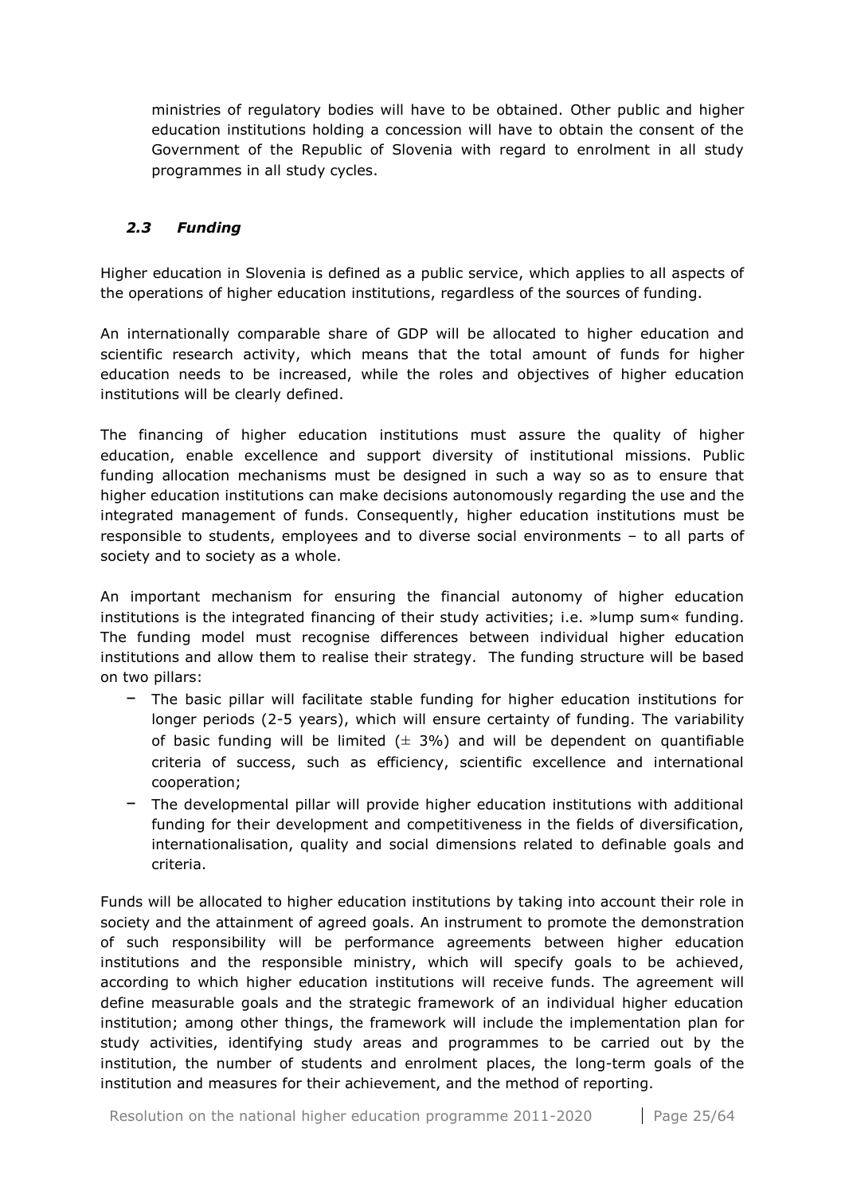ministries of regulatory bodies will have to be obtained. Other public and higher education institutions holding a concession will have to obtain the consent of the Government of the Republic of Slovenia with regard to enrolment in all study programmes in all study cycles.

### *2.3 Funding*

Higher education in Slovenia is defined as a public service, which applies to all aspects of the operations of higher education institutions, regardless of the sources of funding.

An internationally comparable share of GDP will be allocated to higher education and scientific research activity, which means that the total amount of funds for higher education needs to be increased, while the roles and objectives of higher education institutions will be clearly defined.

The financing of higher education institutions must assure the quality of higher education, enable excellence and support diversity of institutional missions. Public funding allocation mechanisms must be designed in such a way so as to ensure that higher education institutions can make decisions autonomously regarding the use and the integrated management of funds. Consequently, higher education institutions must be responsible to students, employees and to diverse social environments – to all parts of society and to society as a whole.

An important mechanism for ensuring the financial autonomy of higher education institutions is the integrated financing of their study activities; i.e. »lump sum« funding. The funding model must recognise differences between individual higher education institutions and allow them to realise their strategy. The funding structure will be based on two pillars:

- The basic pillar will facilitate stable funding for higher education institutions for longer periods (2-5 years), which will ensure certainty of funding. The variability of basic funding will be limited (± 3%) and will be dependent on quantifiable criteria of success, such as efficiency, scientific excellence and international cooperation;
- The developmental pillar will provide higher education institutions with additional funding for their development and competitiveness in the fields of diversification, internationalisation, quality and social dimensions related to definable goals and criteria.

Funds will be allocated to higher education institutions by taking into account their role in society and the attainment of agreed goals. An instrument to promote the demonstration of such responsibility will be performance agreements between higher education institutions and the responsible ministry, which will specify goals to be achieved, according to which higher education institutions will receive funds. The agreement will define measurable goals and the strategic framework of an individual higher education institution; among other things, the framework will include the implementation plan for study activities, identifying study areas and programmes to be carried out by the institution, the number of students and enrolment places, the long-term goals of the institution and measures for their achievement, and the method of reporting.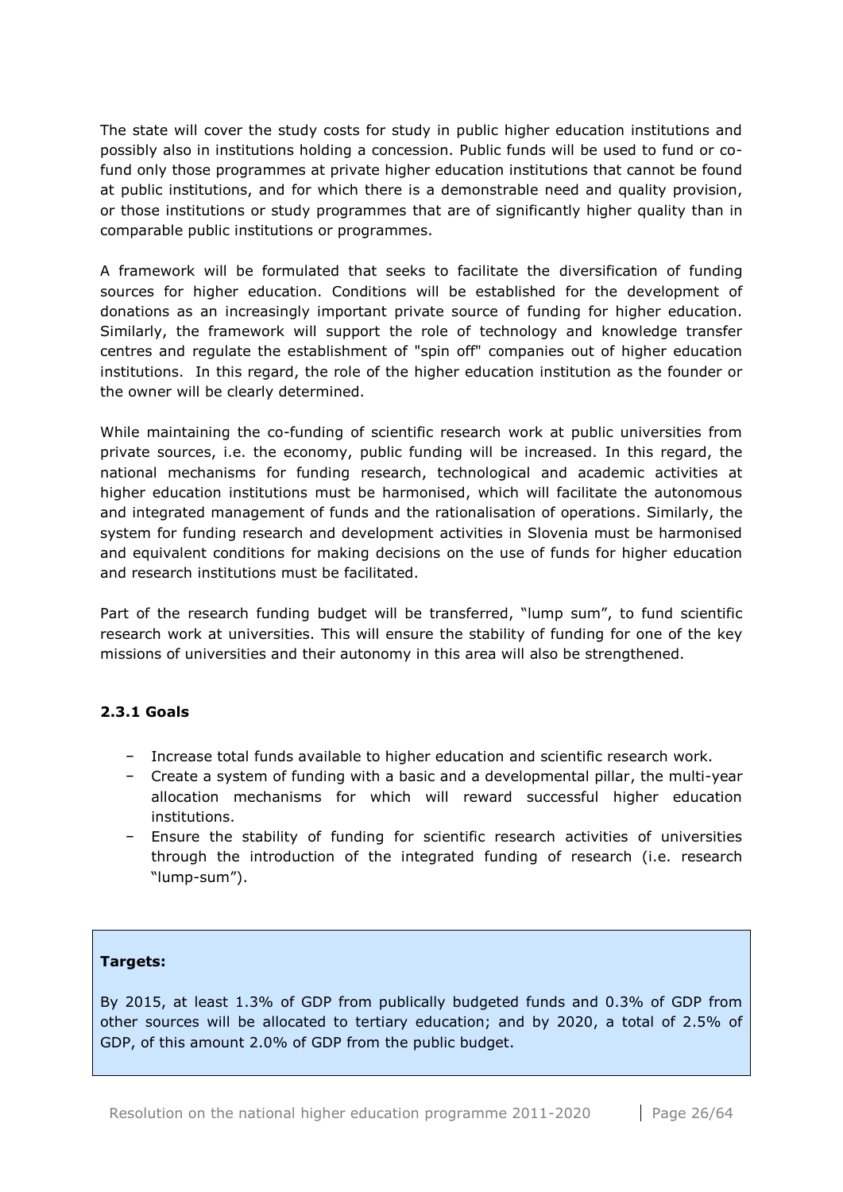The state will cover the study costs for study in public higher education institutions and possibly also in institutions holding a concession. Public funds will be used to fund or co-fund only those programmes at private higher education institutions that cannot be found at public institutions, and for which there is a demonstrable need and quality provision, or those institutions or study programmes that are of significantly higher quality than in comparable public institutions or programmes.

A framework will be formulated that seeks to facilitate the diversification of funding sources for higher education. Conditions will be established for the development of donations as an increasingly important private source of funding for higher education. Similarly, the framework will support the role of technology and knowledge transfer centres and regulate the establishment of "spin off" companies out of higher education institutions. In this regard, the role of the higher education institution as the founder or the owner will be clearly determined.

While maintaining the co-funding of scientific research work at public universities from private sources, i.e. the economy, public funding will be increased. In this regard, the national mechanisms for funding research, technological and academic activities at higher education institutions must be harmonised, which will facilitate the autonomous and integrated management of funds and the rationalisation of operations. Similarly, the system for funding research and development activities in Slovenia must be harmonised and equivalent conditions for making decisions on the use of funds for higher education and research institutions must be facilitated.

Part of the research funding budget will be transferred, "lump sum", to fund scientific research work at universities. This will ensure the stability of funding for one of the key missions of universities and their autonomy in this area will also be strengthened.

### 2.3.1 Goals

- Increase total funds available to higher education and scientific research work.
- Create a system of funding with a basic and a developmental pillar, the multi-year allocation mechanisms for which will reward successful higher education institutions.
- Ensure the stability of funding for scientific research activities of universities through the introduction of the integrated funding of research (i.e. research "lump-sum").

**Targets:**

By 2015, at least 1.3% of GDP from publically budgeted funds and 0.3% of GDP from other sources will be allocated to tertiary education; and by 2020, a total of 2.5% of GDP, of this amount 2.0% of GDP from the public budget.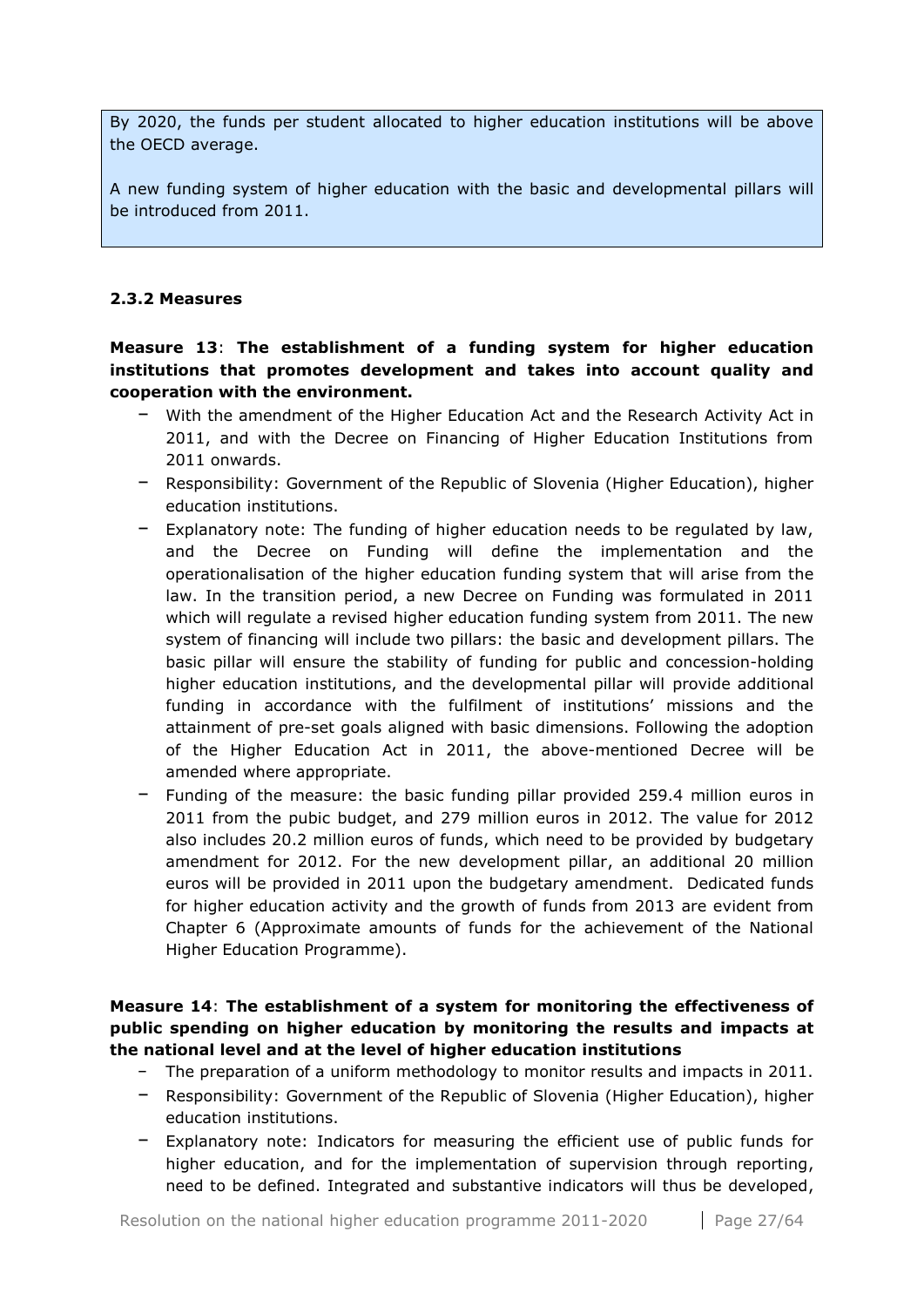By 2020, the funds per student allocated to higher education institutions will be above the OECD average.

A new funding system of higher education with the basic and developmental pillars will be introduced from 2011.

### 2.3.2 Measures

**Measure 13**: **The establishment of a funding system for higher education institutions that promotes development and takes into account quality and cooperation with the environment.**

- With the amendment of the Higher Education Act and the Research Activity Act in 2011, and with the Decree on Financing of Higher Education Institutions from 2011 onwards.
- Responsibility: Government of the Republic of Slovenia (Higher Education), higher education institutions.
- Explanatory note: The funding of higher education needs to be regulated by law, and the Decree on Funding will define the implementation and the operationalisation of the higher education funding system that will arise from the law. In the transition period, a new Decree on Funding was formulated in 2011 which will regulate a revised higher education funding system from 2011. The new system of financing will include two pillars: the basic and development pillars. The basic pillar will ensure the stability of funding for public and concession-holding higher education institutions, and the developmental pillar will provide additional funding in accordance with the fulfilment of institutions' missions and the attainment of pre-set goals aligned with basic dimensions. Following the adoption of the Higher Education Act in 2011, the above-mentioned Decree will be amended where appropriate.
- Funding of the measure: the basic funding pillar provided 259.4 million euros in 2011 from the pubic budget, and 279 million euros in 2012. The value for 2012 also includes 20.2 million euros of funds, which need to be provided by budgetary amendment for 2012. For the new development pillar, an additional 20 million euros will be provided in 2011 upon the budgetary amendment. Dedicated funds for higher education activity and the growth of funds from 2013 are evident from Chapter 6 (Approximate amounts of funds for the achievement of the National Higher Education Programme).

**Measure 14**: **The establishment of a system for monitoring the effectiveness of public spending on higher education by monitoring the results and impacts at the national level and at the level of higher education institutions**

- The preparation of a uniform methodology to monitor results and impacts in 2011.
- Responsibility: Government of the Republic of Slovenia (Higher Education), higher education institutions.
- Explanatory note: Indicators for measuring the efficient use of public funds for higher education, and for the implementation of supervision through reporting, need to be defined. Integrated and substantive indicators will thus be developed,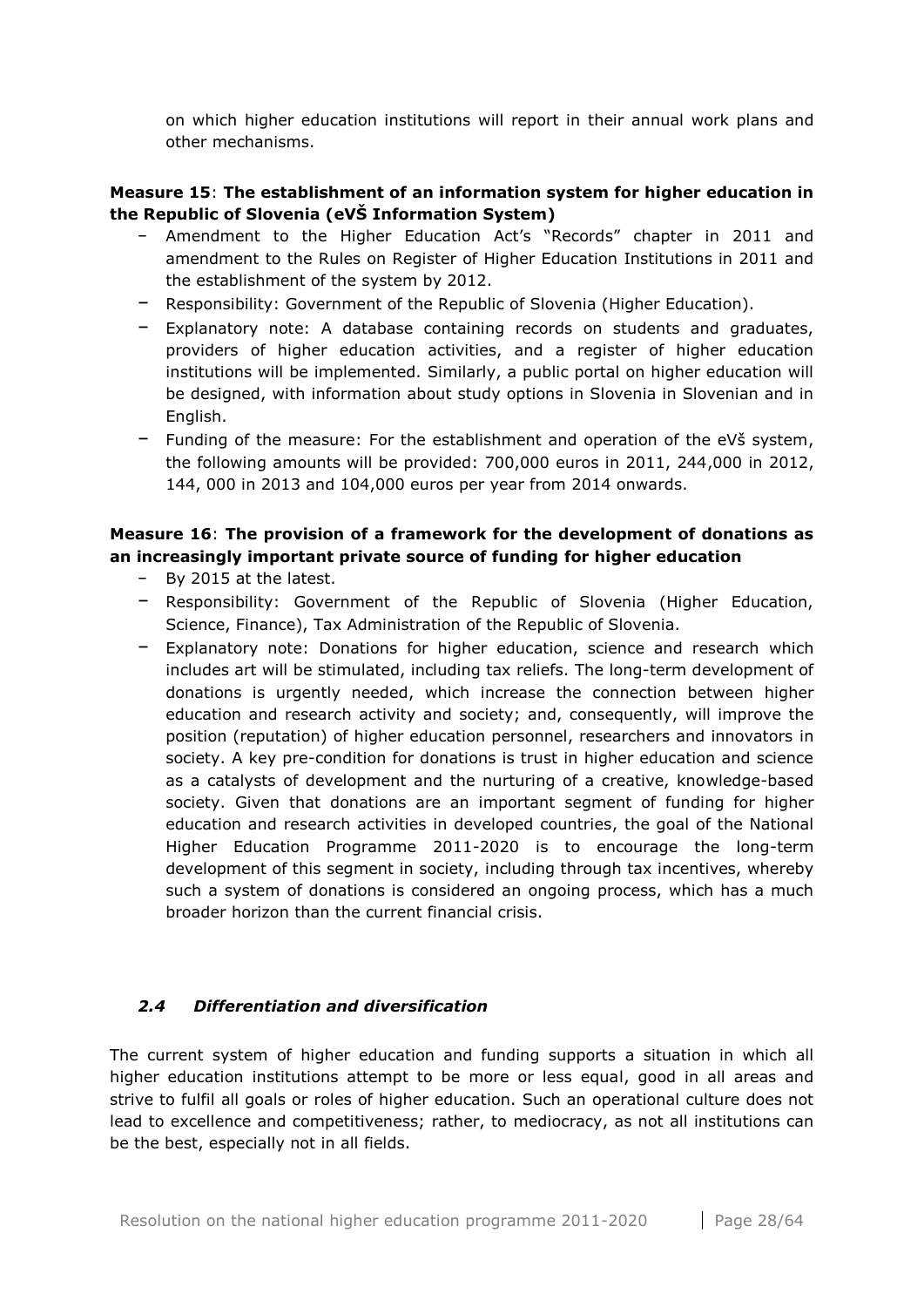on which higher education institutions will report in their annual work plans and other mechanisms.

**Measure 15**: **The establishment of an information system for higher education in the Republic of Slovenia (eVŠ Information System)**

- Amendment to the Higher Education Act's "Records" chapter in 2011 and amendment to the Rules on Register of Higher Education Institutions in 2011 and the establishment of the system by 2012.
- Responsibility: Government of the Republic of Slovenia (Higher Education).
- Explanatory note: A database containing records on students and graduates, providers of higher education activities, and a register of higher education institutions will be implemented. Similarly, a public portal on higher education will be designed, with information about study options in Slovenia in Slovenian and in English.
- Funding of the measure: For the establishment and operation of the eVš system, the following amounts will be provided: 700,000 euros in 2011, 244,000 in 2012, 144, 000 in 2013 and 104,000 euros per year from 2014 onwards.

**Measure 16**: **The provision of a framework for the development of donations as an increasingly important private source of funding for higher education**

- By 2015 at the latest.
- Responsibility: Government of the Republic of Slovenia (Higher Education, Science, Finance), Tax Administration of the Republic of Slovenia.
- Explanatory note: Donations for higher education, science and research which includes art will be stimulated, including tax reliefs. The long-term development of donations is urgently needed, which increase the connection between higher education and research activity and society; and, consequently, will improve the position (reputation) of higher education personnel, researchers and innovators in society. A key pre-condition for donations is trust in higher education and science as a catalysts of development and the nurturing of a creative, knowledge-based society. Given that donations are an important segment of funding for higher education and research activities in developed countries, the goal of the National Higher Education Programme 2011-2020 is to encourage the long-term development of this segment in society, including through tax incentives, whereby such a system of donations is considered an ongoing process, which has a much broader horizon than the current financial crisis.

### *2.4 Differentiation and diversification*

The current system of higher education and funding supports a situation in which all higher education institutions attempt to be more or less equal, good in all areas and strive to fulfil all goals or roles of higher education. Such an operational culture does not lead to excellence and competitiveness; rather, to mediocracy, as not all institutions can be the best, especially not in all fields.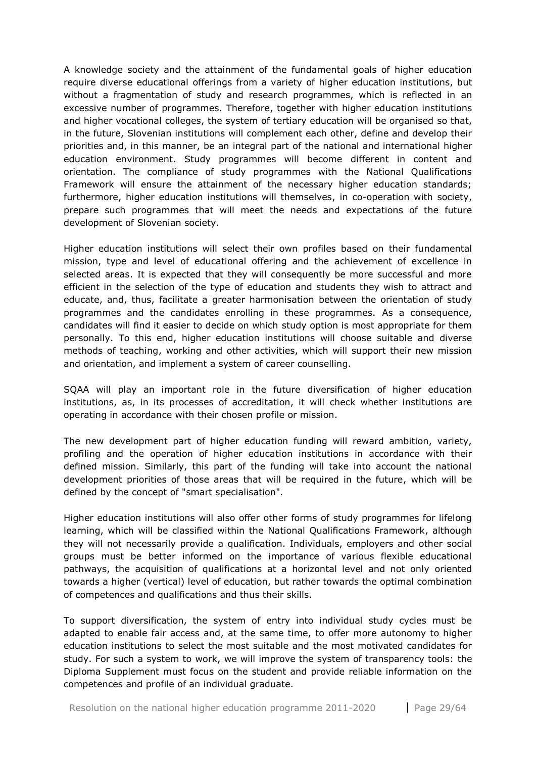A knowledge society and the attainment of the fundamental goals of higher education require diverse educational offerings from a variety of higher education institutions, but without a fragmentation of study and research programmes, which is reflected in an excessive number of programmes. Therefore, together with higher education institutions and higher vocational colleges, the system of tertiary education will be organised so that, in the future, Slovenian institutions will complement each other, define and develop their priorities and, in this manner, be an integral part of the national and international higher education environment. Study programmes will become different in content and orientation. The compliance of study programmes with the National Qualifications Framework will ensure the attainment of the necessary higher education standards; furthermore, higher education institutions will themselves, in co-operation with society, prepare such programmes that will meet the needs and expectations of the future development of Slovenian society.

Higher education institutions will select their own profiles based on their fundamental mission, type and level of educational offering and the achievement of excellence in selected areas. It is expected that they will consequently be more successful and more efficient in the selection of the type of education and students they wish to attract and educate, and, thus, facilitate a greater harmonisation between the orientation of study programmes and the candidates enrolling in these programmes. As a consequence, candidates will find it easier to decide on which study option is most appropriate for them personally. To this end, higher education institutions will choose suitable and diverse methods of teaching, working and other activities, which will support their new mission and orientation, and implement a system of career counselling.

SQAA will play an important role in the future diversification of higher education institutions, as, in its processes of accreditation, it will check whether institutions are operating in accordance with their chosen profile or mission.

The new development part of higher education funding will reward ambition, variety, profiling and the operation of higher education institutions in accordance with their defined mission. Similarly, this part of the funding will take into account the national development priorities of those areas that will be required in the future, which will be defined by the concept of "smart specialisation".

Higher education institutions will also offer other forms of study programmes for lifelong learning, which will be classified within the National Qualifications Framework, although they will not necessarily provide a qualification. Individuals, employers and other social groups must be better informed on the importance of various flexible educational pathways, the acquisition of qualifications at a horizontal level and not only oriented towards a higher (vertical) level of education, but rather towards the optimal combination of competences and qualifications and thus their skills.

To support diversification, the system of entry into individual study cycles must be adapted to enable fair access and, at the same time, to offer more autonomy to higher education institutions to select the most suitable and the most motivated candidates for study. For such a system to work, we will improve the system of transparency tools: the Diploma Supplement must focus on the student and provide reliable information on the competences and profile of an individual graduate.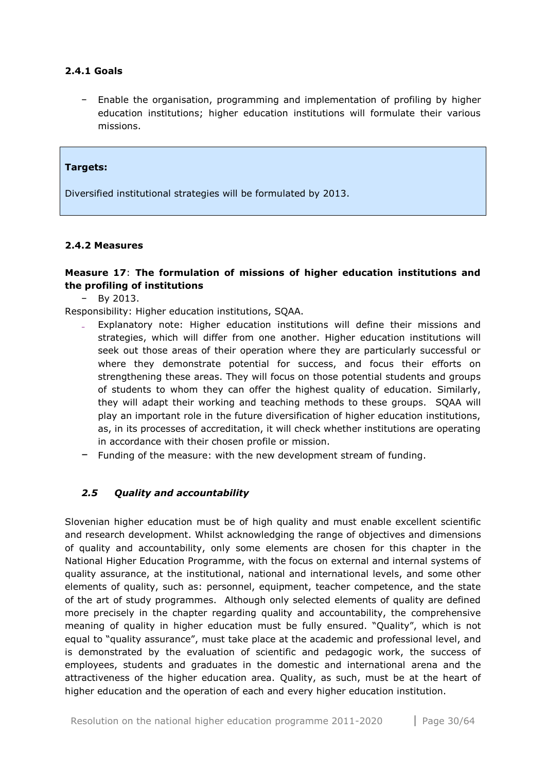#### 2.4.1 Goals

- Enable the organisation, programming and implementation of profiling by higher education institutions; higher education institutions will formulate their various missions.

**Targets:**

Diversified institutional strategies will be formulated by 2013.

#### 2.4.2 Measures

**Measure 17**: **The formulation of missions of higher education institutions and the profiling of institutions**

- By 2013.

Responsibility: Higher education institutions, SQAA.

- Explanatory note: Higher education institutions will define their missions and strategies, which will differ from one another. Higher education institutions will seek out those areas of their operation where they are particularly successful or where they demonstrate potential for success, and focus their efforts on strengthening these areas. They will focus on those potential students and groups of students to whom they can offer the highest quality of education. Similarly, they will adapt their working and teaching methods to these groups. SQAA will play an important role in the future diversification of higher education institutions, as, in its processes of accreditation, it will check whether institutions are operating in accordance with their chosen profile or mission.
- Funding of the measure: with the new development stream of funding.

### *2.5 Quality and accountability*

Slovenian higher education must be of high quality and must enable excellent scientific and research development. Whilst acknowledging the range of objectives and dimensions of quality and accountability, only some elements are chosen for this chapter in the National Higher Education Programme, with the focus on external and internal systems of quality assurance, at the institutional, national and international levels, and some other elements of quality, such as: personnel, equipment, teacher competence, and the state of the art of study programmes. Although only selected elements of quality are defined more precisely in the chapter regarding quality and accountability, the comprehensive meaning of quality in higher education must be fully ensured. "Quality", which is not equal to "quality assurance", must take place at the academic and professional level, and is demonstrated by the evaluation of scientific and pedagogic work, the success of employees, students and graduates in the domestic and international arena and the attractiveness of the higher education area. Quality, as such, must be at the heart of higher education and the operation of each and every higher education institution.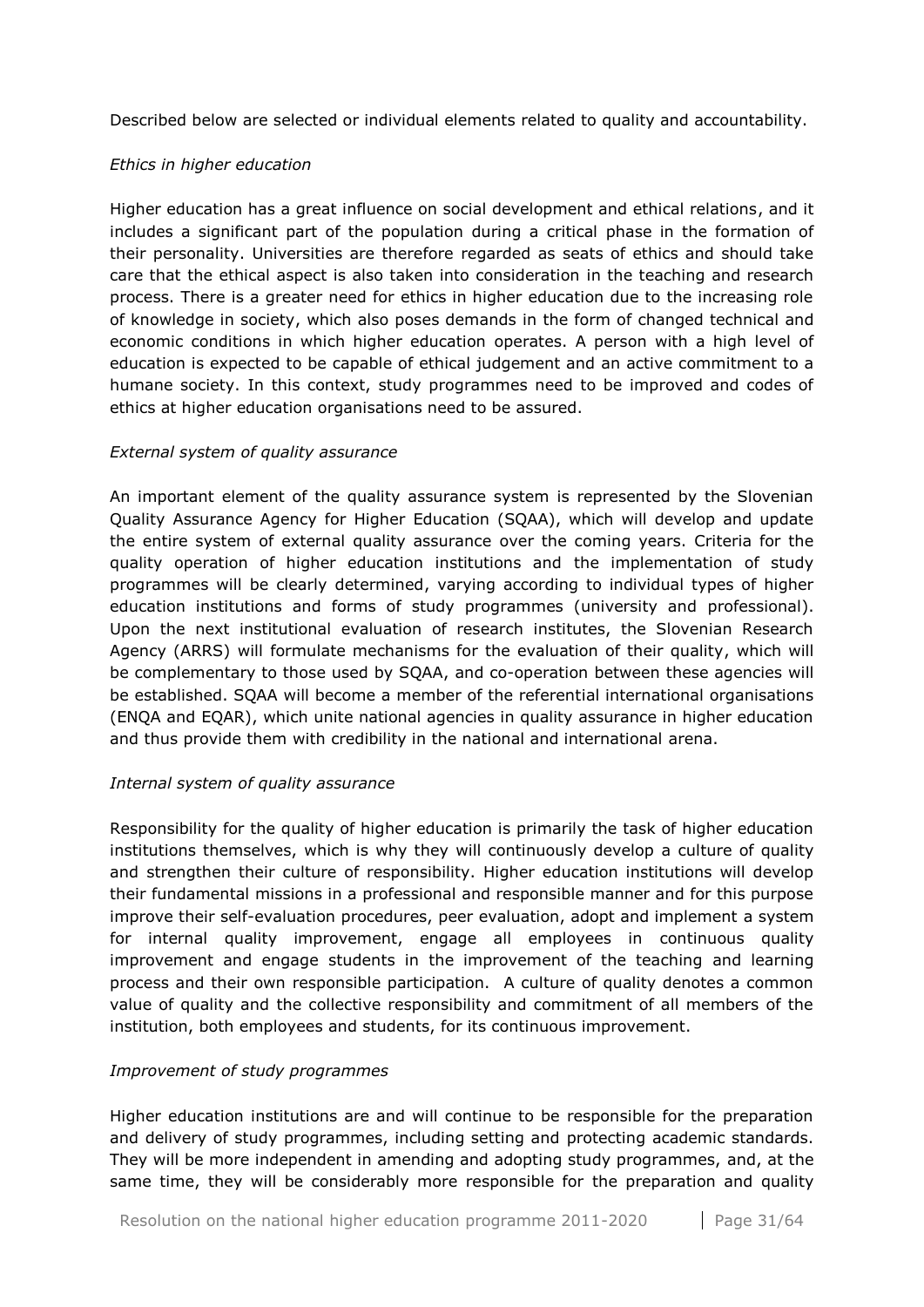Described below are selected or individual elements related to quality and accountability.

*Ethics in higher education*

Higher education has a great influence on social development and ethical relations, and it includes a significant part of the population during a critical phase in the formation of their personality. Universities are therefore regarded as seats of ethics and should take care that the ethical aspect is also taken into consideration in the teaching and research process. There is a greater need for ethics in higher education due to the increasing role of knowledge in society, which also poses demands in the form of changed technical and economic conditions in which higher education operates. A person with a high level of education is expected to be capable of ethical judgement and an active commitment to a humane society. In this context, study programmes need to be improved and codes of ethics at higher education organisations need to be assured.

*External system of quality assurance*

An important element of the quality assurance system is represented by the Slovenian Quality Assurance Agency for Higher Education (SQAA), which will develop and update the entire system of external quality assurance over the coming years. Criteria for the quality operation of higher education institutions and the implementation of study programmes will be clearly determined, varying according to individual types of higher education institutions and forms of study programmes (university and professional). Upon the next institutional evaluation of research institutes, the Slovenian Research Agency (ARRS) will formulate mechanisms for the evaluation of their quality, which will be complementary to those used by SQAA, and co-operation between these agencies will be established. SQAA will become a member of the referential international organisations (ENQA and EQAR), which unite national agencies in quality assurance in higher education and thus provide them with credibility in the national and international arena.

*Internal system of quality assurance*

Responsibility for the quality of higher education is primarily the task of higher education institutions themselves, which is why they will continuously develop a culture of quality and strengthen their culture of responsibility. Higher education institutions will develop their fundamental missions in a professional and responsible manner and for this purpose improve their self-evaluation procedures, peer evaluation, adopt and implement a system for internal quality improvement, engage all employees in continuous quality improvement and engage students in the improvement of the teaching and learning process and their own responsible participation. A culture of quality denotes a common value of quality and the collective responsibility and commitment of all members of the institution, both employees and students, for its continuous improvement.

*Improvement of study programmes*

Higher education institutions are and will continue to be responsible for the preparation and delivery of study programmes, including setting and protecting academic standards. They will be more independent in amending and adopting study programmes, and, at the same time, they will be considerably more responsible for the preparation and quality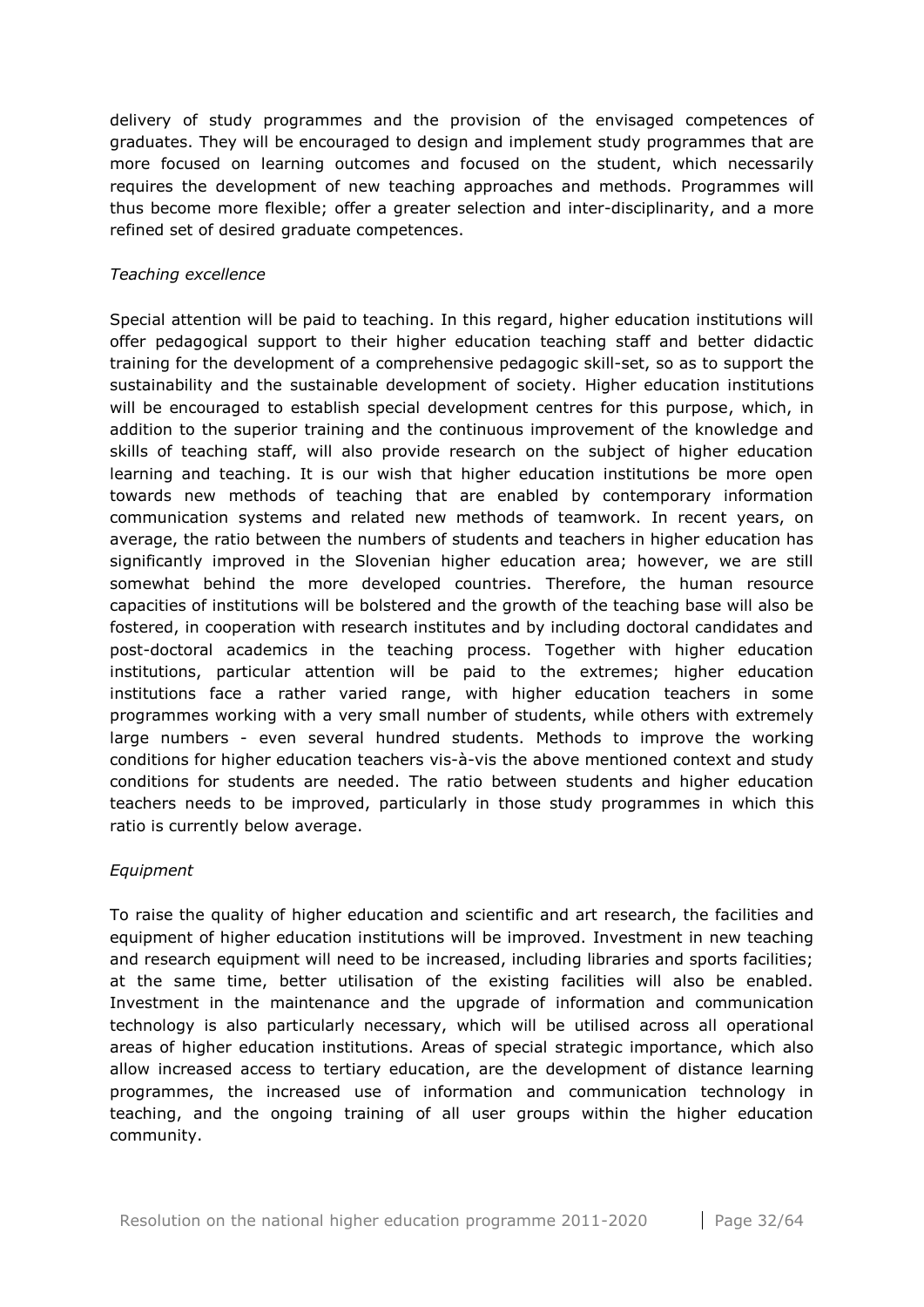delivery of study programmes and the provision of the envisaged competences of graduates. They will be encouraged to design and implement study programmes that are more focused on learning outcomes and focused on the student, which necessarily requires the development of new teaching approaches and methods. Programmes will thus become more flexible; offer a greater selection and inter-disciplinarity, and a more refined set of desired graduate competences.

*Teaching excellence*

Special attention will be paid to teaching. In this regard, higher education institutions will offer pedagogical support to their higher education teaching staff and better didactic training for the development of a comprehensive pedagogic skill-set, so as to support the sustainability and the sustainable development of society. Higher education institutions will be encouraged to establish special development centres for this purpose, which, in addition to the superior training and the continuous improvement of the knowledge and skills of teaching staff, will also provide research on the subject of higher education learning and teaching. It is our wish that higher education institutions be more open towards new methods of teaching that are enabled by contemporary information communication systems and related new methods of teamwork. In recent years, on average, the ratio between the numbers of students and teachers in higher education has significantly improved in the Slovenian higher education area; however, we are still somewhat behind the more developed countries. Therefore, the human resource capacities of institutions will be bolstered and the growth of the teaching base will also be fostered, in cooperation with research institutes and by including doctoral candidates and post-doctoral academics in the teaching process. Together with higher education institutions, particular attention will be paid to the extremes; higher education institutions face a rather varied range, with higher education teachers in some programmes working with a very small number of students, while others with extremely large numbers - even several hundred students. Methods to improve the working conditions for higher education teachers vis-à-vis the above mentioned context and study conditions for students are needed. The ratio between students and higher education teachers needs to be improved, particularly in those study programmes in which this ratio is currently below average.

*Equipment*

To raise the quality of higher education and scientific and art research, the facilities and equipment of higher education institutions will be improved. Investment in new teaching and research equipment will need to be increased, including libraries and sports facilities; at the same time, better utilisation of the existing facilities will also be enabled. Investment in the maintenance and the upgrade of information and communication technology is also particularly necessary, which will be utilised across all operational areas of higher education institutions. Areas of special strategic importance, which also allow increased access to tertiary education, are the development of distance learning programmes, the increased use of information and communication technology in teaching, and the ongoing training of all user groups within the higher education community.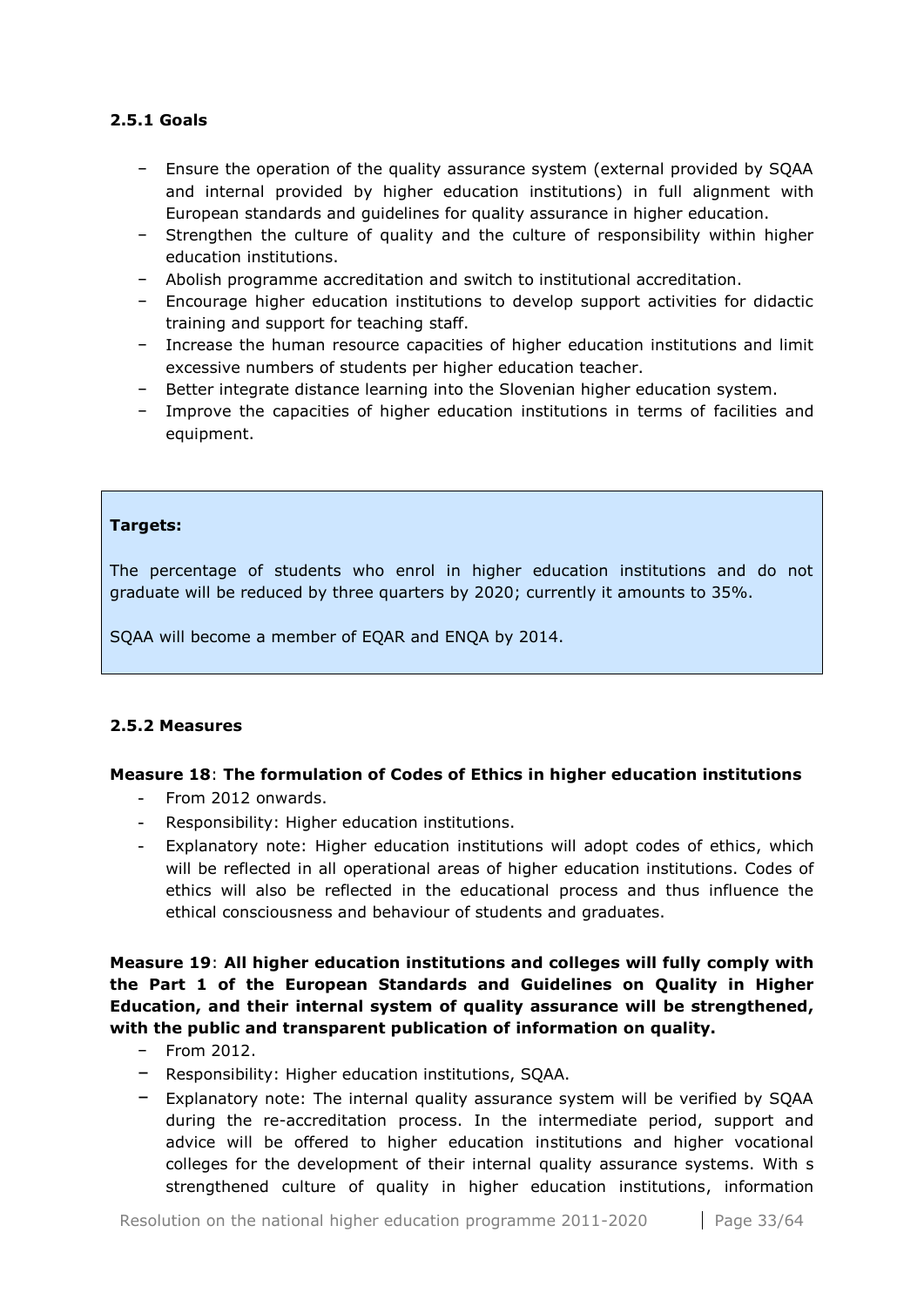#### 2.5.1 Goals

- Ensure the operation of the quality assurance system (external provided by SQAA and internal provided by higher education institutions) in full alignment with European standards and guidelines for quality assurance in higher education.
- Strengthen the culture of quality and the culture of responsibility within higher education institutions.
- Abolish programme accreditation and switch to institutional accreditation.
- Encourage higher education institutions to develop support activities for didactic training and support for teaching staff.
- Increase the human resource capacities of higher education institutions and limit excessive numbers of students per higher education teacher.
- Better integrate distance learning into the Slovenian higher education system.
- Improve the capacities of higher education institutions in terms of facilities and equipment.

**Targets:**

The percentage of students who enrol in higher education institutions and do not graduate will be reduced by three quarters by 2020; currently it amounts to 35%.

SQAA will become a member of EQAR and ENQA by 2014.

#### 2.5.2 Measures

**Measure 18**: **The formulation of Codes of Ethics in higher education institutions**

- From 2012 onwards.
- Responsibility: Higher education institutions.
- Explanatory note: Higher education institutions will adopt codes of ethics, which will be reflected in all operational areas of higher education institutions. Codes of ethics will also be reflected in the educational process and thus influence the ethical consciousness and behaviour of students and graduates.

**Measure 19**: **All higher education institutions and colleges will fully comply with the Part 1 of the European Standards and Guidelines on Quality in Higher Education, and their internal system of quality assurance will be strengthened, with the public and transparent publication of information on quality.**

- From 2012.
- Responsibility: Higher education institutions, SQAA.
- Explanatory note: The internal quality assurance system will be verified by SQAA during the re-accreditation process. In the intermediate period, support and advice will be offered to higher education institutions and higher vocational colleges for the development of their internal quality assurance systems. With s strengthened culture of quality in higher education institutions, information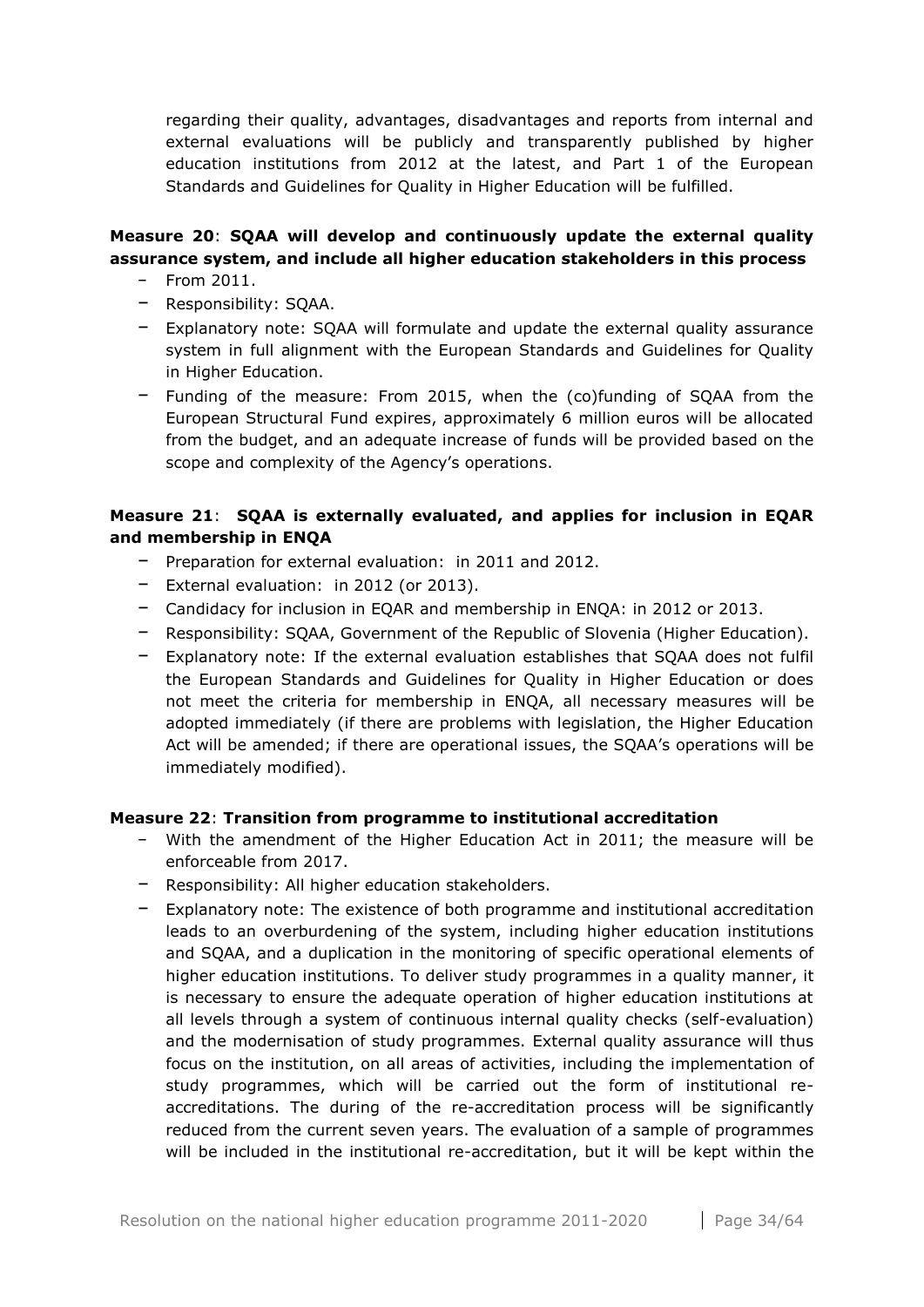regarding their quality, advantages, disadvantages and reports from internal and external evaluations will be publicly and transparently published by higher education institutions from 2012 at the latest, and Part 1 of the European Standards and Guidelines for Quality in Higher Education will be fulfilled.

**Measure 20**: **SQAA will develop and continuously update the external quality assurance system, and include all higher education stakeholders in this process**

- From 2011.
- Responsibility: SQAA.
- Explanatory note: SQAA will formulate and update the external quality assurance system in full alignment with the European Standards and Guidelines for Quality in Higher Education.
- Funding of the measure: From 2015, when the (co)funding of SQAA from the European Structural Fund expires, approximately 6 million euros will be allocated from the budget, and an adequate increase of funds will be provided based on the scope and complexity of the Agency's operations.

**Measure 21**: **SQAA is externally evaluated, and applies for inclusion in EQAR and membership in ENQA**

- Preparation for external evaluation: in 2011 and 2012.
- External evaluation: in 2012 (or 2013).
- Candidacy for inclusion in EQAR and membership in ENQA: in 2012 or 2013.
- Responsibility: SQAA, Government of the Republic of Slovenia (Higher Education).
- Explanatory note: If the external evaluation establishes that SQAA does not fulfil the European Standards and Guidelines for Quality in Higher Education or does not meet the criteria for membership in ENQA, all necessary measures will be adopted immediately (if there are problems with legislation, the Higher Education Act will be amended; if there are operational issues, the SQAA's operations will be immediately modified).

**Measure 22**: **Transition from programme to institutional accreditation**

- With the amendment of the Higher Education Act in 2011; the measure will be enforceable from 2017.
- Responsibility: All higher education stakeholders.
- Explanatory note: The existence of both programme and institutional accreditation leads to an overburdening of the system, including higher education institutions and SQAA, and a duplication in the monitoring of specific operational elements of higher education institutions. To deliver study programmes in a quality manner, it is necessary to ensure the adequate operation of higher education institutions at all levels through a system of continuous internal quality checks (self-evaluation) and the modernisation of study programmes. External quality assurance will thus focus on the institution, on all areas of activities, including the implementation of study programmes, which will be carried out the form of institutional re-accreditations. The during of the re-accreditation process will be significantly reduced from the current seven years. The evaluation of a sample of programmes will be included in the institutional re-accreditation, but it will be kept within the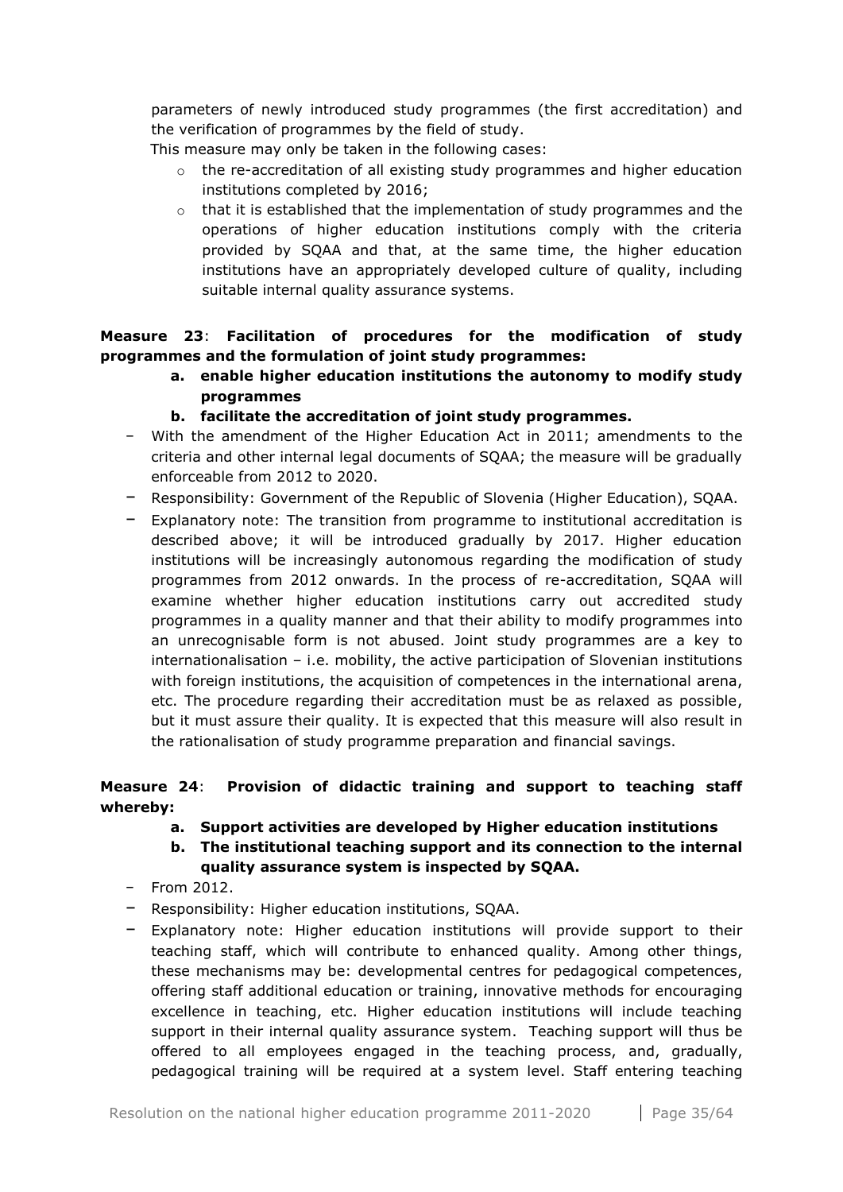parameters of newly introduced study programmes (the first accreditation) and the verification of programmes by the field of study.

This measure may only be taken in the following cases:

- the re-accreditation of all existing study programmes and higher education institutions completed by 2016;
- that it is established that the implementation of study programmes and the operations of higher education institutions comply with the criteria provided by SQAA and that, at the same time, the higher education institutions have an appropriately developed culture of quality, including suitable internal quality assurance systems.

**Measure 23**: **Facilitation of procedures for the modification of study programmes and the formulation of joint study programmes:**

**a. enable higher education institutions the autonomy to modify study programmes**

**b. facilitate the accreditation of joint study programmes.**

- With the amendment of the Higher Education Act in 2011; amendments to the criteria and other internal legal documents of SQAA; the measure will be gradually enforceable from 2012 to 2020.
- Responsibility: Government of the Republic of Slovenia (Higher Education), SQAA.
- Explanatory note: The transition from programme to institutional accreditation is described above; it will be introduced gradually by 2017. Higher education institutions will be increasingly autonomous regarding the modification of study programmes from 2012 onwards. In the process of re-accreditation, SQAA will examine whether higher education institutions carry out accredited study programmes in a quality manner and that their ability to modify programmes into an unrecognisable form is not abused. Joint study programmes are a key to internationalisation – i.e. mobility, the active participation of Slovenian institutions with foreign institutions, the acquisition of competences in the international arena, etc. The procedure regarding their accreditation must be as relaxed as possible, but it must assure their quality. It is expected that this measure will also result in the rationalisation of study programme preparation and financial savings.

**Measure 24**: **Provision of didactic training and support to teaching staff whereby:**

**a. Support activities are developed by Higher education institutions**

**b. The institutional teaching support and its connection to the internal quality assurance system is inspected by SQAA.**

- From 2012.
- Responsibility: Higher education institutions, SQAA.
- Explanatory note: Higher education institutions will provide support to their teaching staff, which will contribute to enhanced quality. Among other things, these mechanisms may be: developmental centres for pedagogical competences, offering staff additional education or training, innovative methods for encouraging excellence in teaching, etc. Higher education institutions will include teaching support in their internal quality assurance system. Teaching support will thus be offered to all employees engaged in the teaching process, and, gradually, pedagogical training will be required at a system level. Staff entering teaching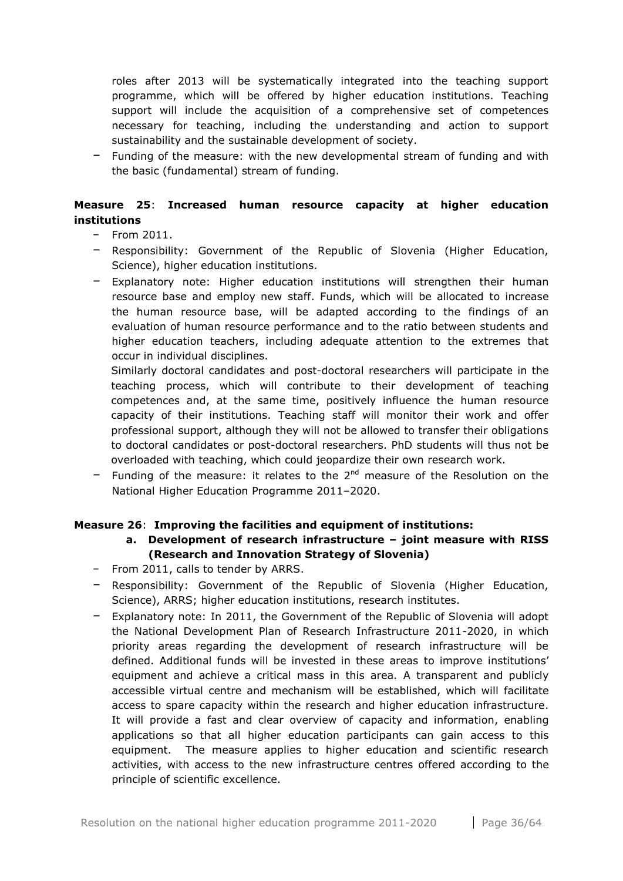roles after 2013 will be systematically integrated into the teaching support programme, which will be offered by higher education institutions. Teaching support will include the acquisition of a comprehensive set of competences necessary for teaching, including the understanding and action to support sustainability and the sustainable development of society.

- Funding of the measure: with the new developmental stream of funding and with the basic (fundamental) stream of funding.

**Measure 25**: **Increased human resource capacity at higher education institutions**

- From 2011.
- Responsibility: Government of the Republic of Slovenia (Higher Education, Science), higher education institutions.
- Explanatory note: Higher education institutions will strengthen their human resource base and employ new staff. Funds, which will be allocated to increase the human resource base, will be adapted according to the findings of an evaluation of human resource performance and to the ratio between students and higher education teachers, including adequate attention to the extremes that occur in individual disciplines.

  Similarly doctoral candidates and post-doctoral researchers will participate in the teaching process, which will contribute to their development of teaching competences and, at the same time, positively influence the human resource capacity of their institutions. Teaching staff will monitor their work and offer professional support, although they will not be allowed to transfer their obligations to doctoral candidates or post-doctoral researchers. PhD students will thus not be overloaded with teaching, which could jeopardize their own research work.
- Funding of the measure: it relates to the 2nd measure of the Resolution on the National Higher Education Programme 2011–2020.

**Measure 26**: **Improving the facilities and equipment of institutions:**

**a. Development of research infrastructure – joint measure with RISS (Research and Innovation Strategy of Slovenia)**

- From 2011, calls to tender by ARRS.
- Responsibility: Government of the Republic of Slovenia (Higher Education, Science), ARRS; higher education institutions, research institutes.
- Explanatory note: In 2011, the Government of the Republic of Slovenia will adopt the National Development Plan of Research Infrastructure 2011-2020, in which priority areas regarding the development of research infrastructure will be defined. Additional funds will be invested in these areas to improve institutions' equipment and achieve a critical mass in this area. A transparent and publicly accessible virtual centre and mechanism will be established, which will facilitate access to spare capacity within the research and higher education infrastructure. It will provide a fast and clear overview of capacity and information, enabling applications so that all higher education participants can gain access to this equipment. The measure applies to higher education and scientific research activities, with access to the new infrastructure centres offered according to the principle of scientific excellence.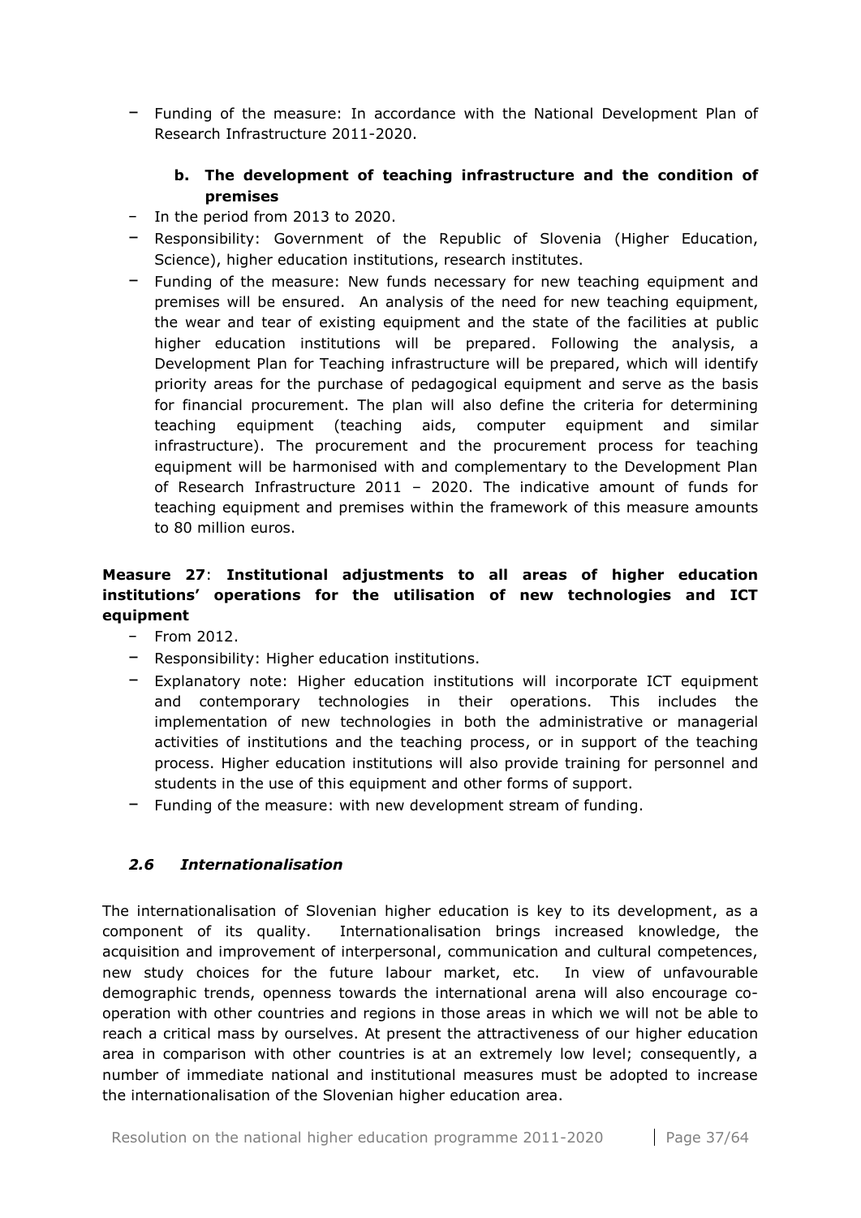- Funding of the measure: In accordance with the National Development Plan of Research Infrastructure 2011-2020.

**b. The development of teaching infrastructure and the condition of premises**

- In the period from 2013 to 2020.
- Responsibility: Government of the Republic of Slovenia (Higher Education, Science), higher education institutions, research institutes.
- Funding of the measure: New funds necessary for new teaching equipment and premises will be ensured. An analysis of the need for new teaching equipment, the wear and tear of existing equipment and the state of the facilities at public higher education institutions will be prepared. Following the analysis, a Development Plan for Teaching infrastructure will be prepared, which will identify priority areas for the purchase of pedagogical equipment and serve as the basis for financial procurement. The plan will also define the criteria for determining teaching equipment (teaching aids, computer equipment and similar infrastructure). The procurement and the procurement process for teaching equipment will be harmonised with and complementary to the Development Plan of Research Infrastructure 2011 – 2020. The indicative amount of funds for teaching equipment and premises within the framework of this measure amounts to 80 million euros.

**Measure 27**: **Institutional adjustments to all areas of higher education institutions' operations for the utilisation of new technologies and ICT equipment**

- From 2012.
- Responsibility: Higher education institutions.
- Explanatory note: Higher education institutions will incorporate ICT equipment and contemporary technologies in their operations. This includes the implementation of new technologies in both the administrative or managerial activities of institutions and the teaching process, or in support of the teaching process. Higher education institutions will also provide training for personnel and students in the use of this equipment and other forms of support.
- Funding of the measure: with new development stream of funding.

### *2.6 Internationalisation*

The internationalisation of Slovenian higher education is key to its development, as a component of its quality. Internationalisation brings increased knowledge, the acquisition and improvement of interpersonal, communication and cultural competences, new study choices for the future labour market, etc. In view of unfavourable demographic trends, openness towards the international arena will also encourage co-operation with other countries and regions in those areas in which we will not be able to reach a critical mass by ourselves. At present the attractiveness of our higher education area in comparison with other countries is at an extremely low level; consequently, a number of immediate national and institutional measures must be adopted to increase the internationalisation of the Slovenian higher education area.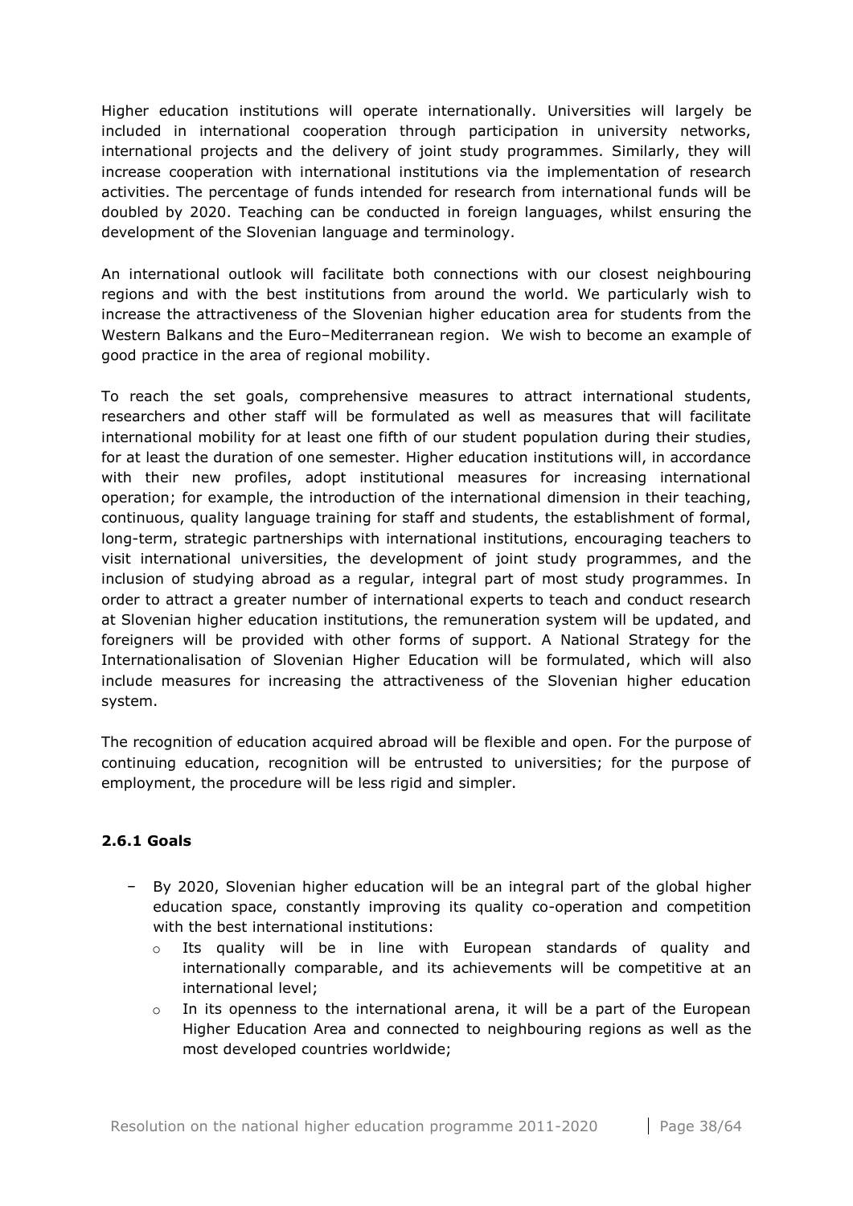Higher education institutions will operate internationally. Universities will largely be included in international cooperation through participation in university networks, international projects and the delivery of joint study programmes. Similarly, they will increase cooperation with international institutions via the implementation of research activities. The percentage of funds intended for research from international funds will be doubled by 2020. Teaching can be conducted in foreign languages, whilst ensuring the development of the Slovenian language and terminology.

An international outlook will facilitate both connections with our closest neighbouring regions and with the best institutions from around the world. We particularly wish to increase the attractiveness of the Slovenian higher education area for students from the Western Balkans and the Euro–Mediterranean region. We wish to become an example of good practice in the area of regional mobility.

To reach the set goals, comprehensive measures to attract international students, researchers and other staff will be formulated as well as measures that will facilitate international mobility for at least one fifth of our student population during their studies, for at least the duration of one semester. Higher education institutions will, in accordance with their new profiles, adopt institutional measures for increasing international operation; for example, the introduction of the international dimension in their teaching, continuous, quality language training for staff and students, the establishment of formal, long-term, strategic partnerships with international institutions, encouraging teachers to visit international universities, the development of joint study programmes, and the inclusion of studying abroad as a regular, integral part of most study programmes. In order to attract a greater number of international experts to teach and conduct research at Slovenian higher education institutions, the remuneration system will be updated, and foreigners will be provided with other forms of support. A National Strategy for the Internationalisation of Slovenian Higher Education will be formulated, which will also include measures for increasing the attractiveness of the Slovenian higher education system.

The recognition of education acquired abroad will be flexible and open. For the purpose of continuing education, recognition will be entrusted to universities; for the purpose of employment, the procedure will be less rigid and simpler.

### 2.6.1 Goals

- By 2020, Slovenian higher education will be an integral part of the global higher education space, constantly improving its quality co-operation and competition with the best international institutions:
  - Its quality will be in line with European standards of quality and internationally comparable, and its achievements will be competitive at an international level;
  - In its openness to the international arena, it will be a part of the European Higher Education Area and connected to neighbouring regions as well as the most developed countries worldwide;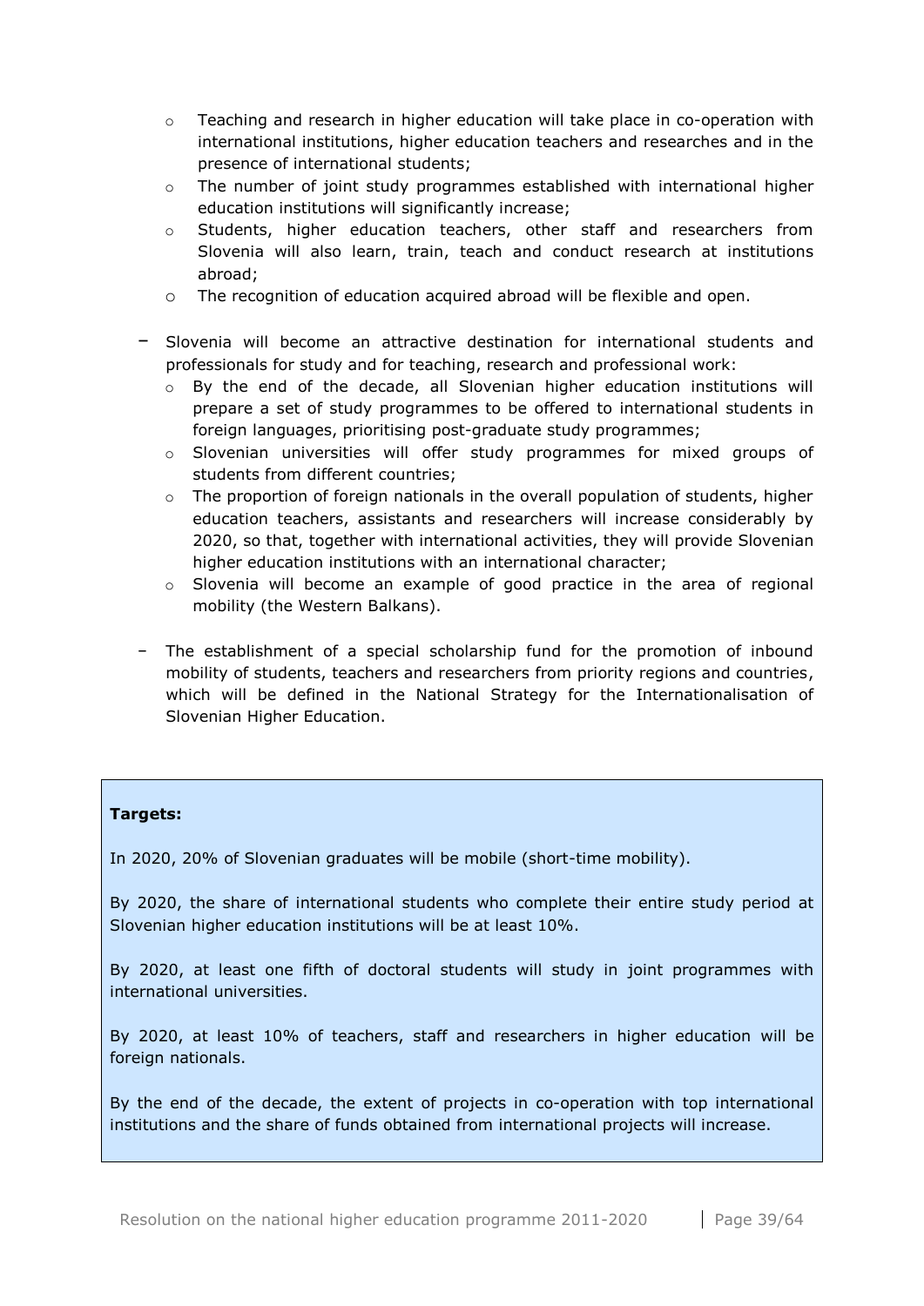- Teaching and research in higher education will take place in co-operation with international institutions, higher education teachers and researches and in the presence of international students;
  - The number of joint study programmes established with international higher education institutions will significantly increase;
  - Students, higher education teachers, other staff and researchers from Slovenia will also learn, train, teach and conduct research at institutions abroad;
  - The recognition of education acquired abroad will be flexible and open.

- Slovenia will become an attractive destination for international students and professionals for study and for teaching, research and professional work:
  - By the end of the decade, all Slovenian higher education institutions will prepare a set of study programmes to be offered to international students in foreign languages, prioritising post-graduate study programmes;
  - Slovenian universities will offer study programmes for mixed groups of students from different countries;
  - The proportion of foreign nationals in the overall population of students, higher education teachers, assistants and researchers will increase considerably by 2020, so that, together with international activities, they will provide Slovenian higher education institutions with an international character;
  - Slovenia will become an example of good practice in the area of regional mobility (the Western Balkans).

- The establishment of a special scholarship fund for the promotion of inbound mobility of students, teachers and researchers from priority regions and countries, which will be defined in the National Strategy for the Internationalisation of Slovenian Higher Education.

**Targets:**

In 2020, 20% of Slovenian graduates will be mobile (short-time mobility).

By 2020, the share of international students who complete their entire study period at Slovenian higher education institutions will be at least 10%.

By 2020, at least one fifth of doctoral students will study in joint programmes with international universities.

By 2020, at least 10% of teachers, staff and researchers in higher education will be foreign nationals.

By the end of the decade, the extent of projects in co-operation with top international institutions and the share of funds obtained from international projects will increase.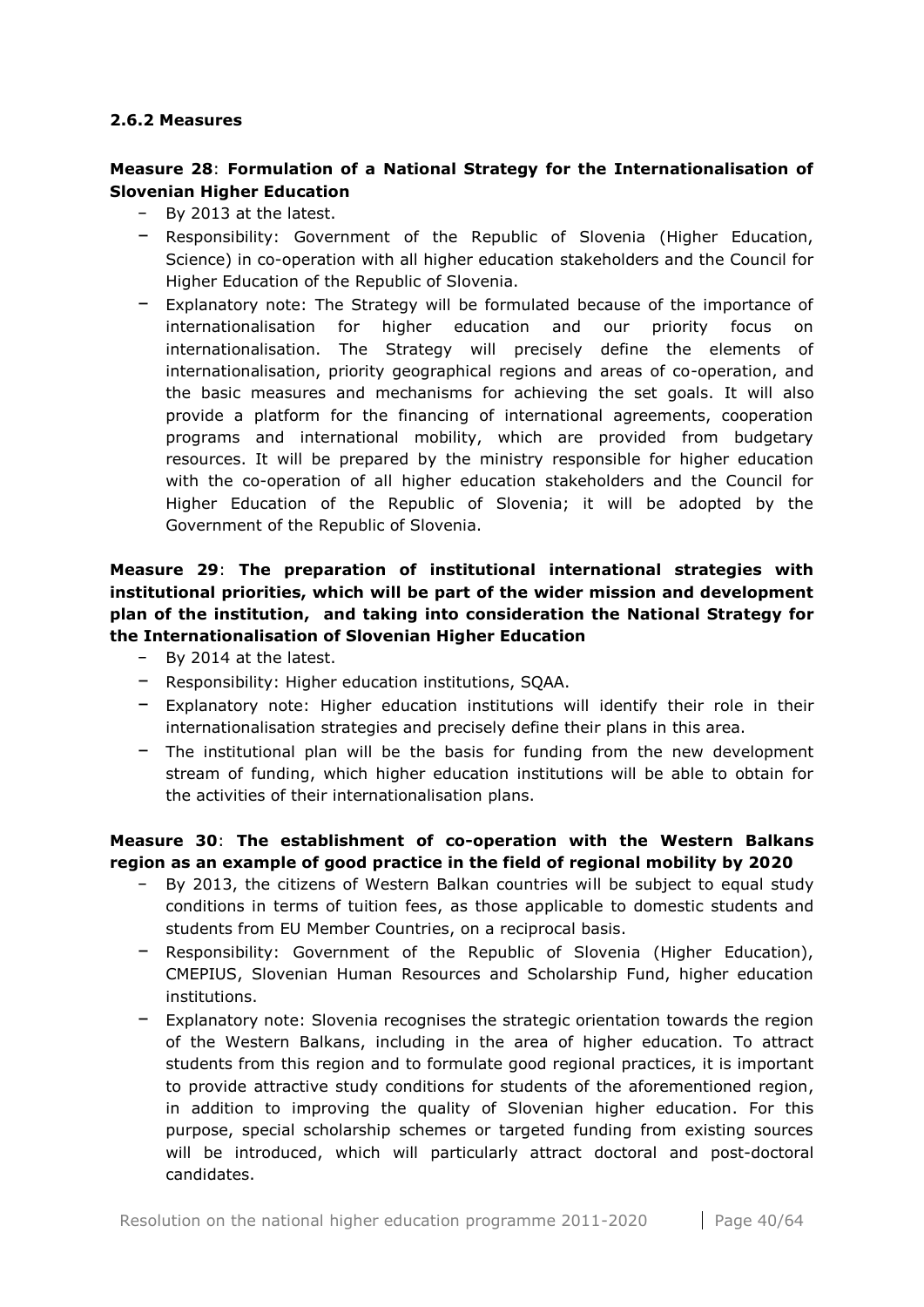#### 2.6.2 Measures

**Measure 28**: **Formulation of a National Strategy for the Internationalisation of Slovenian Higher Education**

- By 2013 at the latest.
- Responsibility: Government of the Republic of Slovenia (Higher Education, Science) in co-operation with all higher education stakeholders and the Council for Higher Education of the Republic of Slovenia.
- Explanatory note: The Strategy will be formulated because of the importance of internationalisation for higher education and our priority focus on internationalisation. The Strategy will precisely define the elements of internationalisation, priority geographical regions and areas of co-operation, and the basic measures and mechanisms for achieving the set goals. It will also provide a platform for the financing of international agreements, cooperation programs and international mobility, which are provided from budgetary resources. It will be prepared by the ministry responsible for higher education with the co-operation of all higher education stakeholders and the Council for Higher Education of the Republic of Slovenia; it will be adopted by the Government of the Republic of Slovenia.

**Measure 29**: **The preparation of institutional international strategies with institutional priorities, which will be part of the wider mission and development plan of the institution, and taking into consideration the National Strategy for the Internationalisation of Slovenian Higher Education**

- By 2014 at the latest.
- Responsibility: Higher education institutions, SQAA.
- Explanatory note: Higher education institutions will identify their role in their internationalisation strategies and precisely define their plans in this area.
- The institutional plan will be the basis for funding from the new development stream of funding, which higher education institutions will be able to obtain for the activities of their internationalisation plans.

**Measure 30**: **The establishment of co-operation with the Western Balkans region as an example of good practice in the field of regional mobility by 2020**

- By 2013, the citizens of Western Balkan countries will be subject to equal study conditions in terms of tuition fees, as those applicable to domestic students and students from EU Member Countries, on a reciprocal basis.
- Responsibility: Government of the Republic of Slovenia (Higher Education), CMEPIUS, Slovenian Human Resources and Scholarship Fund, higher education institutions.
- Explanatory note: Slovenia recognises the strategic orientation towards the region of the Western Balkans, including in the area of higher education. To attract students from this region and to formulate good regional practices, it is important to provide attractive study conditions for students of the aforementioned region, in addition to improving the quality of Slovenian higher education. For this purpose, special scholarship schemes or targeted funding from existing sources will be introduced, which will particularly attract doctoral and post-doctoral candidates.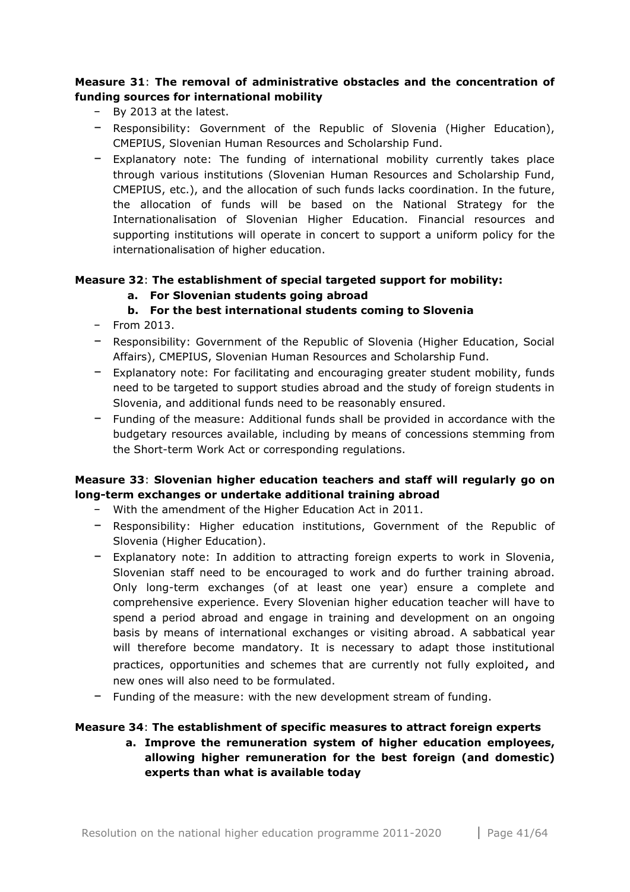**Measure 31**: **The removal of administrative obstacles and the concentration of funding sources for international mobility**

- By 2013 at the latest.
- Responsibility: Government of the Republic of Slovenia (Higher Education), CMEPIUS, Slovenian Human Resources and Scholarship Fund.
- Explanatory note: The funding of international mobility currently takes place through various institutions (Slovenian Human Resources and Scholarship Fund, CMEPIUS, etc.), and the allocation of such funds lacks coordination. In the future, the allocation of funds will be based on the National Strategy for the Internationalisation of Slovenian Higher Education. Financial resources and supporting institutions will operate in concert to support a uniform policy for the internationalisation of higher education.

**Measure 32**: **The establishment of special targeted support for mobility:**

  **a. For Slovenian students going abroad**

  **b. For the best international students coming to Slovenia**

- From 2013.
- Responsibility: Government of the Republic of Slovenia (Higher Education, Social Affairs), CMEPIUS, Slovenian Human Resources and Scholarship Fund.
- Explanatory note: For facilitating and encouraging greater student mobility, funds need to be targeted to support studies abroad and the study of foreign students in Slovenia, and additional funds need to be reasonably ensured.
- Funding of the measure: Additional funds shall be provided in accordance with the budgetary resources available, including by means of concessions stemming from the Short-term Work Act or corresponding regulations.

**Measure 33**: **Slovenian higher education teachers and staff will regularly go on long-term exchanges or undertake additional training abroad**

- With the amendment of the Higher Education Act in 2011.
- Responsibility: Higher education institutions, Government of the Republic of Slovenia (Higher Education).
- Explanatory note: In addition to attracting foreign experts to work in Slovenia, Slovenian staff need to be encouraged to work and do further training abroad. Only long-term exchanges (of at least one year) ensure a complete and comprehensive experience. Every Slovenian higher education teacher will have to spend a period abroad and engage in training and development on an ongoing basis by means of international exchanges or visiting abroad. A sabbatical year will therefore become mandatory. It is necessary to adapt those institutional practices, opportunities and schemes that are currently not fully exploited, and new ones will also need to be formulated.
- Funding of the measure: with the new development stream of funding.

**Measure 34**: **The establishment of specific measures to attract foreign experts**

  **a. Improve the remuneration system of higher education employees, allowing higher remuneration for the best foreign (and domestic) experts than what is available today**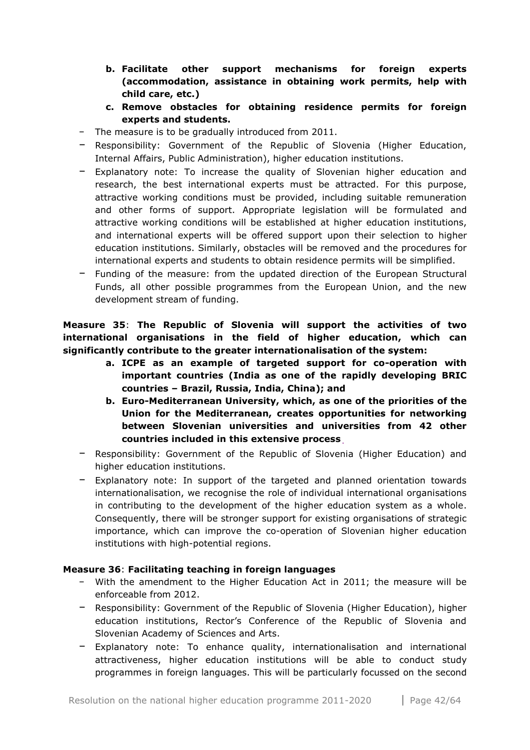**b. Facilitate other support mechanisms for foreign experts (accommodation, assistance in obtaining work permits, help with child care, etc.)**

   **c. Remove obstacles for obtaining residence permits for foreign experts and students.**

- The measure is to be gradually introduced from 2011.
- Responsibility: Government of the Republic of Slovenia (Higher Education, Internal Affairs, Public Administration), higher education institutions.
- Explanatory note: To increase the quality of Slovenian higher education and research, the best international experts must be attracted. For this purpose, attractive working conditions must be provided, including suitable remuneration and other forms of support. Appropriate legislation will be formulated and attractive working conditions will be established at higher education institutions, and international experts will be offered support upon their selection to higher education institutions. Similarly, obstacles will be removed and the procedures for international experts and students to obtain residence permits will be simplified.
- Funding of the measure: from the updated direction of the European Structural Funds, all other possible programmes from the European Union, and the new development stream of funding.

**Measure 35**: **The Republic of Slovenia will support the activities of two international organisations in the field of higher education, which can significantly contribute to the greater internationalisation of the system:**

   **a. ICPE as an example of targeted support for co-operation with important countries (India as one of the rapidly developing BRIC countries – Brazil, Russia, India, China); and**

   **b. Euro-Mediterranean University, which, as one of the priorities of the Union for the Mediterranean, creates opportunities for networking between Slovenian universities and universities from 42 other countries included in this extensive process.**

- Responsibility: Government of the Republic of Slovenia (Higher Education) and higher education institutions.
- Explanatory note: In support of the targeted and planned orientation towards internationalisation, we recognise the role of individual international organisations in contributing to the development of the higher education system as a whole. Consequently, there will be stronger support for existing organisations of strategic importance, which can improve the co-operation of Slovenian higher education institutions with high-potential regions.

**Measure 36**: **Facilitating teaching in foreign languages**

- With the amendment to the Higher Education Act in 2011; the measure will be enforceable from 2012.
- Responsibility: Government of the Republic of Slovenia (Higher Education), higher education institutions, Rector's Conference of the Republic of Slovenia and Slovenian Academy of Sciences and Arts.
- Explanatory note: To enhance quality, internationalisation and international attractiveness, higher education institutions will be able to conduct study programmes in foreign languages. This will be particularly focussed on the second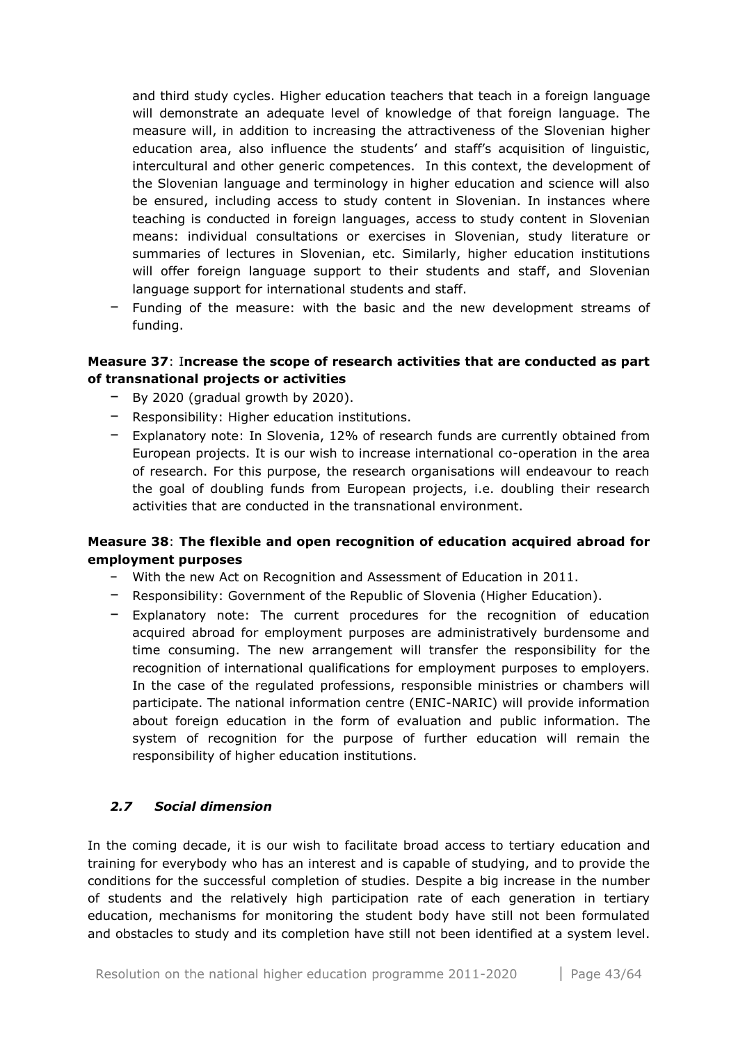and third study cycles. Higher education teachers that teach in a foreign language will demonstrate an adequate level of knowledge of that foreign language. The measure will, in addition to increasing the attractiveness of the Slovenian higher education area, also influence the students' and staff's acquisition of linguistic, intercultural and other generic competences. In this context, the development of the Slovenian language and terminology in higher education and science will also be ensured, including access to study content in Slovenian. In instances where teaching is conducted in foreign languages, access to study content in Slovenian means: individual consultations or exercises in Slovenian, study literature or summaries of lectures in Slovenian, etc. Similarly, higher education institutions will offer foreign language support to their students and staff, and Slovenian language support for international students and staff.

- Funding of the measure: with the basic and the new development streams of funding.

**Measure 37**: **Increase the scope of research activities that are conducted as part of transnational projects or activities**

- By 2020 (gradual growth by 2020).
- Responsibility: Higher education institutions.
- Explanatory note: In Slovenia, 12% of research funds are currently obtained from European projects. It is our wish to increase international co-operation in the area of research. For this purpose, the research organisations will endeavour to reach the goal of doubling funds from European projects, i.e. doubling their research activities that are conducted in the transnational environment.

**Measure 38**: **The flexible and open recognition of education acquired abroad for employment purposes**

- With the new Act on Recognition and Assessment of Education in 2011.
- Responsibility: Government of the Republic of Slovenia (Higher Education).
- Explanatory note: The current procedures for the recognition of education acquired abroad for employment purposes are administratively burdensome and time consuming. The new arrangement will transfer the responsibility for the recognition of international qualifications for employment purposes to employers. In the case of the regulated professions, responsible ministries or chambers will participate. The national information centre (ENIC-NARIC) will provide information about foreign education in the form of evaluation and public information. The system of recognition for the purpose of further education will remain the responsibility of higher education institutions.

### *2.7 Social dimension*

In the coming decade, it is our wish to facilitate broad access to tertiary education and training for everybody who has an interest and is capable of studying, and to provide the conditions for the successful completion of studies. Despite a big increase in the number of students and the relatively high participation rate of each generation in tertiary education, mechanisms for monitoring the student body have still not been formulated and obstacles to study and its completion have still not been identified at a system level.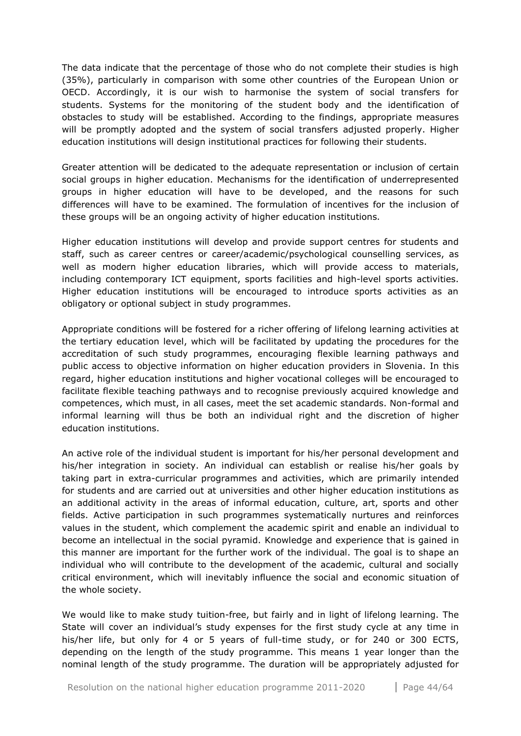The data indicate that the percentage of those who do not complete their studies is high (35%), particularly in comparison with some other countries of the European Union or OECD. Accordingly, it is our wish to harmonise the system of social transfers for students. Systems for the monitoring of the student body and the identification of obstacles to study will be established. According to the findings, appropriate measures will be promptly adopted and the system of social transfers adjusted properly. Higher education institutions will design institutional practices for following their students.

Greater attention will be dedicated to the adequate representation or inclusion of certain social groups in higher education. Mechanisms for the identification of underrepresented groups in higher education will have to be developed, and the reasons for such differences will have to be examined. The formulation of incentives for the inclusion of these groups will be an ongoing activity of higher education institutions.

Higher education institutions will develop and provide support centres for students and staff, such as career centres or career/academic/psychological counselling services, as well as modern higher education libraries, which will provide access to materials, including contemporary ICT equipment, sports facilities and high-level sports activities. Higher education institutions will be encouraged to introduce sports activities as an obligatory or optional subject in study programmes.

Appropriate conditions will be fostered for a richer offering of lifelong learning activities at the tertiary education level, which will be facilitated by updating the procedures for the accreditation of such study programmes, encouraging flexible learning pathways and public access to objective information on higher education providers in Slovenia. In this regard, higher education institutions and higher vocational colleges will be encouraged to facilitate flexible teaching pathways and to recognise previously acquired knowledge and competences, which must, in all cases, meet the set academic standards. Non-formal and informal learning will thus be both an individual right and the discretion of higher education institutions.

An active role of the individual student is important for his/her personal development and his/her integration in society. An individual can establish or realise his/her goals by taking part in extra-curricular programmes and activities, which are primarily intended for students and are carried out at universities and other higher education institutions as an additional activity in the areas of informal education, culture, art, sports and other fields. Active participation in such programmes systematically nurtures and reinforces values in the student, which complement the academic spirit and enable an individual to become an intellectual in the social pyramid. Knowledge and experience that is gained in this manner are important for the further work of the individual. The goal is to shape an individual who will contribute to the development of the academic, cultural and socially critical environment, which will inevitably influence the social and economic situation of the whole society.

We would like to make study tuition-free, but fairly and in light of lifelong learning. The State will cover an individual's study expenses for the first study cycle at any time in his/her life, but only for 4 or 5 years of full-time study, or for 240 or 300 ECTS, depending on the length of the study programme. This means 1 year longer than the nominal length of the study programme. The duration will be appropriately adjusted for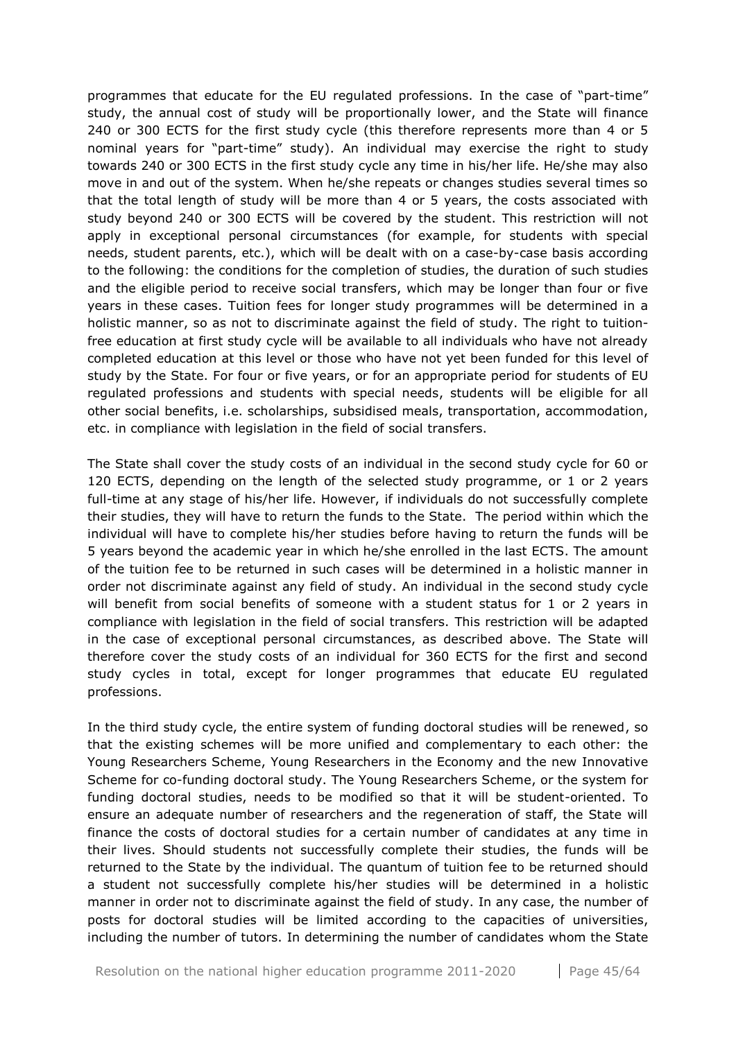programmes that educate for the EU regulated professions. In the case of "part-time" study, the annual cost of study will be proportionally lower, and the State will finance 240 or 300 ECTS for the first study cycle (this therefore represents more than 4 or 5 nominal years for "part-time" study). An individual may exercise the right to study towards 240 or 300 ECTS in the first study cycle any time in his/her life. He/she may also move in and out of the system. When he/she repeats or changes studies several times so that the total length of study will be more than 4 or 5 years, the costs associated with study beyond 240 or 300 ECTS will be covered by the student. This restriction will not apply in exceptional personal circumstances (for example, for students with special needs, student parents, etc.), which will be dealt with on a case-by-case basis according to the following: the conditions for the completion of studies, the duration of such studies and the eligible period to receive social transfers, which may be longer than four or five years in these cases. Tuition fees for longer study programmes will be determined in a holistic manner, so as not to discriminate against the field of study. The right to tuition-free education at first study cycle will be available to all individuals who have not already completed education at this level or those who have not yet been funded for this level of study by the State. For four or five years, or for an appropriate period for students of EU regulated professions and students with special needs, students will be eligible for all other social benefits, i.e. scholarships, subsidised meals, transportation, accommodation, etc. in compliance with legislation in the field of social transfers.

The State shall cover the study costs of an individual in the second study cycle for 60 or 120 ECTS, depending on the length of the selected study programme, or 1 or 2 years full-time at any stage of his/her life. However, if individuals do not successfully complete their studies, they will have to return the funds to the State. The period within which the individual will have to complete his/her studies before having to return the funds will be 5 years beyond the academic year in which he/she enrolled in the last ECTS. The amount of the tuition fee to be returned in such cases will be determined in a holistic manner in order not discriminate against any field of study. An individual in the second study cycle will benefit from social benefits of someone with a student status for 1 or 2 years in compliance with legislation in the field of social transfers. This restriction will be adapted in the case of exceptional personal circumstances, as described above. The State will therefore cover the study costs of an individual for 360 ECTS for the first and second study cycles in total, except for longer programmes that educate EU regulated professions.

In the third study cycle, the entire system of funding doctoral studies will be renewed, so that the existing schemes will be more unified and complementary to each other: the Young Researchers Scheme, Young Researchers in the Economy and the new Innovative Scheme for co-funding doctoral study. The Young Researchers Scheme, or the system for funding doctoral studies, needs to be modified so that it will be student-oriented. To ensure an adequate number of researchers and the regeneration of staff, the State will finance the costs of doctoral studies for a certain number of candidates at any time in their lives. Should students not successfully complete their studies, the funds will be returned to the State by the individual. The quantum of tuition fee to be returned should a student not successfully complete his/her studies will be determined in a holistic manner in order not to discriminate against the field of study. In any case, the number of posts for doctoral studies will be limited according to the capacities of universities, including the number of tutors. In determining the number of candidates whom the State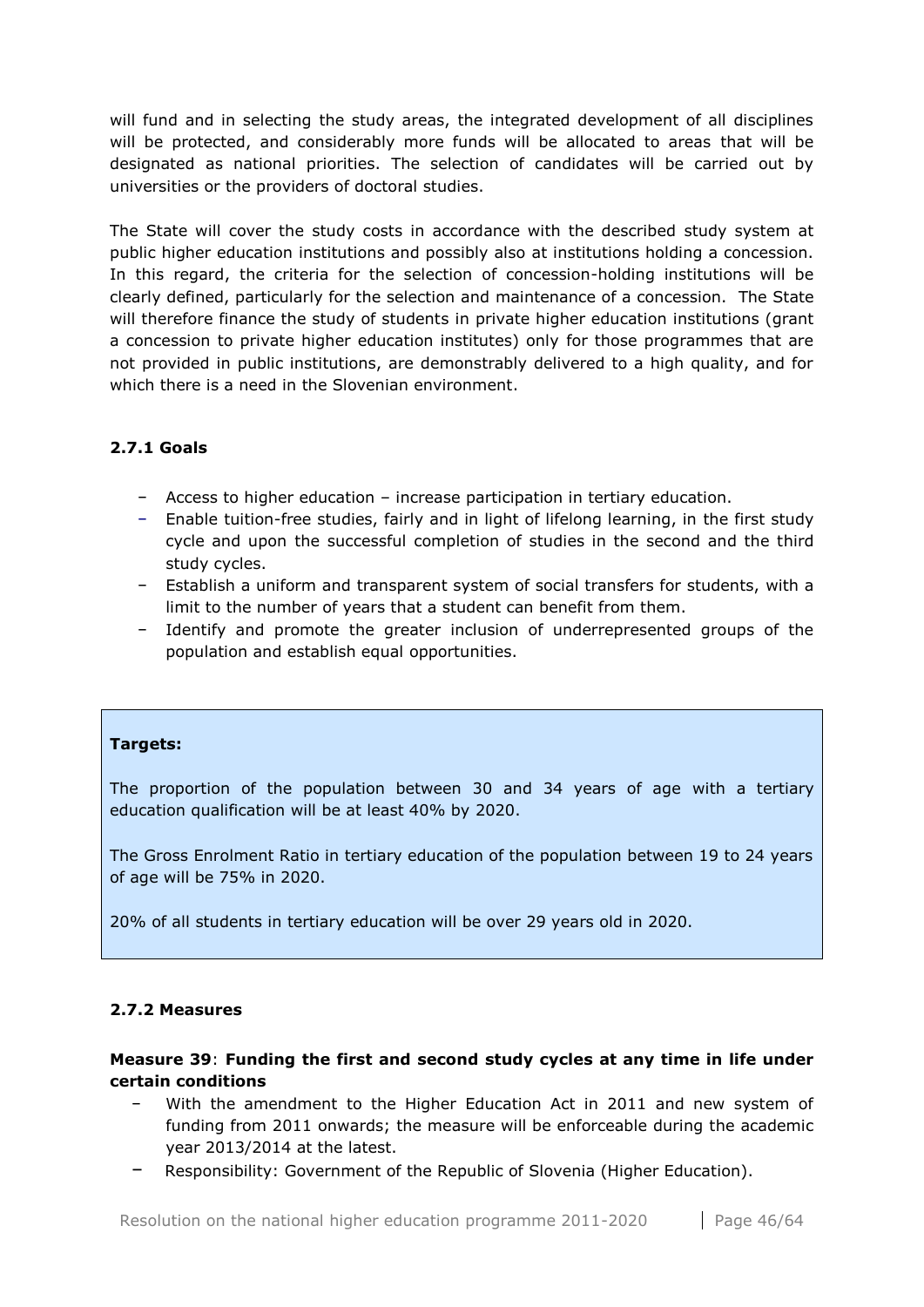will fund and in selecting the study areas, the integrated development of all disciplines will be protected, and considerably more funds will be allocated to areas that will be designated as national priorities. The selection of candidates will be carried out by universities or the providers of doctoral studies.

The State will cover the study costs in accordance with the described study system at public higher education institutions and possibly also at institutions holding a concession. In this regard, the criteria for the selection of concession-holding institutions will be clearly defined, particularly for the selection and maintenance of a concession. The State will therefore finance the study of students in private higher education institutions (grant a concession to private higher education institutes) only for those programmes that are not provided in public institutions, are demonstrably delivered to a high quality, and for which there is a need in the Slovenian environment.

### 2.7.1 Goals

- Access to higher education – increase participation in tertiary education.
- Enable tuition-free studies, fairly and in light of lifelong learning, in the first study cycle and upon the successful completion of studies in the second and the third study cycles.
- Establish a uniform and transparent system of social transfers for students, with a limit to the number of years that a student can benefit from them.
- Identify and promote the greater inclusion of underrepresented groups of the population and establish equal opportunities.

**Targets:**

The proportion of the population between 30 and 34 years of age with a tertiary education qualification will be at least 40% by 2020.

The Gross Enrolment Ratio in tertiary education of the population between 19 to 24 years of age will be 75% in 2020.

20% of all students in tertiary education will be over 29 years old in 2020.

### 2.7.2 Measures

**Measure 39**: **Funding the first and second study cycles at any time in life under certain conditions**

- With the amendment to the Higher Education Act in 2011 and new system of funding from 2011 onwards; the measure will be enforceable during the academic year 2013/2014 at the latest.
- Responsibility: Government of the Republic of Slovenia (Higher Education).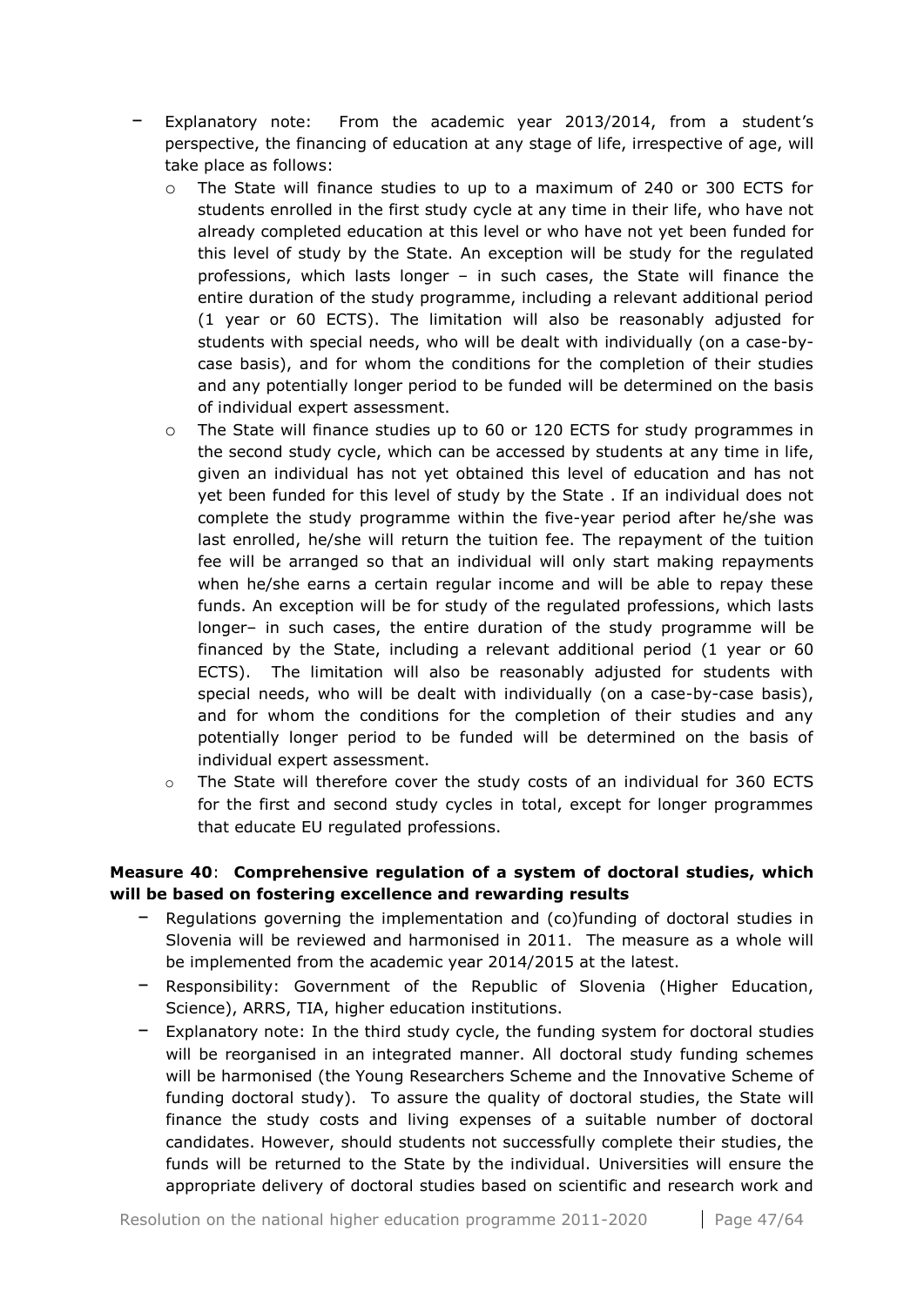- Explanatory note: From the academic year 2013/2014, from a student's perspective, the financing of education at any stage of life, irrespective of age, will take place as follows:
  - The State will finance studies to up to a maximum of 240 or 300 ECTS for students enrolled in the first study cycle at any time in their life, who have not already completed education at this level or who have not yet been funded for this level of study by the State. An exception will be study for the regulated professions, which lasts longer – in such cases, the State will finance the entire duration of the study programme, including a relevant additional period (1 year or 60 ECTS). The limitation will also be reasonably adjusted for students with special needs, who will be dealt with individually (on a case-by-case basis), and for whom the conditions for the completion of their studies and any potentially longer period to be funded will be determined on the basis of individual expert assessment.
  - The State will finance studies up to 60 or 120 ECTS for study programmes in the second study cycle, which can be accessed by students at any time in life, given an individual has not yet obtained this level of education and has not yet been funded for this level of study by the State . If an individual does not complete the study programme within the five-year period after he/she was last enrolled, he/she will return the tuition fee. The repayment of the tuition fee will be arranged so that an individual will only start making repayments when he/she earns a certain regular income and will be able to repay these funds. An exception will be for study of the regulated professions, which lasts longer– in such cases, the entire duration of the study programme will be financed by the State, including a relevant additional period (1 year or 60 ECTS). The limitation will also be reasonably adjusted for students with special needs, who will be dealt with individually (on a case-by-case basis), and for whom the conditions for the completion of their studies and any potentially longer period to be funded will be determined on the basis of individual expert assessment.
  - The State will therefore cover the study costs of an individual for 360 ECTS for the first and second study cycles in total, except for longer programmes that educate EU regulated professions.

**Measure 40**: **Comprehensive regulation of a system of doctoral studies, which will be based on fostering excellence and rewarding results**

- Regulations governing the implementation and (co)funding of doctoral studies in Slovenia will be reviewed and harmonised in 2011. The measure as a whole will be implemented from the academic year 2014/2015 at the latest.
- Responsibility: Government of the Republic of Slovenia (Higher Education, Science), ARRS, TIA, higher education institutions.
- Explanatory note: In the third study cycle, the funding system for doctoral studies will be reorganised in an integrated manner. All doctoral study funding schemes will be harmonised (the Young Researchers Scheme and the Innovative Scheme of funding doctoral study). To assure the quality of doctoral studies, the State will finance the study costs and living expenses of a suitable number of doctoral candidates. However, should students not successfully complete their studies, the funds will be returned to the State by the individual. Universities will ensure the appropriate delivery of doctoral studies based on scientific and research work and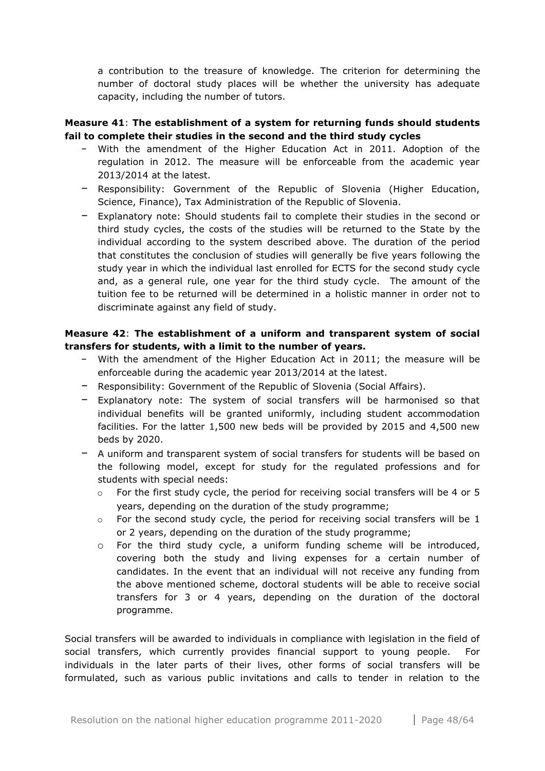a contribution to the treasure of knowledge. The criterion for determining the number of doctoral study places will be whether the university has adequate capacity, including the number of tutors.

**Measure 41**: **The establishment of a system for returning funds should students fail to complete their studies in the second and the third study cycles**

- With the amendment of the Higher Education Act in 2011. Adoption of the regulation in 2012. The measure will be enforceable from the academic year 2013/2014 at the latest.
- Responsibility: Government of the Republic of Slovenia (Higher Education, Science, Finance), Tax Administration of the Republic of Slovenia.
- Explanatory note: Should students fail to complete their studies in the second or third study cycles, the costs of the studies will be returned to the State by the individual according to the system described above. The duration of the period that constitutes the conclusion of studies will generally be five years following the study year in which the individual last enrolled for ECTS for the second study cycle and, as a general rule, one year for the third study cycle. The amount of the tuition fee to be returned will be determined in a holistic manner in order not to discriminate against any field of study.

**Measure 42**: **The establishment of a uniform and transparent system of social transfers for students, with a limit to the number of years.**

- With the amendment of the Higher Education Act in 2011; the measure will be enforceable during the academic year 2013/2014 at the latest.
- Responsibility: Government of the Republic of Slovenia (Social Affairs).
- Explanatory note: The system of social transfers will be harmonised so that individual benefits will be granted uniformly, including student accommodation facilities. For the latter 1,500 new beds will be provided by 2015 and 4,500 new beds by 2020.
- A uniform and transparent system of social transfers for students will be based on the following model, except for study for the regulated professions and for students with special needs:
  - For the first study cycle, the period for receiving social transfers will be 4 or 5 years, depending on the duration of the study programme;
  - For the second study cycle, the period for receiving social transfers will be 1 or 2 years, depending on the duration of the study programme;
  - For the third study cycle, a uniform funding scheme will be introduced, covering both the study and living expenses for a certain number of candidates. In the event that an individual will not receive any funding from the above mentioned scheme, doctoral students will be able to receive social transfers for 3 or 4 years, depending on the duration of the doctoral programme.

Social transfers will be awarded to individuals in compliance with legislation in the field of social transfers, which currently provides financial support to young people. For individuals in the later parts of their lives, other forms of social transfers will be formulated, such as various public invitations and calls to tender in relation to the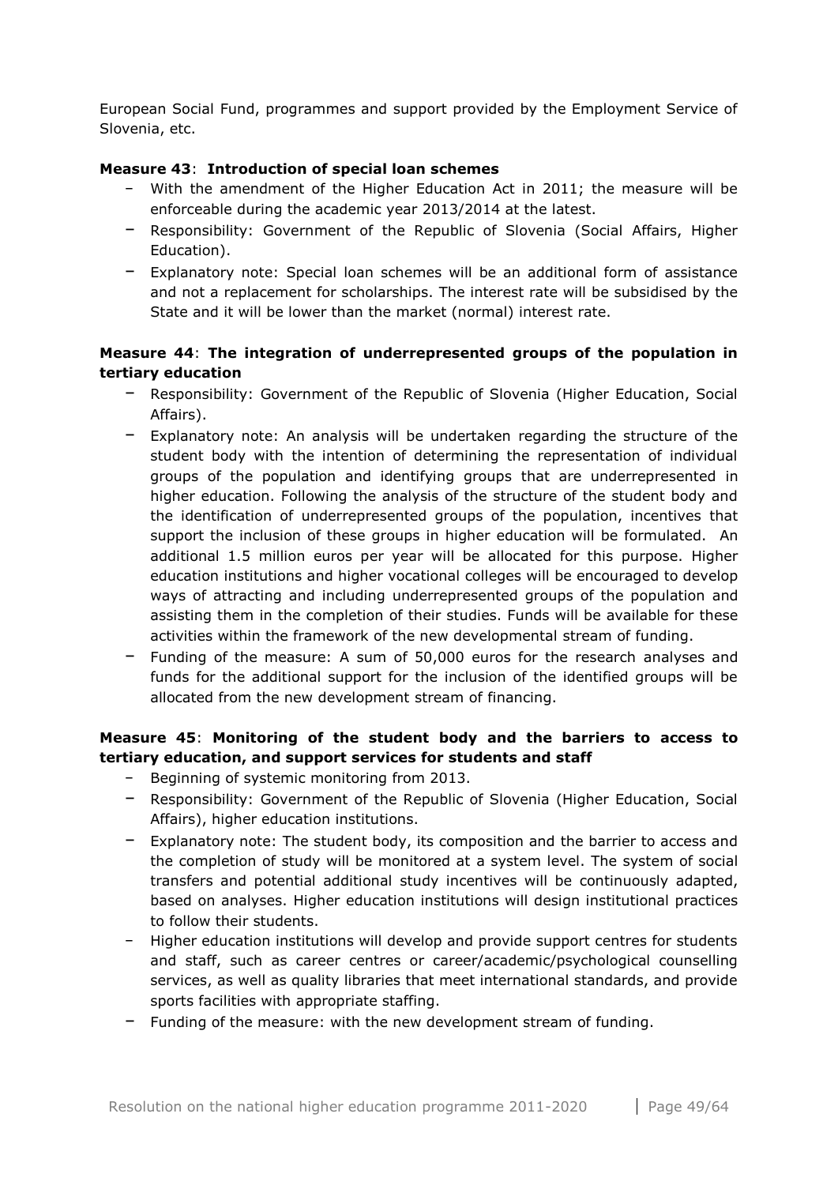European Social Fund, programmes and support provided by the Employment Service of Slovenia, etc.

**Measure 43**: **Introduction of special loan schemes**

- With the amendment of the Higher Education Act in 2011; the measure will be enforceable during the academic year 2013/2014 at the latest.
- Responsibility: Government of the Republic of Slovenia (Social Affairs, Higher Education).
- Explanatory note: Special loan schemes will be an additional form of assistance and not a replacement for scholarships. The interest rate will be subsidised by the State and it will be lower than the market (normal) interest rate.

**Measure 44**: **The integration of underrepresented groups of the population in tertiary education**

- Responsibility: Government of the Republic of Slovenia (Higher Education, Social Affairs).
- Explanatory note: An analysis will be undertaken regarding the structure of the student body with the intention of determining the representation of individual groups of the population and identifying groups that are underrepresented in higher education. Following the analysis of the structure of the student body and the identification of underrepresented groups of the population, incentives that support the inclusion of these groups in higher education will be formulated. An additional 1.5 million euros per year will be allocated for this purpose. Higher education institutions and higher vocational colleges will be encouraged to develop ways of attracting and including underrepresented groups of the population and assisting them in the completion of their studies. Funds will be available for these activities within the framework of the new developmental stream of funding.
- Funding of the measure: A sum of 50,000 euros for the research analyses and funds for the additional support for the inclusion of the identified groups will be allocated from the new development stream of financing.

**Measure 45**: **Monitoring of the student body and the barriers to access to tertiary education, and support services for students and staff**

- Beginning of systemic monitoring from 2013.
- Responsibility: Government of the Republic of Slovenia (Higher Education, Social Affairs), higher education institutions.
- Explanatory note: The student body, its composition and the barrier to access and the completion of study will be monitored at a system level. The system of social transfers and potential additional study incentives will be continuously adapted, based on analyses. Higher education institutions will design institutional practices to follow their students.
- Higher education institutions will develop and provide support centres for students and staff, such as career centres or career/academic/psychological counselling services, as well as quality libraries that meet international standards, and provide sports facilities with appropriate staffing.
- Funding of the measure: with the new development stream of funding.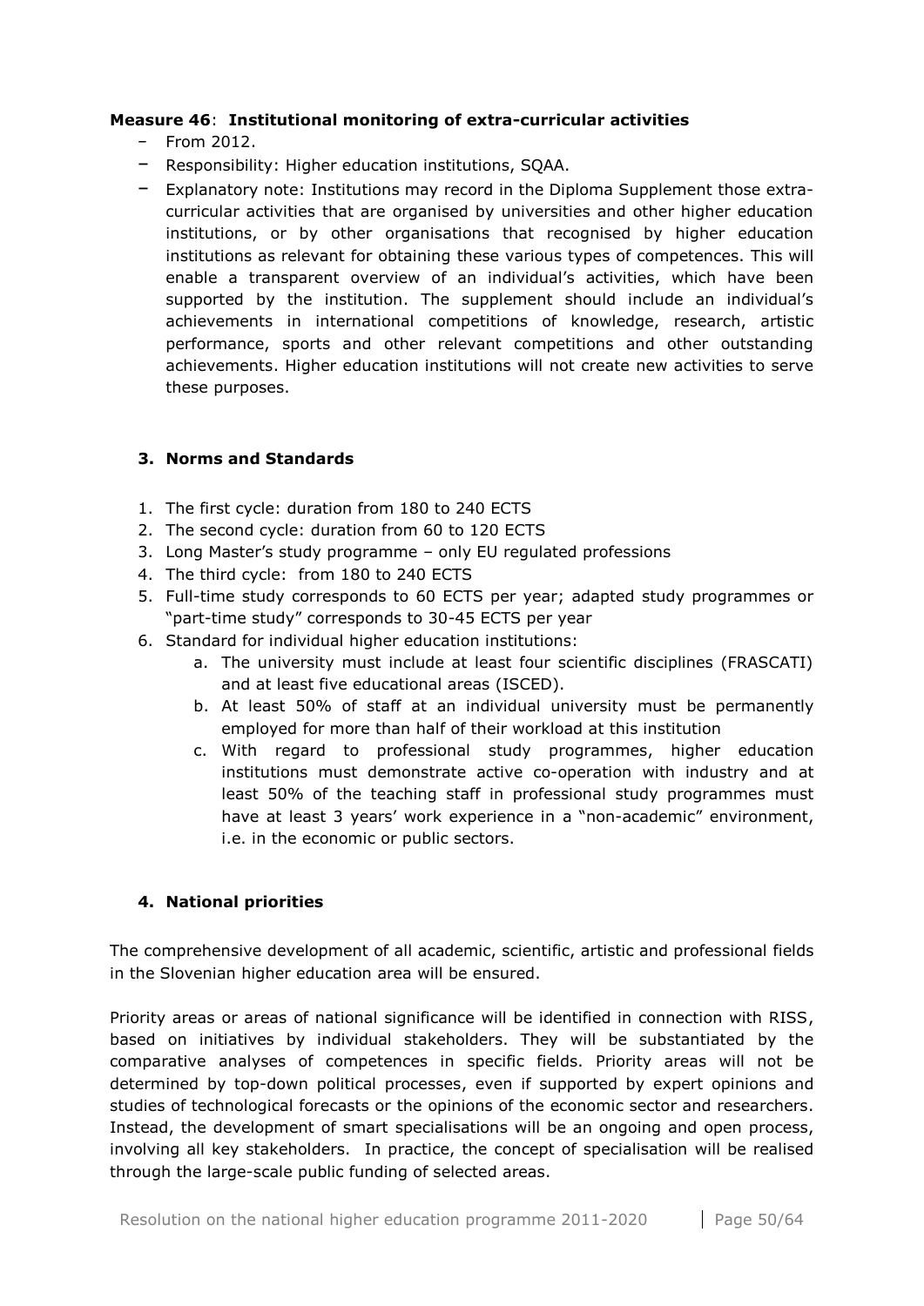**Measure 46**: **Institutional monitoring of extra-curricular activities**

- From 2012.
- Responsibility: Higher education institutions, SQAA.
- Explanatory note: Institutions may record in the Diploma Supplement those extra-curricular activities that are organised by universities and other higher education institutions, or by other organisations that recognised by higher education institutions as relevant for obtaining these various types of competences. This will enable a transparent overview of an individual's activities, which have been supported by the institution. The supplement should include an individual's achievements in international competitions of knowledge, research, artistic performance, sports and other relevant competitions and other outstanding achievements. Higher education institutions will not create new activities to serve these purposes.

## 3. Norms and Standards

1. The first cycle: duration from 180 to 240 ECTS
2. The second cycle: duration from 60 to 120 ECTS
3. Long Master's study programme – only EU regulated professions
4. The third cycle: from 180 to 240 ECTS
5. Full-time study corresponds to 60 ECTS per year; adapted study programmes or "part-time study" corresponds to 30-45 ECTS per year
6. Standard for individual higher education institutions:
   a. The university must include at least four scientific disciplines (FRASCATI) and at least five educational areas (ISCED).
   b. At least 50% of staff at an individual university must be permanently employed for more than half of their workload at this institution
   c. With regard to professional study programmes, higher education institutions must demonstrate active co-operation with industry and at least 50% of the teaching staff in professional study programmes must have at least 3 years' work experience in a "non-academic" environment, i.e. in the economic or public sectors.

## 4. National priorities

The comprehensive development of all academic, scientific, artistic and professional fields in the Slovenian higher education area will be ensured.

Priority areas or areas of national significance will be identified in connection with RISS, based on initiatives by individual stakeholders. They will be substantiated by the comparative analyses of competences in specific fields. Priority areas will not be determined by top-down political processes, even if supported by expert opinions and studies of technological forecasts or the opinions of the economic sector and researchers. Instead, the development of smart specialisations will be an ongoing and open process, involving all key stakeholders. In practice, the concept of specialisation will be realised through the large-scale public funding of selected areas.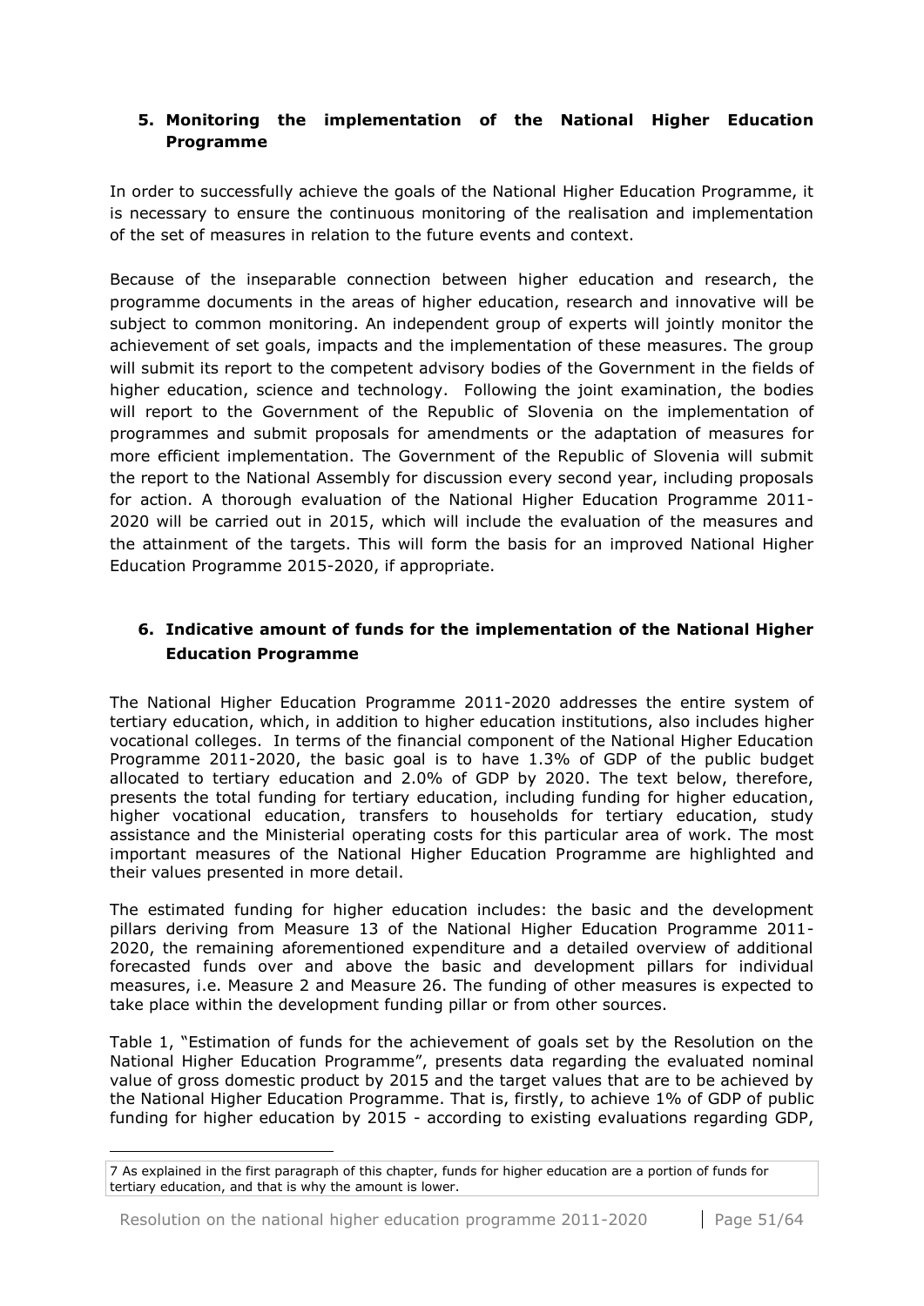## 5. Monitoring the implementation of the National Higher Education Programme

In order to successfully achieve the goals of the National Higher Education Programme, it is necessary to ensure the continuous monitoring of the realisation and implementation of the set of measures in relation to the future events and context.

Because of the inseparable connection between higher education and research, the programme documents in the areas of higher education, research and innovative will be subject to common monitoring. An independent group of experts will jointly monitor the achievement of set goals, impacts and the implementation of these measures. The group will submit its report to the competent advisory bodies of the Government in the fields of higher education, science and technology. Following the joint examination, the bodies will report to the Government of the Republic of Slovenia on the implementation of programmes and submit proposals for amendments or the adaptation of measures for more efficient implementation. The Government of the Republic of Slovenia will submit the report to the National Assembly for discussion every second year, including proposals for action. A thorough evaluation of the National Higher Education Programme 2011-2020 will be carried out in 2015, which will include the evaluation of the measures and the attainment of the targets. This will form the basis for an improved National Higher Education Programme 2015-2020, if appropriate.

## 6. Indicative amount of funds for the implementation of the National Higher Education Programme

The National Higher Education Programme 2011-2020 addresses the entire system of tertiary education, which, in addition to higher education institutions, also includes higher vocational colleges. In terms of the financial component of the National Higher Education Programme 2011-2020, the basic goal is to have 1.3% of GDP of the public budget allocated to tertiary education and 2.0% of GDP by 2020. The text below, therefore, presents the total funding for tertiary education, including funding for higher education, higher vocational education, transfers to households for tertiary education, study assistance and the Ministerial operating costs for this particular area of work. The most important measures of the National Higher Education Programme are highlighted and their values presented in more detail.

The estimated funding for higher education includes: the basic and the development pillars deriving from Measure 13 of the National Higher Education Programme 2011-2020, the remaining aforementioned expenditure and a detailed overview of additional forecasted funds over and above the basic and development pillars for individual measures, i.e. Measure 2 and Measure 26. The funding of other measures is expected to take place within the development funding pillar or from other sources.

Table 1, "Estimation of funds for the achievement of goals set by the Resolution on the National Higher Education Programme", presents data regarding the evaluated nominal value of gross domestic product by 2015 and the target values that are to be achieved by the National Higher Education Programme. That is, firstly, to achieve 1% of GDP of public funding for higher education by 2015 - according to existing evaluations regarding GDP,

---

7 As explained in the first paragraph of this chapter, funds for higher education are a portion of funds for tertiary education, and that is why the amount is lower.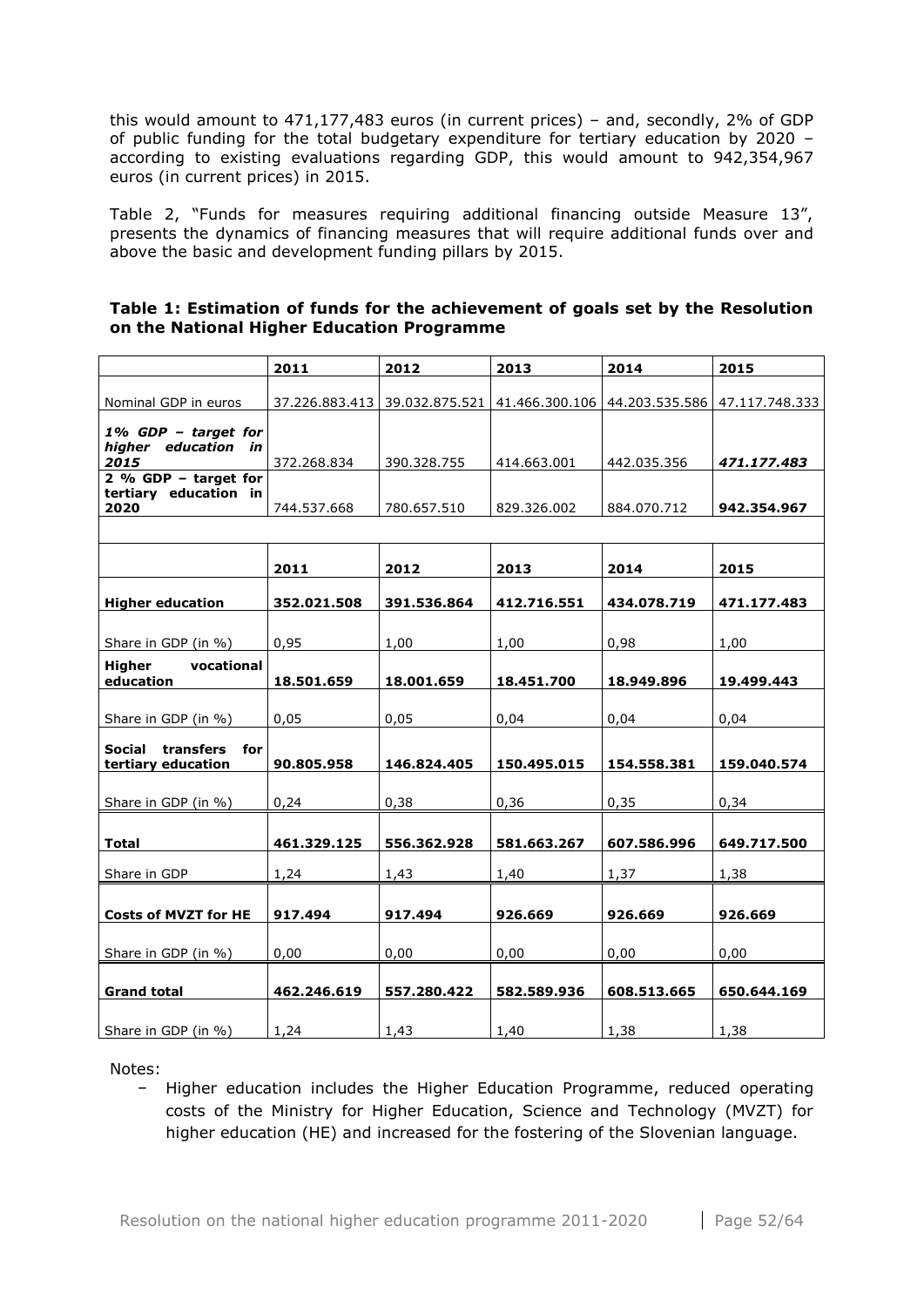this would amount to 471,177,483 euros (in current prices) – and, secondly, 2% of GDP of public funding for the total budgetary expenditure for tertiary education by 2020 – according to existing evaluations regarding GDP, this would amount to 942,354,967 euros (in current prices) in 2015.

Table 2, "Funds for measures requiring additional financing outside Measure 13", presents the dynamics of financing measures that will require additional funds over and above the basic and development funding pillars by 2015.

**Table 1: Estimation of funds for the achievement of goals set by the Resolution on the National Higher Education Programme**

| | **2011** | **2012** | **2013** | **2014** | **2015** |
|---|---|---|---|---|---|
| Nominal GDP in euros | 37.226.883.413 | 39.032.875.521 | 41.466.300.106 | 44.203.535.586 | 47.117.748.333 |
| ***1% GDP – target for higher education in 2015*** | 372.268.834 | 390.328.755 | 414.663.001 | 442.035.356 | ***471.177.483*** |
| **2 % GDP – target for tertiary education in 2020** | 744.537.668 | 780.657.510 | 829.326.002 | 884.070.712 | **942.354.967** |
| | | | | | |
| | **2011** | **2012** | **2013** | **2014** | **2015** |
| **Higher education** | **352.021.508** | **391.536.864** | **412.716.551** | **434.078.719** | **471.177.483** |
| Share in GDP (in %) | 0,95 | 1,00 | 1,00 | 0,98 | 1,00 |
| **Higher vocational education** | **18.501.659** | **18.001.659** | **18.451.700** | **18.949.896** | **19.499.443** |
| Share in GDP (in %) | 0,05 | 0,05 | 0,04 | 0,04 | 0,04 |
| **Social transfers for tertiary education** | **90.805.958** | **146.824.405** | **150.495.015** | **154.558.381** | **159.040.574** |
| Share in GDP (in %) | 0,24 | 0,38 | 0,36 | 0,35 | 0,34 |
| **Total** | **461.329.125** | **556.362.928** | **581.663.267** | **607.586.996** | **649.717.500** |
| Share in GDP | 1,24 | 1,43 | 1,40 | 1,37 | 1,38 |
| **Costs of MVZT for HE** | **917.494** | **917.494** | **926.669** | **926.669** | **926.669** |
| Share in GDP (in %) | 0,00 | 0,00 | 0,00 | 0,00 | 0,00 |
| **Grand total** | **462.246.619** | **557.280.422** | **582.589.936** | **608.513.665** | **650.644.169** |
| Share in GDP (in %) | 1,24 | 1,43 | 1,40 | 1,38 | 1,38 |

Notes:

- Higher education includes the Higher Education Programme, reduced operating costs of the Ministry for Higher Education, Science and Technology (MVZT) for higher education (HE) and increased for the fostering of the Slovenian language.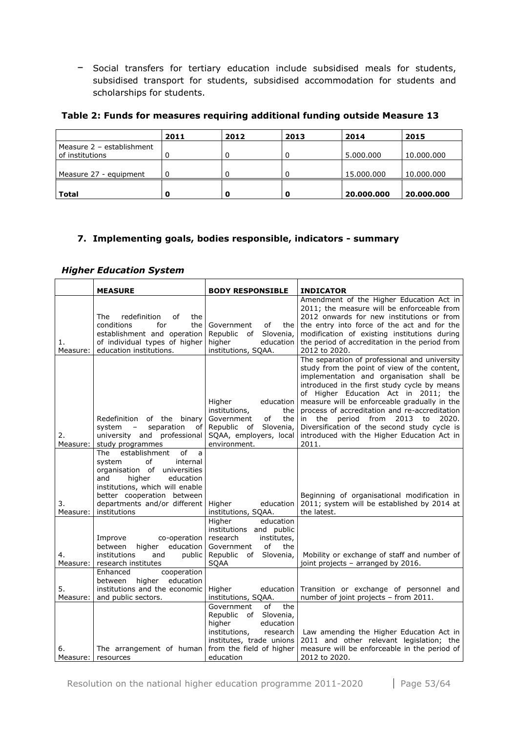- Social transfers for tertiary education include subsidised meals for students, subsidised transport for students, subsidised accommodation for students and scholarships for students.

**Table 2: Funds for measures requiring additional funding outside Measure 13**

| | 2011 | 2012 | 2013 | 2014 | 2015 |
|---|---|---|---|---|---|
| Measure 2 – establishment of institutions | 0 | 0 | 0 | 5.000.000 | 10.000.000 |
| Measure 27 - equipment | 0 | 0 | 0 | 15.000.000 | 10.000.000 |
| **Total** | **0** | **0** | **0** | **20.000.000** | **20.000.000** |

## 7. Implementing goals, bodies responsible, indicators - summary

### *Higher Education System*

| | **MEASURE** | **BODY RESPONSIBLE** | **INDICATOR** |
|---|---|---|---|
| 1. Measure: | The redefinition of the conditions for the establishment and operation of individual types of higher education institutions. | Government of the Republic of Slovenia, higher education institutions, SQAA. | Amendment of the Higher Education Act in 2011; the measure will be enforceable from 2012 onwards for new institutions or from the entry into force of the act and for the modification of existing institutions during the period of accreditation in the period from 2012 to 2020. |
| 2. Measure: | Redefinition of the binary system – separation of university and professional study programmes | Higher education institutions, the Government of the Republic of Slovenia, SQAA, employers, local environment. | The separation of professional and university study from the point of view of the content, implementation and organisation shall be introduced in the first study cycle by means of Higher Education Act in 2011; the measure will be enforceable gradually in the process of accreditation and re-accreditation in the period from 2013 to 2020. Diversification of the second study cycle is introduced with the Higher Education Act in 2011. |
| 3. Measure: | The establishment of a system of internal organisation of universities and higher education institutions, which will enable better cooperation between departments and/or different institutions | Higher education institutions, SQAA. | Beginning of organisational modification in 2011; system will be established by 2014 at the latest. |
| 4. Measure: | Improve co-operation between higher education institutions and public research institutes | Higher education institutions and public research institutes, Government of the Republic of Slovenia, SQAA | Mobility or exchange of staff and number of joint projects – arranged by 2016. |
| 5. Measure: | Enhanced cooperation between higher education institutions and the economic and public sectors. | Higher education institutions, SQAA. | Transition or exchange of personnel and number of joint projects – from 2011. |
| 6. Measure: | The arrangement of human resources | Government of the Republic of Slovenia, higher education institutions, research institutes, trade unions from the field of higher education | Law amending the Higher Education Act in 2011 and other relevant legislation; the measure will be enforceable in the period of 2012 to 2020. |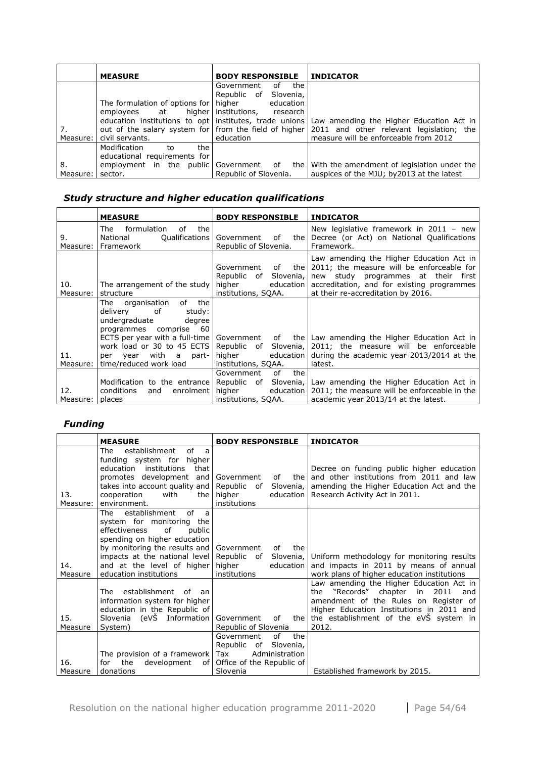| | MEASURE | BODY RESPONSIBLE | INDICATOR |
|---|---|---|---|
| 7. Measure: | The formulation of options for employees at higher education institutions to opt out of the salary system for civil servants. | Government of the Republic of Slovenia, higher education institutions, research institutes, trade unions from the field of higher education | Law amending the Higher Education Act in 2011 and other relevant legislation; the measure will be enforceable from 2012 |
| 8. Measure: | Modification to the educational requirements for employment in the public sector. | Government of the Republic of Slovenia. | With the amendment of legislation under the auspices of the MJU; by2013 at the latest |

### *Study structure and higher education qualifications*

| | MEASURE | BODY RESPONSIBLE | INDICATOR |
|---|---|---|---|
| 9. Measure: | The formulation of the National Qualifications Framework | Government of the Republic of Slovenia. | New legislative framework in 2011 – new Decree (or Act) on National Qualifications Framework. |
| 10. Measure: | The arrangement of the study structure | Government of the Republic of Slovenia, higher education institutions, SQAA. | Law amending the Higher Education Act in 2011; the measure will be enforceable for new study programmes at their first accreditation, and for existing programmes at their re-accreditation by 2016. |
| 11. Measure: | The organisation of the delivery of study: undergraduate degree programmes comprise 60 ECTS per year with a full-time work load or 30 to 45 ECTS per year with a part-time/reduced work load | Government of the Republic of Slovenia, higher education institutions, SQAA. | Law amending the Higher Education Act in 2011; the measure will be enforceable during the academic year 2013/2014 at the latest. |
| 12. Measure: | Modification to the entrance conditions and enrolment places | Government of the Republic of Slovenia, higher education institutions, SQAA. | Law amending the Higher Education Act in 2011; the measure will be enforceable in the academic year 2013/14 at the latest. |

### *Funding*

| | MEASURE | BODY RESPONSIBLE | INDICATOR |
|---|---|---|---|
| 13. Measure: | The establishment of a funding system for higher education institutions that promotes development and takes into account quality and cooperation with the environment. | Government of the Republic of Slovenia, higher education institutions | Decree on funding public higher education and other institutions from 2011 and law amending the Higher Education Act and the Research Activity Act in 2011. |
| 14. Measure | The establishment of a system for monitoring the effectiveness of public spending on higher education by monitoring the results and impacts at the national level and at the level of higher education institutions | Government of the Republic of Slovenia, higher education institutions | Uniform methodology for monitoring results and impacts in 2011 by means of annual work plans of higher education institutions |
| 15. Measure | The establishment of an information system for higher education in the Republic of Slovenia (eVŠ Information System) | Government of the Republic of Slovenia | Law amending the Higher Education Act in the "Records" chapter in 2011 and amendment of the Rules on Register of Higher Education Institutions in 2011 and the establishment of the eVŠ system in 2012. |
| 16. Measure | The provision of a framework for the development of donations | Government of the Republic of Slovenia, Tax Administration Office of the Republic of Slovenia | Established framework by 2015. |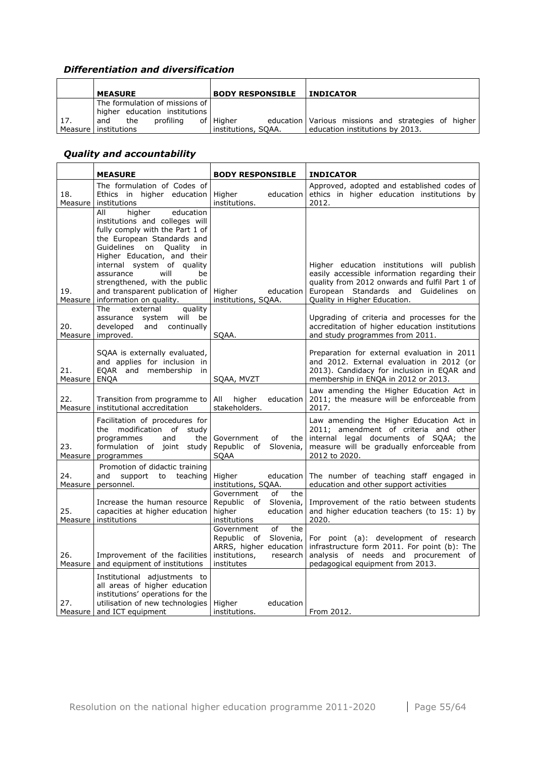### *Differentiation and diversification*

| | **MEASURE** | **BODY RESPONSIBLE** | **INDICATOR** |
|---|---|---|---|
| 17. Measure | The formulation of missions of higher education institutions and the profiling of institutions | Higher education institutions, SQAA. | Various missions and strategies of higher education institutions by 2013. |

### *Quality and accountability*

| | **MEASURE** | **BODY RESPONSIBLE** | **INDICATOR** |
|---|---|---|---|
| 18. Measure | The formulation of Codes of Ethics in higher education institutions | Higher education institutions. | Approved, adopted and established codes of ethics in higher education institutions by 2012. |
| 19. Measure | All higher education institutions and colleges will fully comply with the Part 1 of the European Standards and Guidelines on Quality in Higher Education, and their internal system of quality assurance will be strengthened, with the public and transparent publication of information on quality. | Higher education institutions, SQAA. | Higher education institutions will publish easily accessible information regarding their quality from 2012 onwards and fulfil Part 1 of European Standards and Guidelines on Quality in Higher Education. |
| 20. Measure | The external quality assurance system will be developed and continually improved. | SQAA. | Upgrading of criteria and processes for the accreditation of higher education institutions and study programmes from 2011. |
| 21. Measure | SQAA is externally evaluated, and applies for inclusion in EQAR and membership in ENQA | SQAA, MVZT | Preparation for external evaluation in 2011 and 2012. External evaluation in 2012 (or 2013). Candidacy for inclusion in EQAR and membership in ENQA in 2012 or 2013. |
| 22. Measure | Transition from programme to institutional accreditation | All higher education stakeholders. | Law amending the Higher Education Act in 2011; the measure will be enforceable from 2017. |
| 23. Measure | Facilitation of procedures for the modification of study programmes and the formulation of joint study programmes | Government of the Republic of Slovenia, SQAA | Law amending the Higher Education Act in 2011; amendment of criteria and other internal legal documents of SQAA; the measure will be gradually enforceable from 2012 to 2020. |
| 24. Measure | Promotion of didactic training and support to teaching personnel. | Higher education institutions, SQAA. | The number of teaching staff engaged in education and other support activities |
| 25. Measure | Increase the human resource capacities at higher education institutions | Government of the Republic of Slovenia, higher education institutions | Improvement of the ratio between students and higher education teachers (to 15: 1) by 2020. |
| 26. Measure | Improvement of the facilities and equipment of institutions | Government of the Republic of Slovenia, ARRS, higher education institutions, research institutes | For point (a): development of research infrastructure form 2011. For point (b): The analysis of needs and procurement of pedagogical equipment from 2013. |
| 27. Measure | Institutional adjustments to all areas of higher education institutions' operations for the utilisation of new technologies and ICT equipment | Higher education institutions. | From 2012. |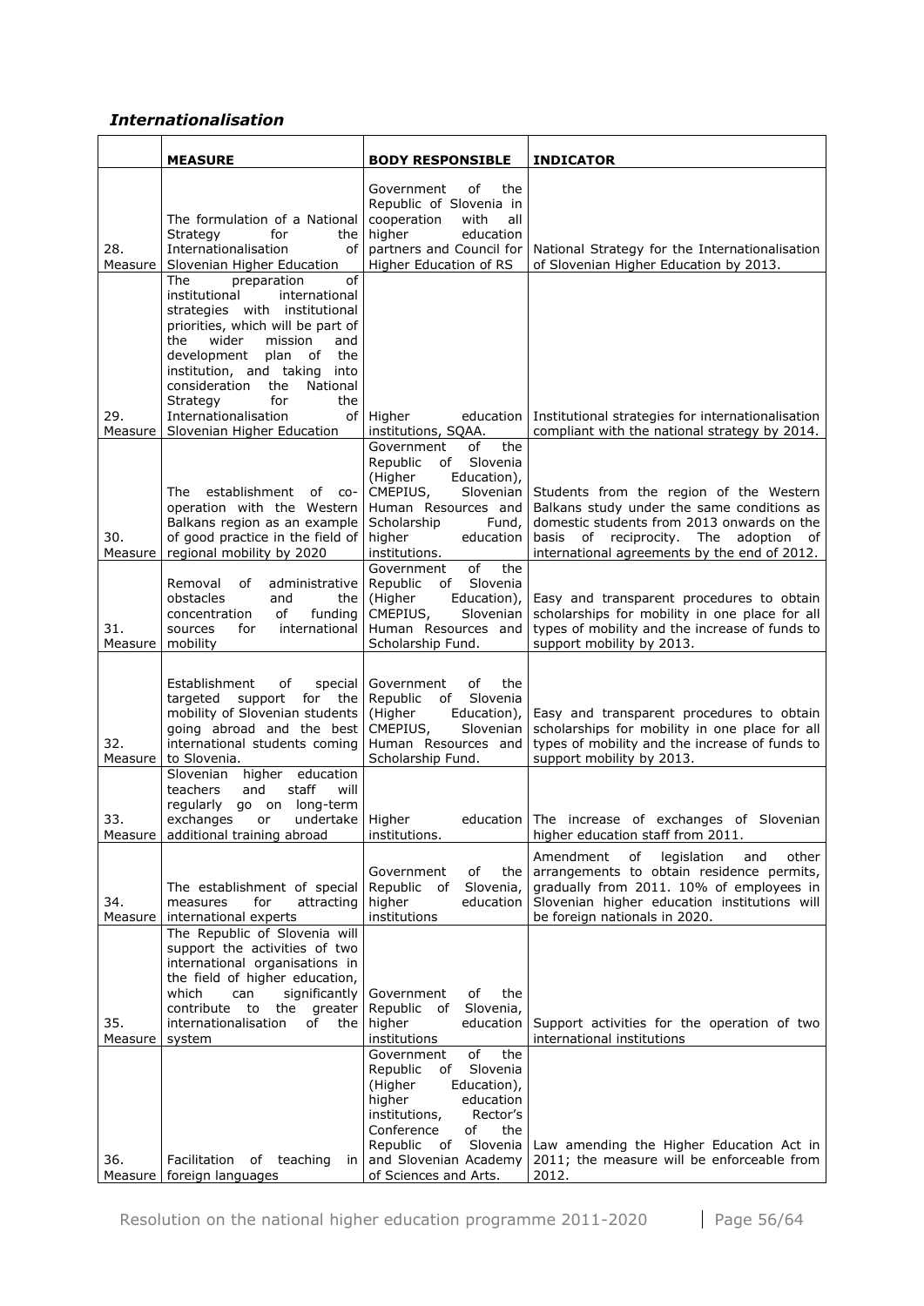## *Internationalisation*

| | **MEASURE** | **BODY RESPONSIBLE** | **INDICATOR** |
|---|---|---|---|
| 28. Measure | The formulation of a National Strategy for the Internationalisation of Slovenian Higher Education | Government of the Republic of Slovenia in cooperation with all higher education partners and Council for Higher Education of RS | National Strategy for the Internationalisation of Slovenian Higher Education by 2013. |
| 29. Measure | The preparation of institutional international strategies with institutional priorities, which will be part of the wider mission and development plan of the institution, and taking into consideration the National Strategy for the Internationalisation of Slovenian Higher Education | Higher education institutions, SQAA. | Institutional strategies for internationalisation compliant with the national strategy by 2014. |
| 30. Measure | The establishment of co-operation with the Western Balkans region as an example of good practice in the field of regional mobility by 2020 | Government of the Republic of Slovenia (Higher Education), CMEPIUS, Slovenian Human Resources and Scholarship Fund, higher education institutions. | Students from the region of the Western Balkans study under the same conditions as domestic students from 2013 onwards on the basis of reciprocity. The adoption of international agreements by the end of 2012. |
| 31. Measure | Removal of administrative obstacles and the concentration of funding sources for international mobility | Government of the Republic of Slovenia (Higher Education), CMEPIUS, Slovenian Human Resources and Scholarship Fund. | Easy and transparent procedures to obtain scholarships for mobility in one place for all types of mobility and the increase of funds to support mobility by 2013. |
| 32. Measure | Establishment of special targeted support for the mobility of Slovenian students going abroad and the best international students coming to Slovenia. | Government of the Republic of Slovenia (Higher Education), CMEPIUS, Slovenian Human Resources and Scholarship Fund. | Easy and transparent procedures to obtain scholarships for mobility in one place for all types of mobility and the increase of funds to support mobility by 2013. |
| 33. Measure | Slovenian higher education teachers and staff will regularly go on long-term exchanges or undertake additional training abroad | Higher education institutions. | The increase of exchanges of Slovenian higher education staff from 2011. |
| 34. Measure | The establishment of special measures for attracting international experts | Government of the Republic of Slovenia, higher education institutions | Amendment of legislation and other arrangements to obtain residence permits, gradually from 2011. 10% of employees in Slovenian higher education institutions will be foreign nationals in 2020. |
| 35. Measure | The Republic of Slovenia will support the activities of two international organisations in the field of higher education, which can significantly contribute to the greater internationalisation of the system | Government of the Republic of Slovenia, higher education institutions | Support activities for the operation of two international institutions |
| 36. Measure | Facilitation of teaching in foreign languages | Government of the Republic of Slovenia (Higher Education), higher education institutions, Rector's Conference of the Republic of Slovenia and Slovenian Academy of Sciences and Arts. | Law amending the Higher Education Act in 2011; the measure will be enforceable from 2012. |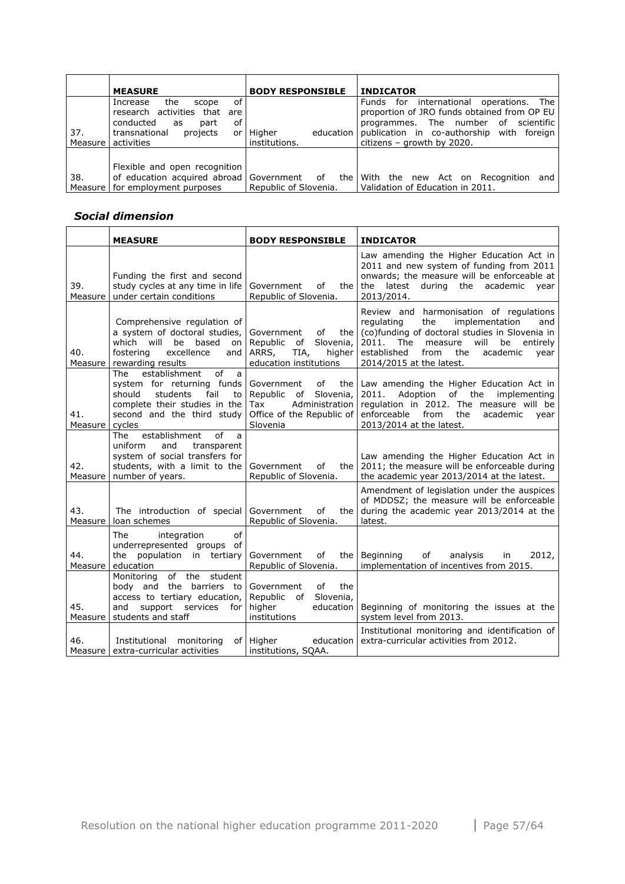| | MEASURE | BODY RESPONSIBLE | INDICATOR |
|---|---|---|---|
| 37. Measure | Increase the scope of research activities that are conducted as part of transnational projects or activities | Higher education institutions. | Funds for international operations. The proportion of JRO funds obtained from OP EU programmes. The number of scientific publication in co-authorship with foreign citizens – growth by 2020. |
| 38. Measure | Flexible and open recognition of education acquired abroad for employment purposes | Government of the Republic of Slovenia. | With the new Act on Recognition and Validation of Education in 2011. |

### *Social dimension*

| | MEASURE | BODY RESPONSIBLE | INDICATOR |
|---|---|---|---|
| 39. Measure | Funding the first and second study cycles at any time in life under certain conditions | Government of the Republic of Slovenia. | Law amending the Higher Education Act in 2011 and new system of funding from 2011 onwards; the measure will be enforceable at the latest during the academic year 2013/2014. |
| 40. Measure | Comprehensive regulation of a system of doctoral studies, which will be based on fostering excellence and rewarding results | Government of the Republic of Slovenia, ARRS, TIA, higher education institutions | Review and harmonisation of regulations regulating the implementation and (co)funding of doctoral studies in Slovenia in 2011. The measure will be entirely established from the academic year 2014/2015 at the latest. |
| 41. Measure | The establishment of a system for returning funds should students fail to complete their studies in the second and the third study cycles | Government of the Republic of Slovenia, Tax Administration Office of the Republic of Slovenia | Law amending the Higher Education Act in 2011. Adoption of the implementing regulation in 2012. The measure will be enforceable from the academic year 2013/2014 at the latest. |
| 42. Measure | The establishment of a uniform and transparent system of social transfers for students, with a limit to the number of years. | Government of the Republic of Slovenia. | Law amending the Higher Education Act in 2011; the measure will be enforceable during the academic year 2013/2014 at the latest. |
| 43. Measure | The introduction of special loan schemes | Government of the Republic of Slovenia. | Amendment of legislation under the auspices of MDDSZ; the measure will be enforceable during the academic year 2013/2014 at the latest. |
| 44. Measure | The integration of underrepresented groups of the population in tertiary education | Government of the Republic of Slovenia. | Beginning of analysis in 2012, implementation of incentives from 2015. |
| 45. Measure | Monitoring of the student body and the barriers to access to tertiary education, and support services for students and staff | Government of the Republic of Slovenia, higher education institutions | Beginning of monitoring the issues at the system level from 2013. |
| 46. Measure | Institutional monitoring of extra-curricular activities | Higher education institutions, SQAA. | Institutional monitoring and identification of extra-curricular activities from 2012. |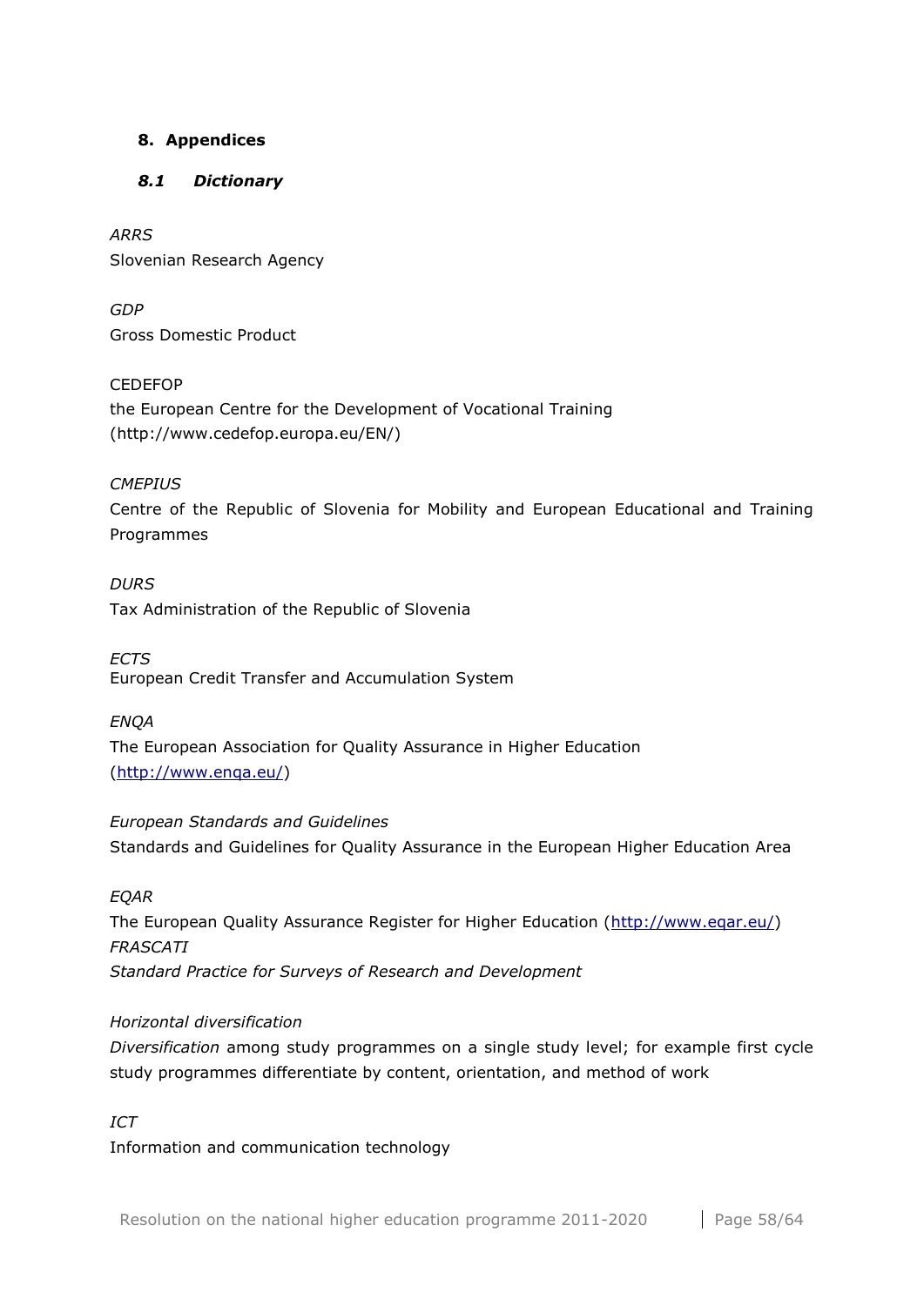## 8. Appendices

### *8.1 Dictionary*

*ARRS*
Slovenian Research Agency

*GDP*
Gross Domestic Product

CEDEFOP
the European Centre for the Development of Vocational Training (http://www.cedefop.europa.eu/EN/)

*CMEPIUS*
Centre of the Republic of Slovenia for Mobility and European Educational and Training Programmes

*DURS*
Tax Administration of the Republic of Slovenia

*ECTS*
European Credit Transfer and Accumulation System

*ENQA*
The European Association for Quality Assurance in Higher Education (http://www.enqa.eu/)

*European Standards and Guidelines*
Standards and Guidelines for Quality Assurance in the European Higher Education Area

*EQAR*
The European Quality Assurance Register for Higher Education (http://www.eqar.eu/)
*FRASCATI*
*Standard Practice for Surveys of Research and Development*

*Horizontal diversification*
*Diversification* among study programmes on a single study level; for example first cycle study programmes differentiate by content, orientation, and method of work

*ICT*
Information and communication technology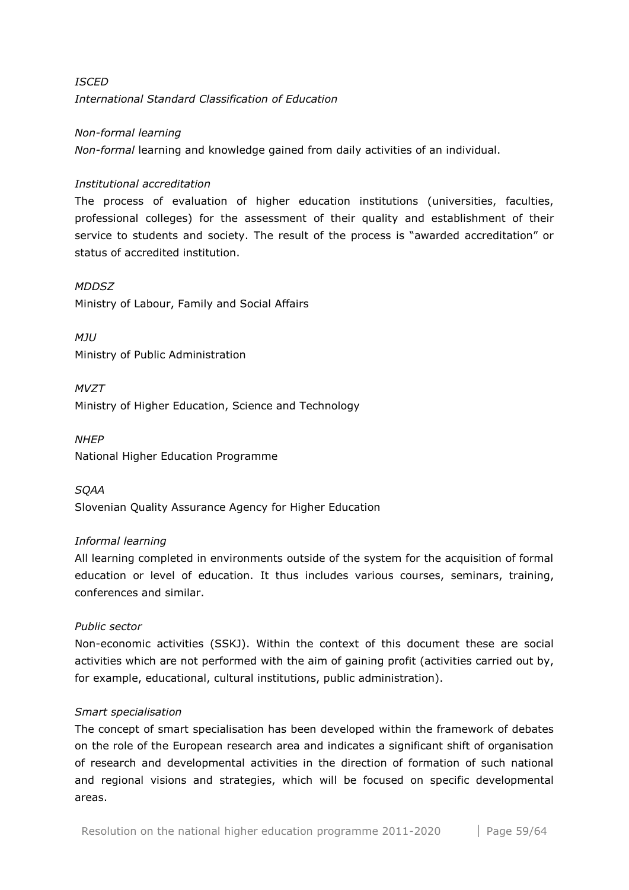*ISCED*
*International Standard Classification of Education*

*Non-formal learning*
*Non-formal* learning and knowledge gained from daily activities of an individual.

*Institutional accreditation*
The process of evaluation of higher education institutions (universities, faculties, professional colleges) for the assessment of their quality and establishment of their service to students and society. The result of the process is "awarded accreditation" or status of accredited institution.

*MDDSZ*
Ministry of Labour, Family and Social Affairs

*MJU*
Ministry of Public Administration

*MVZT*
Ministry of Higher Education, Science and Technology

*NHEP*
National Higher Education Programme

*SQAA*
Slovenian Quality Assurance Agency for Higher Education

*Informal learning*
All learning completed in environments outside of the system for the acquisition of formal education or level of education. It thus includes various courses, seminars, training, conferences and similar.

*Public sector*
Non-economic activities (SSKJ). Within the context of this document these are social activities which are not performed with the aim of gaining profit (activities carried out by, for example, educational, cultural institutions, public administration).

*Smart specialisation*
The concept of smart specialisation has been developed within the framework of debates on the role of the European research area and indicates a significant shift of organisation of research and developmental activities in the direction of formation of such national and regional visions and strategies, which will be focused on specific developmental areas.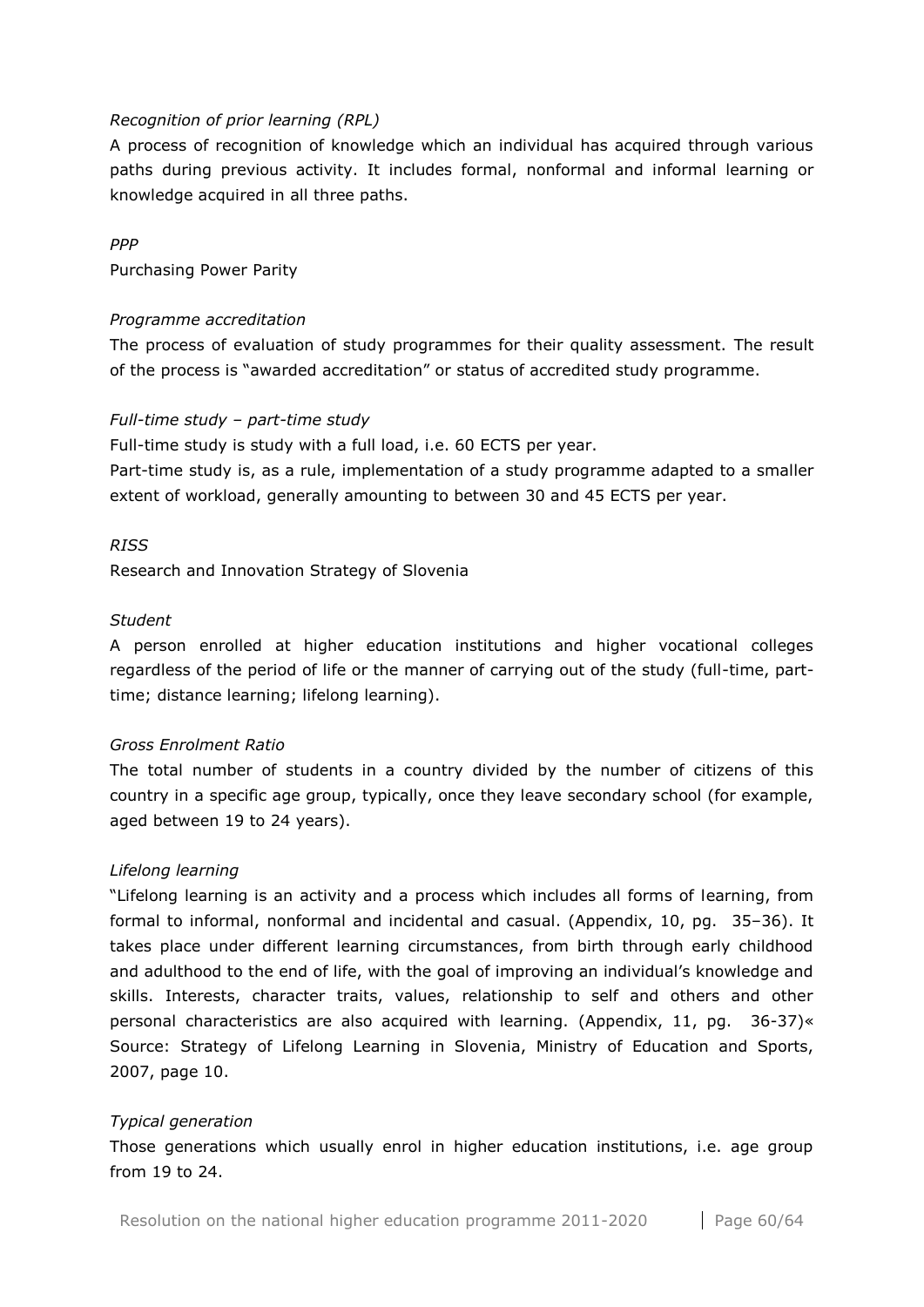*Recognition of prior learning (RPL)*

A process of recognition of knowledge which an individual has acquired through various paths during previous activity. It includes formal, nonformal and informal learning or knowledge acquired in all three paths.

*PPP*

Purchasing Power Parity

*Programme accreditation*

The process of evaluation of study programmes for their quality assessment. The result of the process is "awarded accreditation" or status of accredited study programme.

*Full-time study – part-time study*

Full-time study is study with a full load, i.e. 60 ECTS per year.

Part-time study is, as a rule, implementation of a study programme adapted to a smaller extent of workload, generally amounting to between 30 and 45 ECTS per year.

*RISS*

Research and Innovation Strategy of Slovenia

*Student*

A person enrolled at higher education institutions and higher vocational colleges regardless of the period of life or the manner of carrying out of the study (full-time, part-time; distance learning; lifelong learning).

*Gross Enrolment Ratio*

The total number of students in a country divided by the number of citizens of this country in a specific age group, typically, once they leave secondary school (for example, aged between 19 to 24 years).

*Lifelong learning*

"Lifelong learning is an activity and a process which includes all forms of learning, from formal to informal, nonformal and incidental and casual. (Appendix, 10, pg. 35–36). It takes place under different learning circumstances, from birth through early childhood and adulthood to the end of life, with the goal of improving an individual's knowledge and skills. Interests, character traits, values, relationship to self and others and other personal characteristics are also acquired with learning. (Appendix, 11, pg. 36-37)« Source: Strategy of Lifelong Learning in Slovenia, Ministry of Education and Sports, 2007, page 10.

*Typical generation*

Those generations which usually enrol in higher education institutions, i.e. age group from 19 to 24.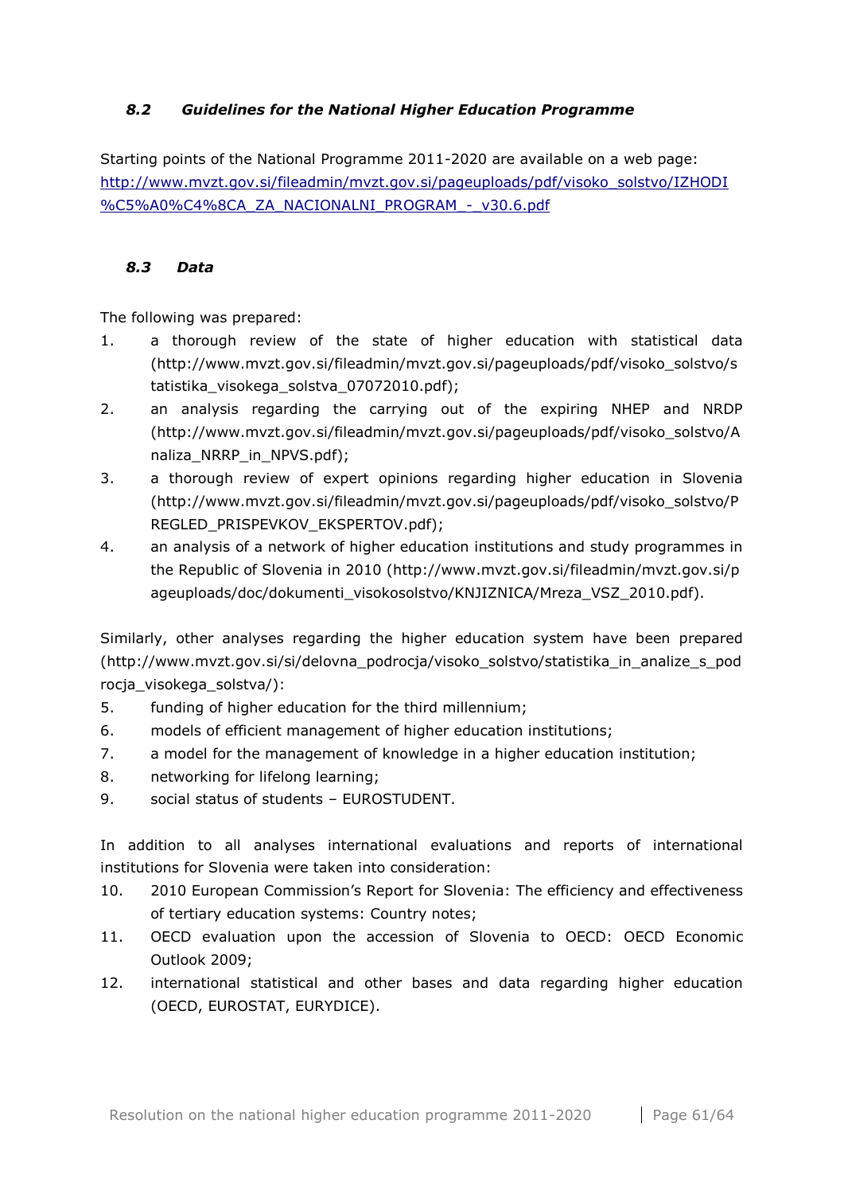### *8.2 Guidelines for the National Higher Education Programme*

Starting points of the National Programme 2011-2020 are available on a web page: [http://www.mvzt.gov.si/fileadmin/mvzt.gov.si/pageuploads/pdf/visoko_solstvo/IZHODI%C5%A0%C4%8CA_ZA_NACIONALNI_PROGRAM_-_v30.6.pdf](http://www.mvzt.gov.si/fileadmin/mvzt.gov.si/pageuploads/pdf/visoko_solstvo/IZHODI%C5%A0%C4%8CA_ZA_NACIONALNI_PROGRAM_-_v30.6.pdf)

### *8.3 Data*

The following was prepared:

1. a thorough review of the state of higher education with statistical data (http://www.mvzt.gov.si/fileadmin/mvzt.gov.si/pageuploads/pdf/visoko_solstvo/statistika_visokega_solstva_07072010.pdf);
2. an analysis regarding the carrying out of the expiring NHEP and NRDP (http://www.mvzt.gov.si/fileadmin/mvzt.gov.si/pageuploads/pdf/visoko_solstvo/Analiza_NRRP_in_NPVS.pdf);
3. a thorough review of expert opinions regarding higher education in Slovenia (http://www.mvzt.gov.si/fileadmin/mvzt.gov.si/pageuploads/pdf/visoko_solstvo/PREGLED_PRISPEVKOV_EKSPERTOV.pdf);
4. an analysis of a network of higher education institutions and study programmes in the Republic of Slovenia in 2010 (http://www.mvzt.gov.si/fileadmin/mvzt.gov.si/pageuploads/doc/dokumenti_visokosolstvo/KNJIZNICA/Mreza_VSZ_2010.pdf).

Similarly, other analyses regarding the higher education system have been prepared (http://www.mvzt.gov.si/si/delovna_podrocja/visoko_solstvo/statistika_in_analize_s_podrocja_visokega_solstva/):

5. funding of higher education for the third millennium;
6. models of efficient management of higher education institutions;
7. a model for the management of knowledge in a higher education institution;
8. networking for lifelong learning;
9. social status of students – EUROSTUDENT.

In addition to all analyses international evaluations and reports of international institutions for Slovenia were taken into consideration:

10. 2010 European Commission's Report for Slovenia: The efficiency and effectiveness of tertiary education systems: Country notes;
11. OECD evaluation upon the accession of Slovenia to OECD: OECD Economic Outlook 2009;
12. international statistical and other bases and data regarding higher education (OECD, EUROSTAT, EURYDICE).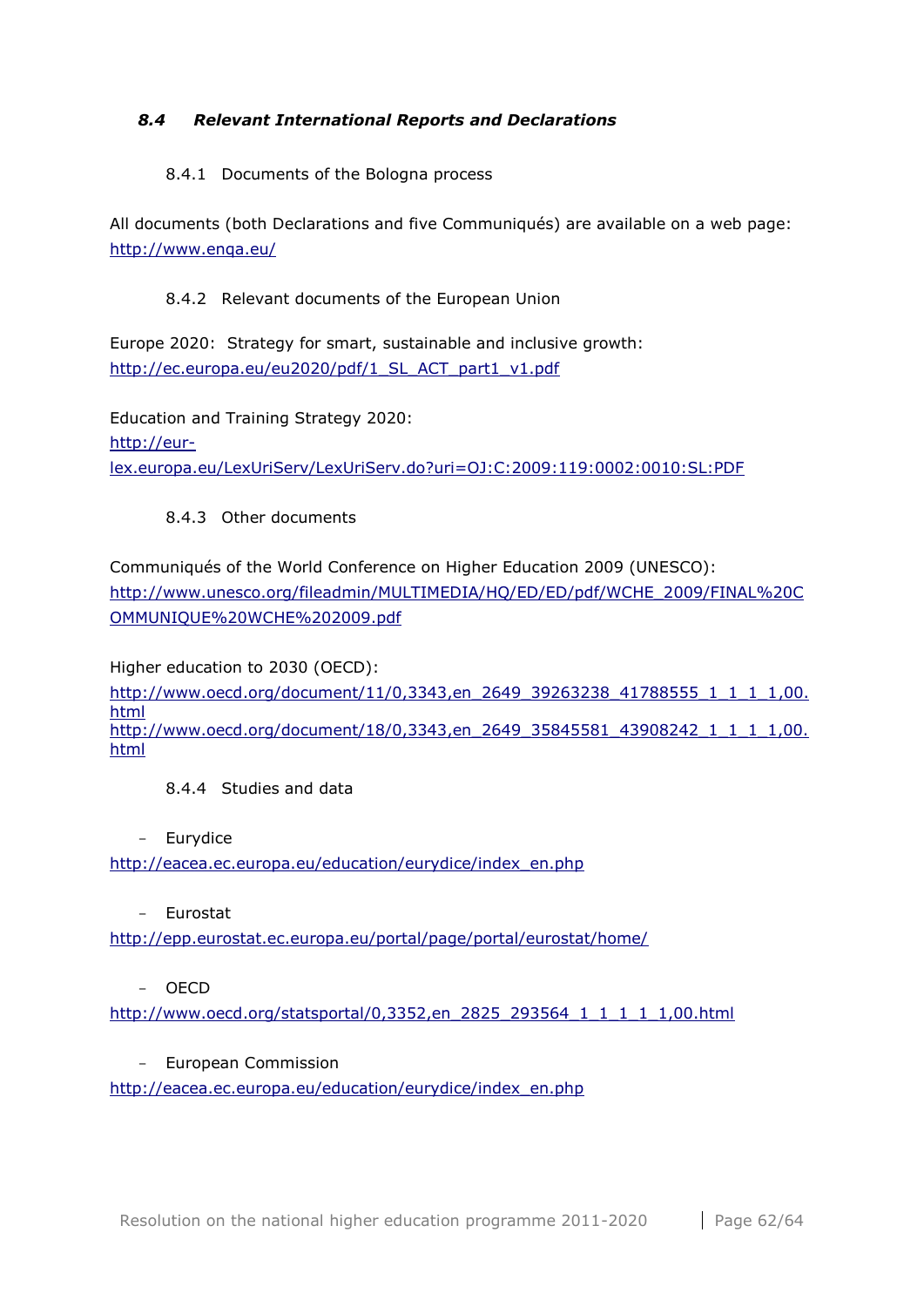### *8.4 Relevant International Reports and Declarations*

#### 8.4.1 Documents of the Bologna process

All documents (both Declarations and five Communiqués) are available on a web page: http://www.enqa.eu/

#### 8.4.2 Relevant documents of the European Union

Europe 2020: Strategy for smart, sustainable and inclusive growth: http://ec.europa.eu/eu2020/pdf/1_SL_ACT_part1_v1.pdf

Education and Training Strategy 2020:
http://eur-lex.europa.eu/LexUriServ/LexUriServ.do?uri=OJ:C:2009:119:0002:0010:SL:PDF

#### 8.4.3 Other documents

Communiqués of the World Conference on Higher Education 2009 (UNESCO):
http://www.unesco.org/fileadmin/MULTIMEDIA/HQ/ED/ED/pdf/WCHE_2009/FINAL%20COMMUNIQUE%20WCHE%202009.pdf

Higher education to 2030 (OECD):
http://www.oecd.org/document/11/0,3343,en_2649_39263238_41788555_1_1_1_1,00.html
http://www.oecd.org/document/18/0,3343,en_2649_35845581_43908242_1_1_1_1,00.html

#### 8.4.4 Studies and data

- Eurydice
  http://eacea.ec.europa.eu/education/eurydice/index_en.php

- Eurostat
  http://epp.eurostat.ec.europa.eu/portal/page/portal/eurostat/home/

- OECD
  http://www.oecd.org/statsportal/0,3352,en_2825_293564_1_1_1_1_1,00.html

- European Commission
  http://eacea.ec.europa.eu/education/eurydice/index_en.php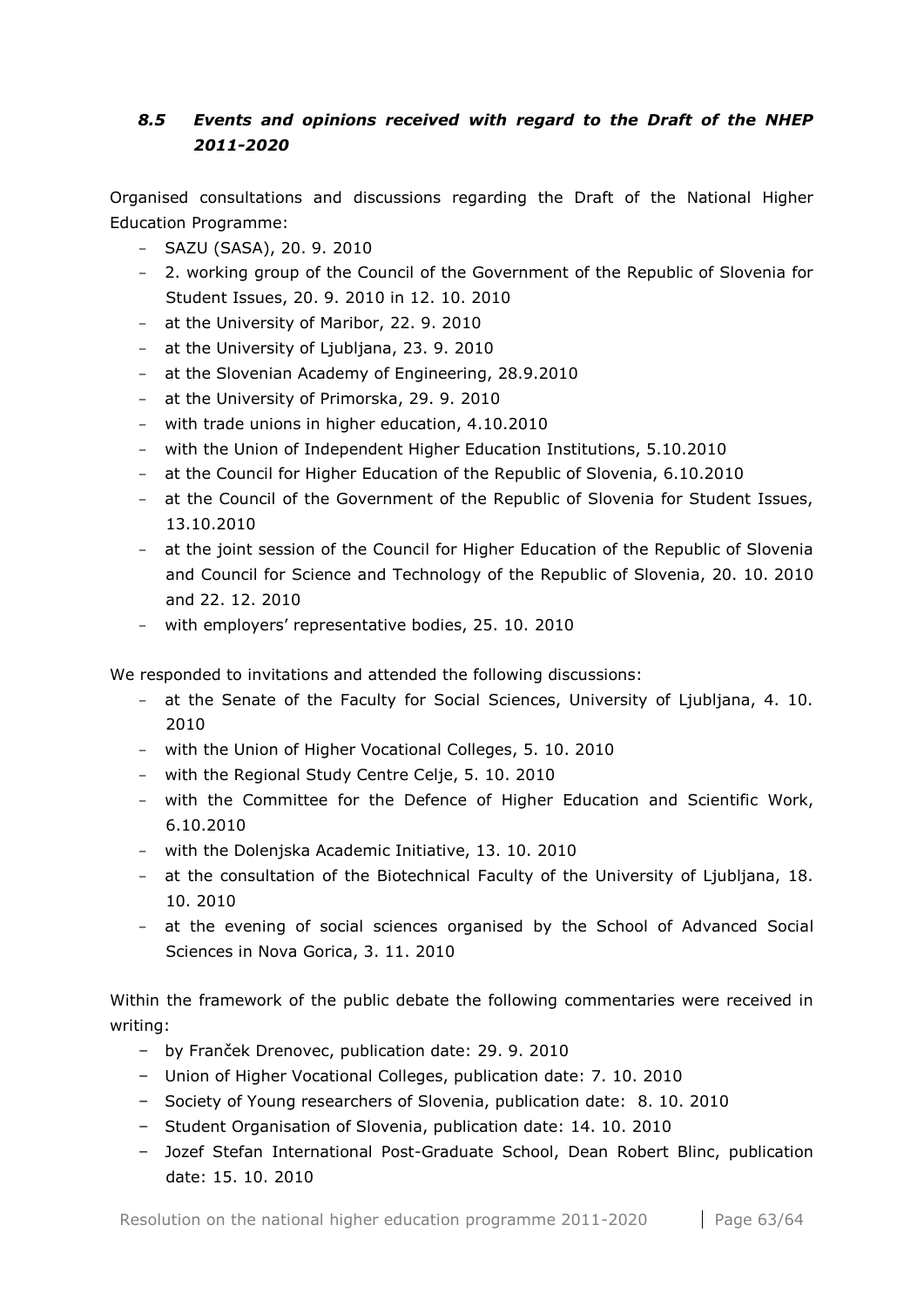### *8.5 Events and opinions received with regard to the Draft of the NHEP 2011-2020*

Organised consultations and discussions regarding the Draft of the National Higher Education Programme:

- SAZU (SASA), 20. 9. 2010
- 2. working group of the Council of the Government of the Republic of Slovenia for Student Issues, 20. 9. 2010 in 12. 10. 2010
- at the University of Maribor, 22. 9. 2010
- at the University of Ljubljana, 23. 9. 2010
- at the Slovenian Academy of Engineering, 28.9.2010
- at the University of Primorska, 29. 9. 2010
- with trade unions in higher education, 4.10.2010
- with the Union of Independent Higher Education Institutions, 5.10.2010
- at the Council for Higher Education of the Republic of Slovenia, 6.10.2010
- at the Council of the Government of the Republic of Slovenia for Student Issues, 13.10.2010
- at the joint session of the Council for Higher Education of the Republic of Slovenia and Council for Science and Technology of the Republic of Slovenia, 20. 10. 2010 and 22. 12. 2010
- with employers' representative bodies, 25. 10. 2010

We responded to invitations and attended the following discussions:

- at the Senate of the Faculty for Social Sciences, University of Ljubljana, 4. 10. 2010
- with the Union of Higher Vocational Colleges, 5. 10. 2010
- with the Regional Study Centre Celje, 5. 10. 2010
- with the Committee for the Defence of Higher Education and Scientific Work, 6.10.2010
- with the Dolenjska Academic Initiative, 13. 10. 2010
- at the consultation of the Biotechnical Faculty of the University of Ljubljana, 18. 10. 2010
- at the evening of social sciences organised by the School of Advanced Social Sciences in Nova Gorica, 3. 11. 2010

Within the framework of the public debate the following commentaries were received in writing:

- by Franček Drenovec, publication date: 29. 9. 2010
- Union of Higher Vocational Colleges, publication date: 7. 10. 2010
- Society of Young researchers of Slovenia, publication date: 8. 10. 2010
- Student Organisation of Slovenia, publication date: 14. 10. 2010
- Jozef Stefan International Post-Graduate School, Dean Robert Blinc, publication date: 15. 10. 2010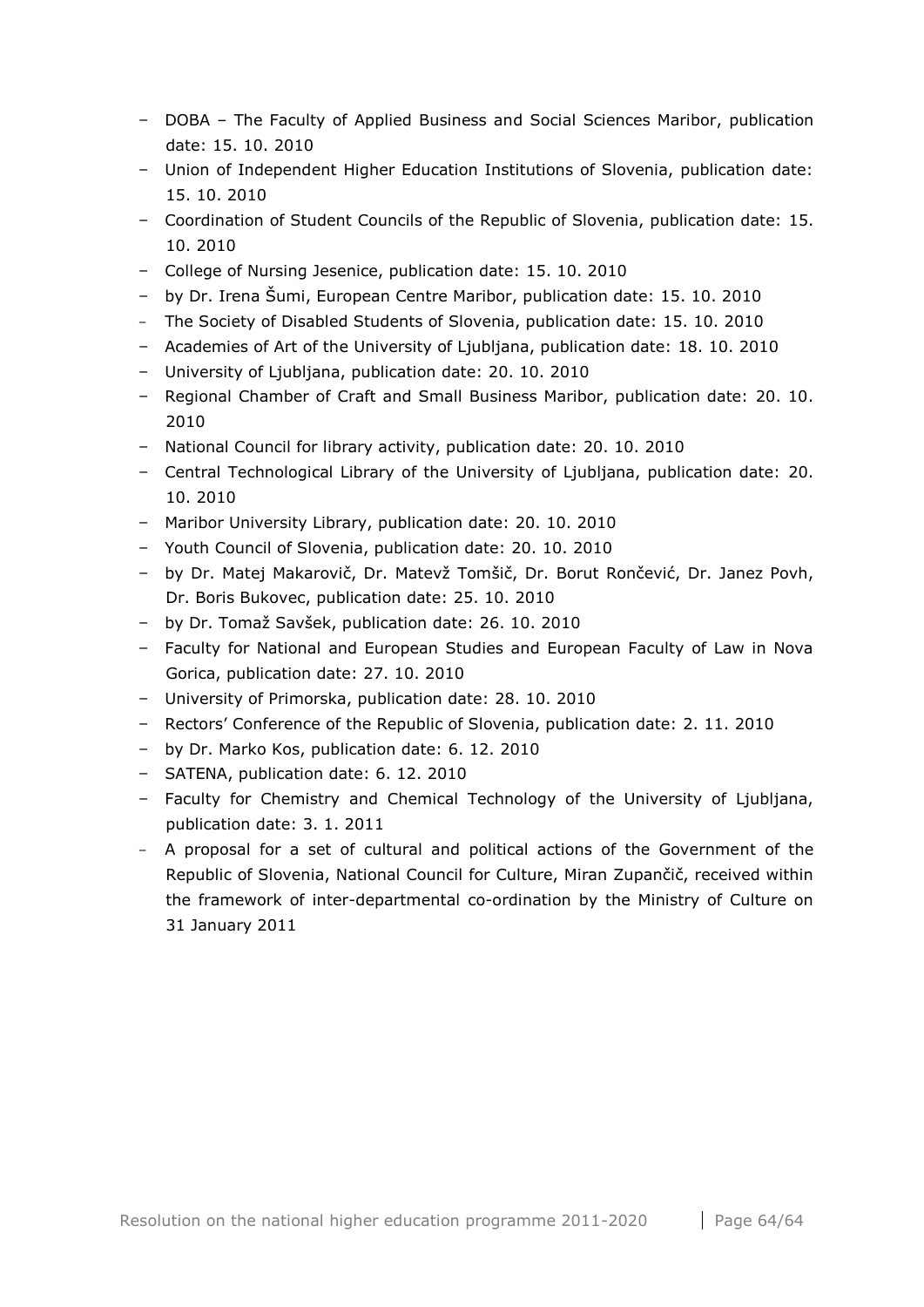- DOBA – The Faculty of Applied Business and Social Sciences Maribor, publication date: 15. 10. 2010
- Union of Independent Higher Education Institutions of Slovenia, publication date: 15. 10. 2010
- Coordination of Student Councils of the Republic of Slovenia, publication date: 15. 10. 2010
- College of Nursing Jesenice, publication date: 15. 10. 2010
- by Dr. Irena Šumi, European Centre Maribor, publication date: 15. 10. 2010
- The Society of Disabled Students of Slovenia, publication date: 15. 10. 2010
- Academies of Art of the University of Ljubljana, publication date: 18. 10. 2010
- University of Ljubljana, publication date: 20. 10. 2010
- Regional Chamber of Craft and Small Business Maribor, publication date: 20. 10. 2010
- National Council for library activity, publication date: 20. 10. 2010
- Central Technological Library of the University of Ljubljana, publication date: 20. 10. 2010
- Maribor University Library, publication date: 20. 10. 2010
- Youth Council of Slovenia, publication date: 20. 10. 2010
- by Dr. Matej Makarovič, Dr. Matevž Tomšič, Dr. Borut Rončević, Dr. Janez Povh, Dr. Boris Bukovec, publication date: 25. 10. 2010
- by Dr. Tomaž Savšek, publication date: 26. 10. 2010
- Faculty for National and European Studies and European Faculty of Law in Nova Gorica, publication date: 27. 10. 2010
- University of Primorska, publication date: 28. 10. 2010
- Rectors' Conference of the Republic of Slovenia, publication date: 2. 11. 2010
- by Dr. Marko Kos, publication date: 6. 12. 2010
- SATENA, publication date: 6. 12. 2010
- Faculty for Chemistry and Chemical Technology of the University of Ljubljana, publication date: 3. 1. 2011
- A proposal for a set of cultural and political actions of the Government of the Republic of Slovenia, National Council for Culture, Miran Zupančič, received within the framework of inter-departmental co-ordination by the Ministry of Culture on 31 January 2011